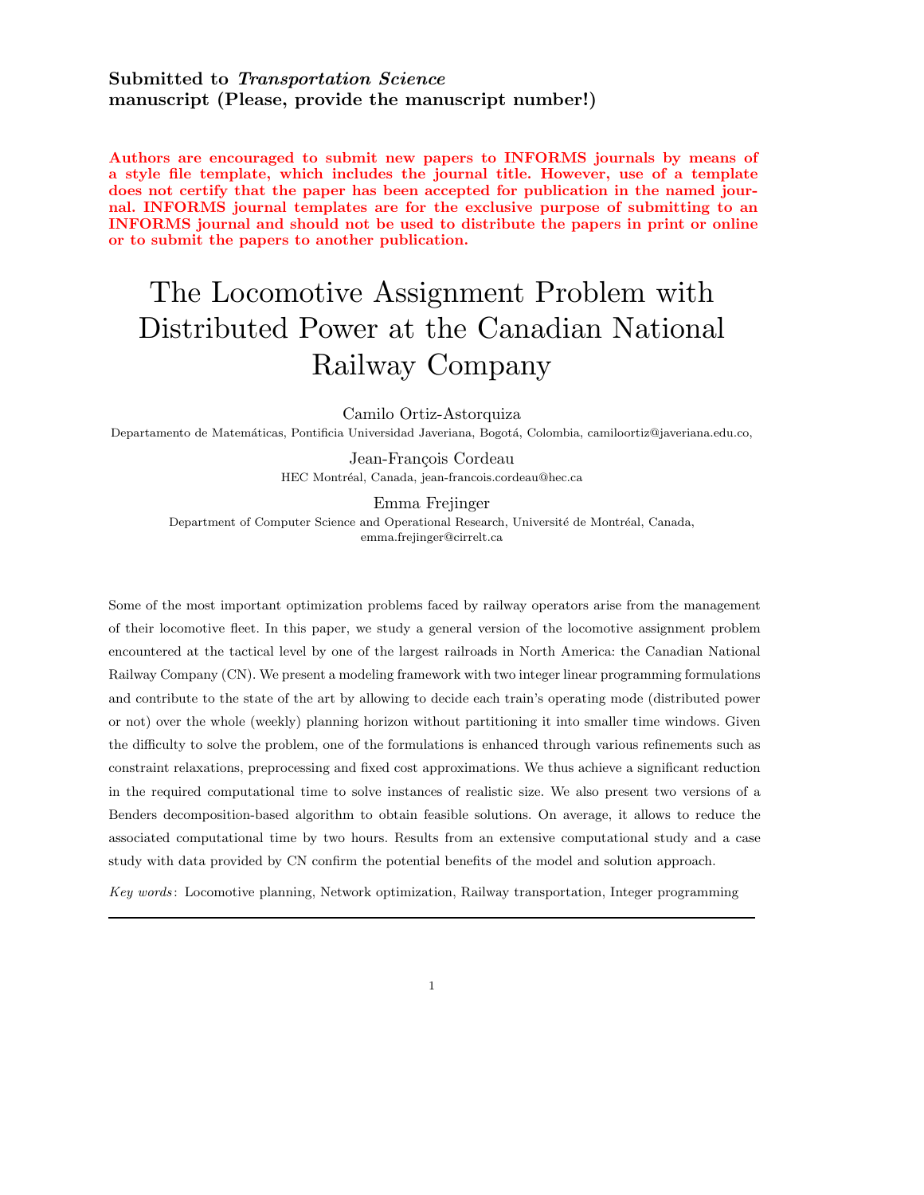**Submitted to *Transportation Science***
**manuscript (Please, provide the manuscript number!)**

**Authors are encouraged to submit new papers to INFORMS journals by means of a style file template, which includes the journal title. However, use of a template does not certify that the paper has been accepted for publication in the named journal. INFORMS journal templates are for the exclusive purpose of submitting to an INFORMS journal and should not be used to distribute the papers in print or online or to submit the papers to another publication.**

# The Locomotive Assignment Problem with Distributed Power at the Canadian National Railway Company

Camilo Ortiz-Astorquiza
Departamento de Matemáticas, Pontificia Universidad Javeriana, Bogotá, Colombia, camiloortiz@javeriana.edu.co,

Jean-François Cordeau
HEC Montréal, Canada, jean-francois.cordeau@hec.ca

Emma Frejinger
Department of Computer Science and Operational Research, Université de Montréal, Canada, emma.frejinger@cirrelt.ca

Some of the most important optimization problems faced by railway operators arise from the management of their locomotive fleet. In this paper, we study a general version of the locomotive assignment problem encountered at the tactical level by one of the largest railroads in North America: the Canadian National Railway Company (CN). We present a modeling framework with two integer linear programming formulations and contribute to the state of the art by allowing to decide each train's operating mode (distributed power or not) over the whole (weekly) planning horizon without partitioning it into smaller time windows. Given the difficulty to solve the problem, one of the formulations is enhanced through various refinements such as constraint relaxations, preprocessing and fixed cost approximations. We thus achieve a significant reduction in the required computational time to solve instances of realistic size. We also present two versions of a Benders decomposition-based algorithm to obtain feasible solutions. On average, it allows to reduce the associated computational time by two hours. Results from an extensive computational study and a case study with data provided by CN confirm the potential benefits of the model and solution approach.

*Key words*: Locomotive planning, Network optimization, Railway transportation, Integer programming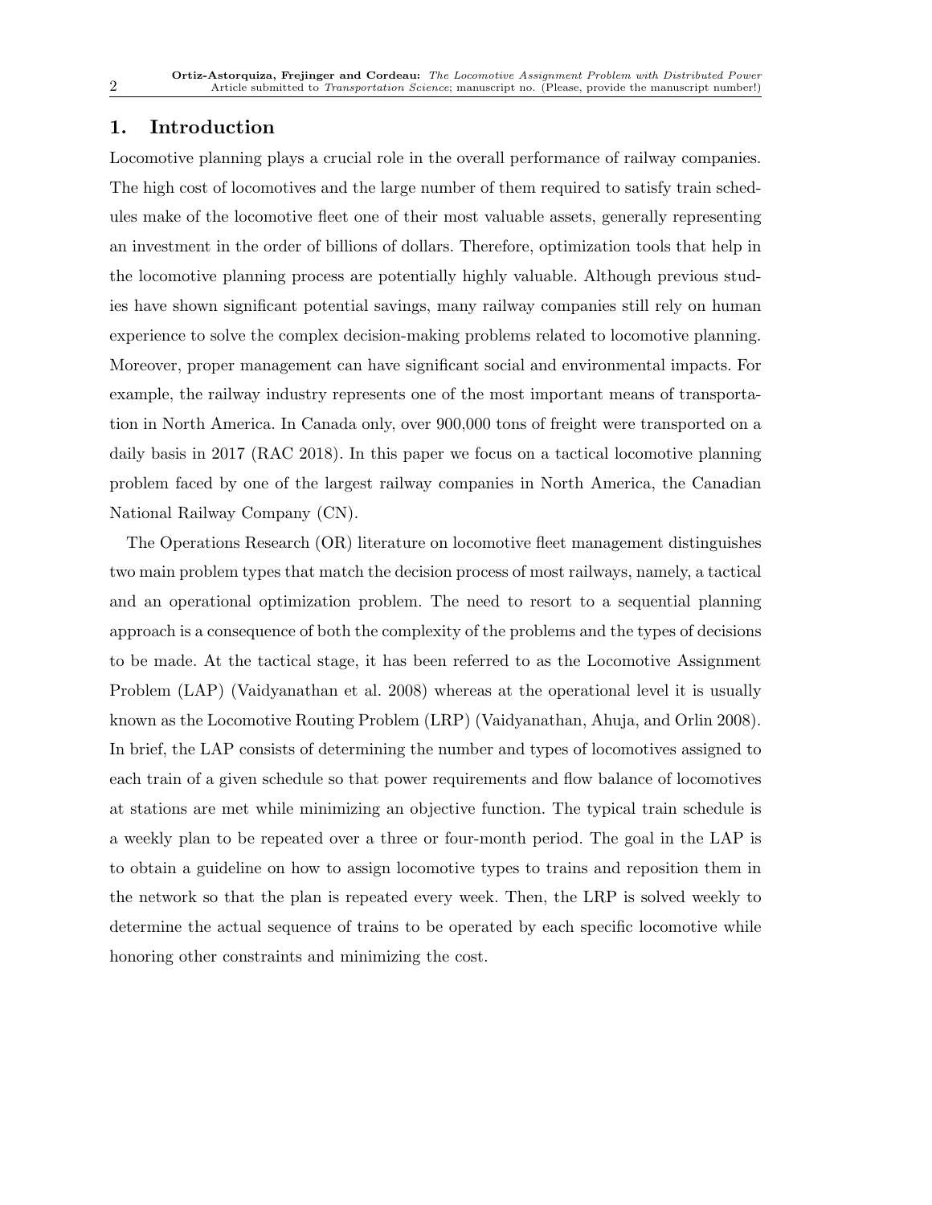## 1. Introduction

Locomotive planning plays a crucial role in the overall performance of railway companies. The high cost of locomotives and the large number of them required to satisfy train schedules make of the locomotive fleet one of their most valuable assets, generally representing an investment in the order of billions of dollars. Therefore, optimization tools that help in the locomotive planning process are potentially highly valuable. Although previous studies have shown significant potential savings, many railway companies still rely on human experience to solve the complex decision-making problems related to locomotive planning. Moreover, proper management can have significant social and environmental impacts. For example, the railway industry represents one of the most important means of transportation in North America. In Canada only, over 900,000 tons of freight were transported on a daily basis in 2017 (RAC 2018). In this paper we focus on a tactical locomotive planning problem faced by one of the largest railway companies in North America, the Canadian National Railway Company (CN).

The Operations Research (OR) literature on locomotive fleet management distinguishes two main problem types that match the decision process of most railways, namely, a tactical and an operational optimization problem. The need to resort to a sequential planning approach is a consequence of both the complexity of the problems and the types of decisions to be made. At the tactical stage, it has been referred to as the Locomotive Assignment Problem (LAP) (Vaidyanathan et al. 2008) whereas at the operational level it is usually known as the Locomotive Routing Problem (LRP) (Vaidyanathan, Ahuja, and Orlin 2008). In brief, the LAP consists of determining the number and types of locomotives assigned to each train of a given schedule so that power requirements and flow balance of locomotives at stations are met while minimizing an objective function. The typical train schedule is a weekly plan to be repeated over a three or four-month period. The goal in the LAP is to obtain a guideline on how to assign locomotive types to trains and reposition them in the network so that the plan is repeated every week. Then, the LRP is solved weekly to determine the actual sequence of trains to be operated by each specific locomotive while honoring other constraints and minimizing the cost.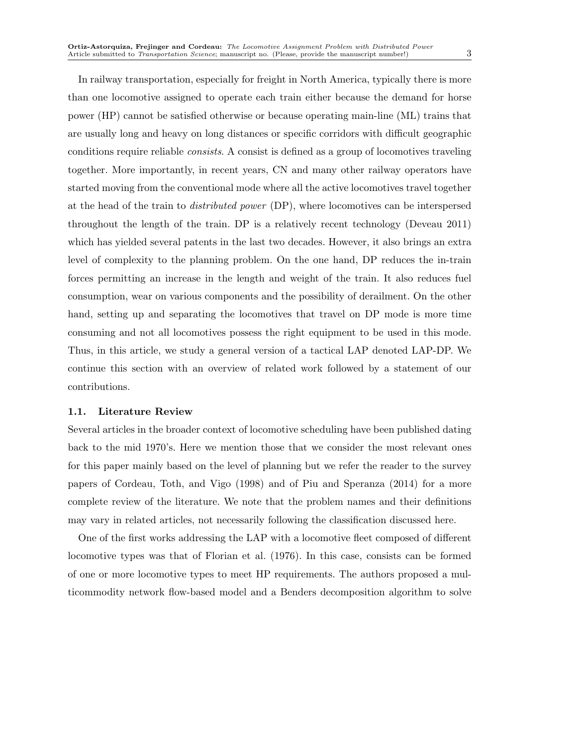In railway transportation, especially for freight in North America, typically there is more than one locomotive assigned to operate each train either because the demand for horse power (HP) cannot be satisfied otherwise or because operating main-line (ML) trains that are usually long and heavy on long distances or specific corridors with difficult geographic conditions require reliable *consists*. A consist is defined as a group of locomotives traveling together. More importantly, in recent years, CN and many other railway operators have started moving from the conventional mode where all the active locomotives travel together at the head of the train to *distributed power* (DP), where locomotives can be interspersed throughout the length of the train. DP is a relatively recent technology (Deveau 2011) which has yielded several patents in the last two decades. However, it also brings an extra level of complexity to the planning problem. On the one hand, DP reduces the in-train forces permitting an increase in the length and weight of the train. It also reduces fuel consumption, wear on various components and the possibility of derailment. On the other hand, setting up and separating the locomotives that travel on DP mode is more time consuming and not all locomotives possess the right equipment to be used in this mode. Thus, in this article, we study a general version of a tactical LAP denoted LAP-DP. We continue this section with an overview of related work followed by a statement of our contributions.

### 1.1. Literature Review

Several articles in the broader context of locomotive scheduling have been published dating back to the mid 1970's. Here we mention those that we consider the most relevant ones for this paper mainly based on the level of planning but we refer the reader to the survey papers of Cordeau, Toth, and Vigo (1998) and of Piu and Speranza (2014) for a more complete review of the literature. We note that the problem names and their definitions may vary in related articles, not necessarily following the classification discussed here.

One of the first works addressing the LAP with a locomotive fleet composed of different locomotive types was that of Florian et al. (1976). In this case, consists can be formed of one or more locomotive types to meet HP requirements. The authors proposed a multicommodity network flow-based model and a Benders decomposition algorithm to solve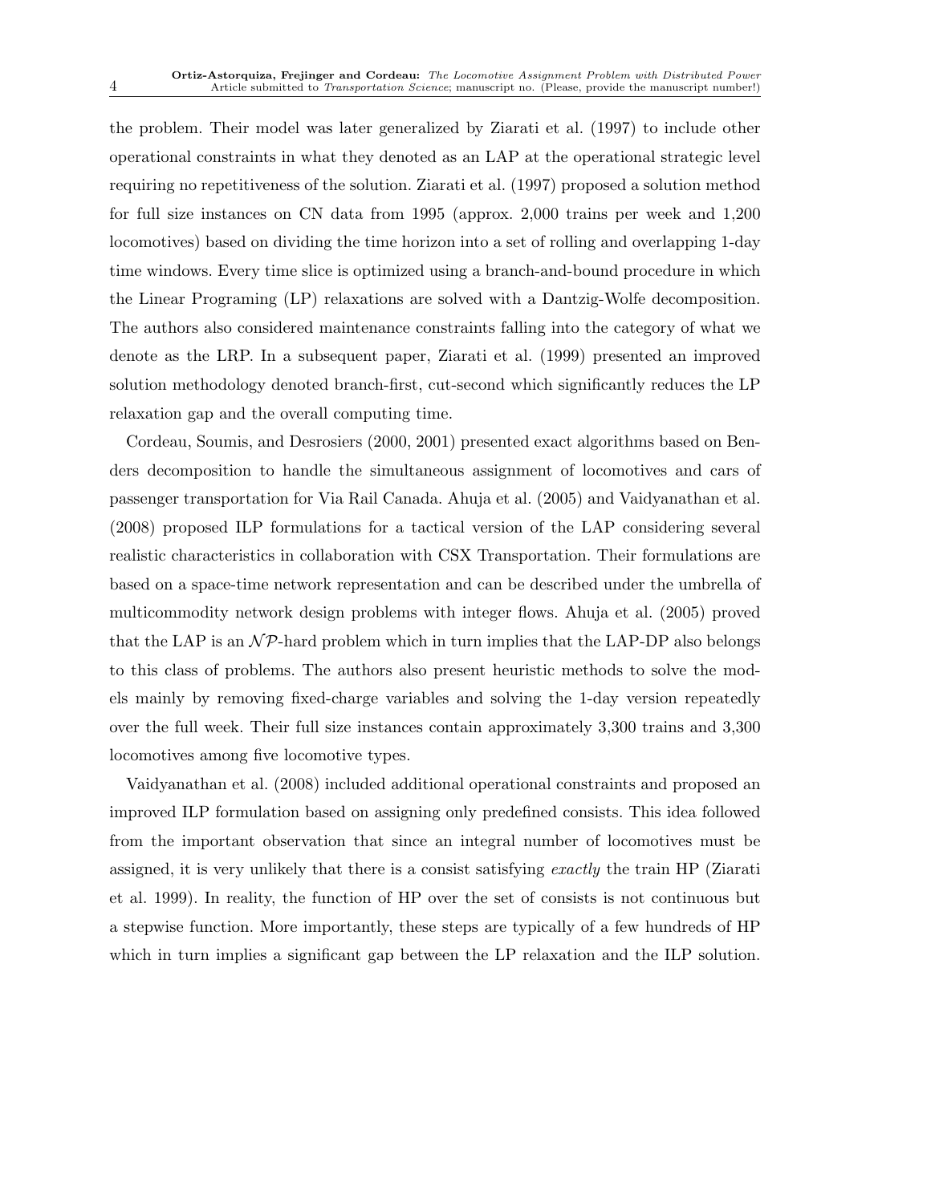the problem. Their model was later generalized by Ziarati et al. (1997) to include other operational constraints in what they denoted as an LAP at the operational strategic level requiring no repetitiveness of the solution. Ziarati et al. (1997) proposed a solution method for full size instances on CN data from 1995 (approx. 2,000 trains per week and 1,200 locomotives) based on dividing the time horizon into a set of rolling and overlapping 1-day time windows. Every time slice is optimized using a branch-and-bound procedure in which the Linear Programing (LP) relaxations are solved with a Dantzig-Wolfe decomposition. The authors also considered maintenance constraints falling into the category of what we denote as the LRP. In a subsequent paper, Ziarati et al. (1999) presented an improved solution methodology denoted branch-first, cut-second which significantly reduces the LP relaxation gap and the overall computing time.

Cordeau, Soumis, and Desrosiers (2000, 2001) presented exact algorithms based on Benders decomposition to handle the simultaneous assignment of locomotives and cars of passenger transportation for Via Rail Canada. Ahuja et al. (2005) and Vaidyanathan et al. (2008) proposed ILP formulations for a tactical version of the LAP considering several realistic characteristics in collaboration with CSX Transportation. Their formulations are based on a space-time network representation and can be described under the umbrella of multicommodity network design problems with integer flows. Ahuja et al. (2005) proved that the LAP is an $\mathcal{NP}$-hard problem which in turn implies that the LAP-DP also belongs to this class of problems. The authors also present heuristic methods to solve the models mainly by removing fixed-charge variables and solving the 1-day version repeatedly over the full week. Their full size instances contain approximately 3,300 trains and 3,300 locomotives among five locomotive types.

Vaidyanathan et al. (2008) included additional operational constraints and proposed an improved ILP formulation based on assigning only predefined consists. This idea followed from the important observation that since an integral number of locomotives must be assigned, it is very unlikely that there is a consist satisfying *exactly* the train HP (Ziarati et al. 1999). In reality, the function of HP over the set of consists is not continuous but a stepwise function. More importantly, these steps are typically of a few hundreds of HP which in turn implies a significant gap between the LP relaxation and the ILP solution.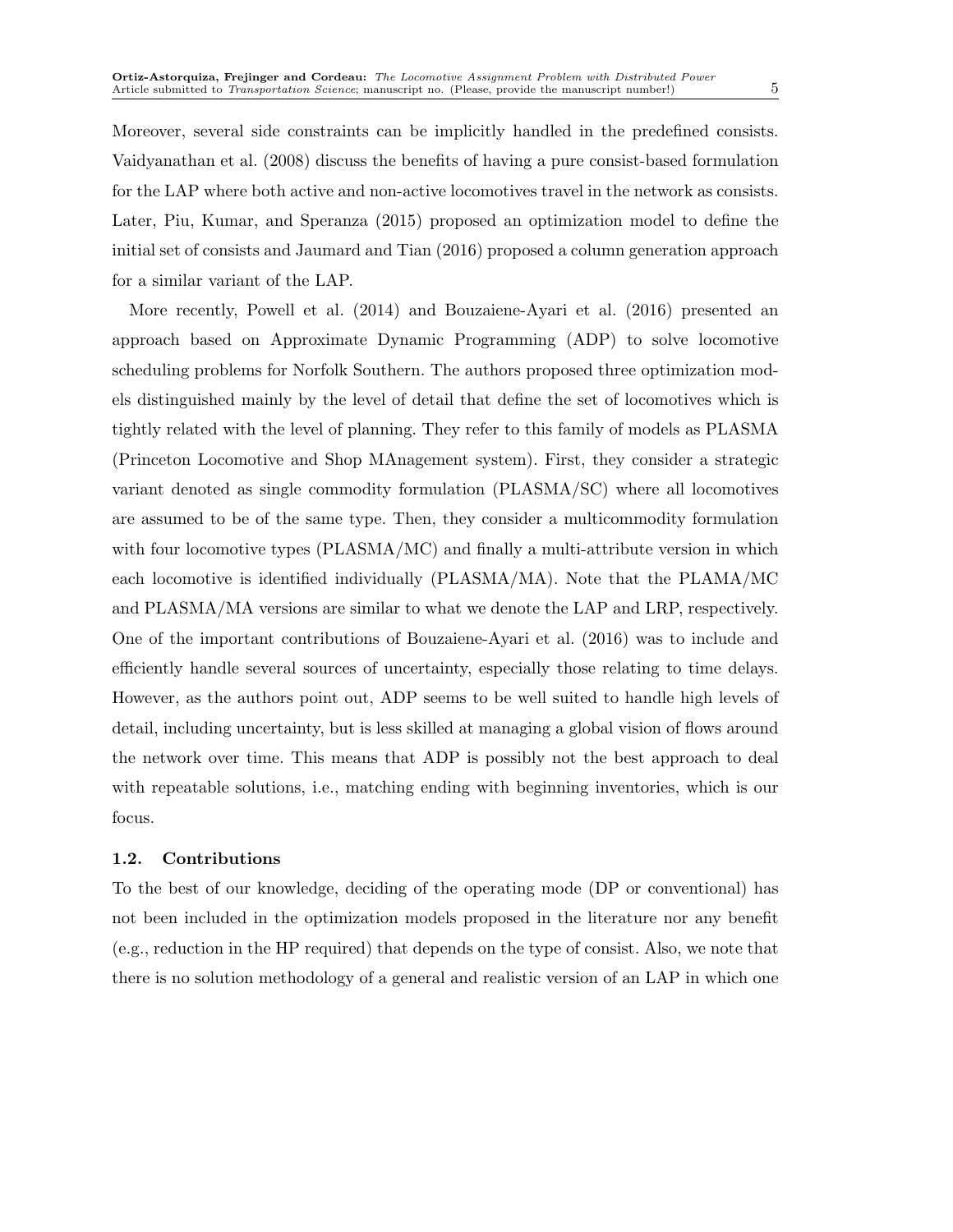Moreover, several side constraints can be implicitly handled in the predefined consists. Vaidyanathan et al. (2008) discuss the benefits of having a pure consist-based formulation for the LAP where both active and non-active locomotives travel in the network as consists. Later, Piu, Kumar, and Speranza (2015) proposed an optimization model to define the initial set of consists and Jaumard and Tian (2016) proposed a column generation approach for a similar variant of the LAP.

More recently, Powell et al. (2014) and Bouzaiene-Ayari et al. (2016) presented an approach based on Approximate Dynamic Programming (ADP) to solve locomotive scheduling problems for Norfolk Southern. The authors proposed three optimization models distinguished mainly by the level of detail that define the set of locomotives which is tightly related with the level of planning. They refer to this family of models as PLASMA (Princeton Locomotive and Shop MAnagement system). First, they consider a strategic variant denoted as single commodity formulation (PLASMA/SC) where all locomotives are assumed to be of the same type. Then, they consider a multicommodity formulation with four locomotive types (PLASMA/MC) and finally a multi-attribute version in which each locomotive is identified individually (PLASMA/MA). Note that the PLAMA/MC and PLASMA/MA versions are similar to what we denote the LAP and LRP, respectively. One of the important contributions of Bouzaiene-Ayari et al. (2016) was to include and efficiently handle several sources of uncertainty, especially those relating to time delays. However, as the authors point out, ADP seems to be well suited to handle high levels of detail, including uncertainty, but is less skilled at managing a global vision of flows around the network over time. This means that ADP is possibly not the best approach to deal with repeatable solutions, i.e., matching ending with beginning inventories, which is our focus.

### 1.2. Contributions

To the best of our knowledge, deciding of the operating mode (DP or conventional) has not been included in the optimization models proposed in the literature nor any benefit (e.g., reduction in the HP required) that depends on the type of consist. Also, we note that there is no solution methodology of a general and realistic version of an LAP in which one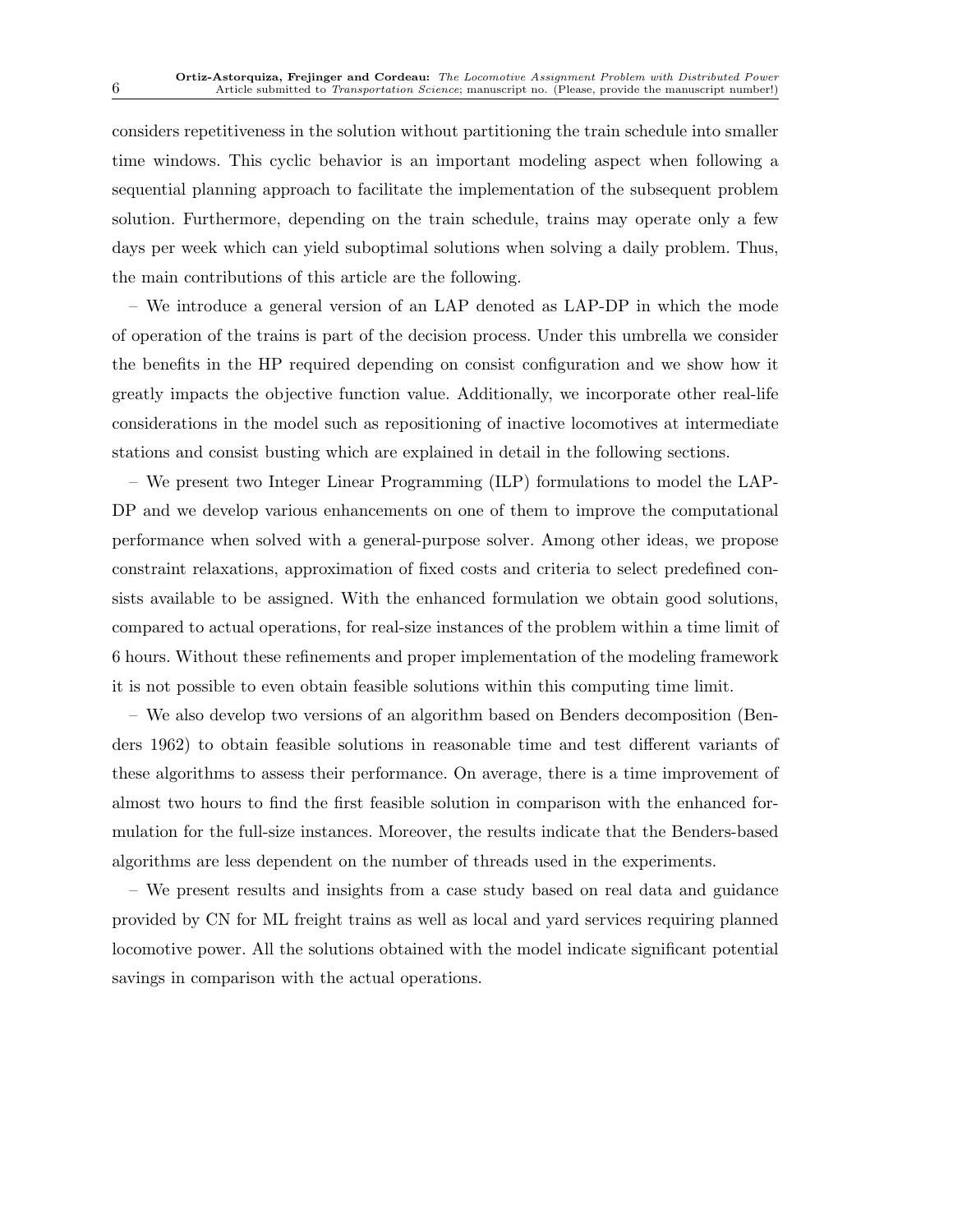considers repetitiveness in the solution without partitioning the train schedule into smaller time windows. This cyclic behavior is an important modeling aspect when following a sequential planning approach to facilitate the implementation of the subsequent problem solution. Furthermore, depending on the train schedule, trains may operate only a few days per week which can yield suboptimal solutions when solving a daily problem. Thus, the main contributions of this article are the following.

– We introduce a general version of an LAP denoted as LAP-DP in which the mode of operation of the trains is part of the decision process. Under this umbrella we consider the benefits in the HP required depending on consist configuration and we show how it greatly impacts the objective function value. Additionally, we incorporate other real-life considerations in the model such as repositioning of inactive locomotives at intermediate stations and consist busting which are explained in detail in the following sections.

– We present two Integer Linear Programming (ILP) formulations to model the LAP-DP and we develop various enhancements on one of them to improve the computational performance when solved with a general-purpose solver. Among other ideas, we propose constraint relaxations, approximation of fixed costs and criteria to select predefined consists available to be assigned. With the enhanced formulation we obtain good solutions, compared to actual operations, for real-size instances of the problem within a time limit of 6 hours. Without these refinements and proper implementation of the modeling framework it is not possible to even obtain feasible solutions within this computing time limit.

– We also develop two versions of an algorithm based on Benders decomposition (Benders 1962) to obtain feasible solutions in reasonable time and test different variants of these algorithms to assess their performance. On average, there is a time improvement of almost two hours to find the first feasible solution in comparison with the enhanced formulation for the full-size instances. Moreover, the results indicate that the Benders-based algorithms are less dependent on the number of threads used in the experiments.

– We present results and insights from a case study based on real data and guidance provided by CN for ML freight trains as well as local and yard services requiring planned locomotive power. All the solutions obtained with the model indicate significant potential savings in comparison with the actual operations.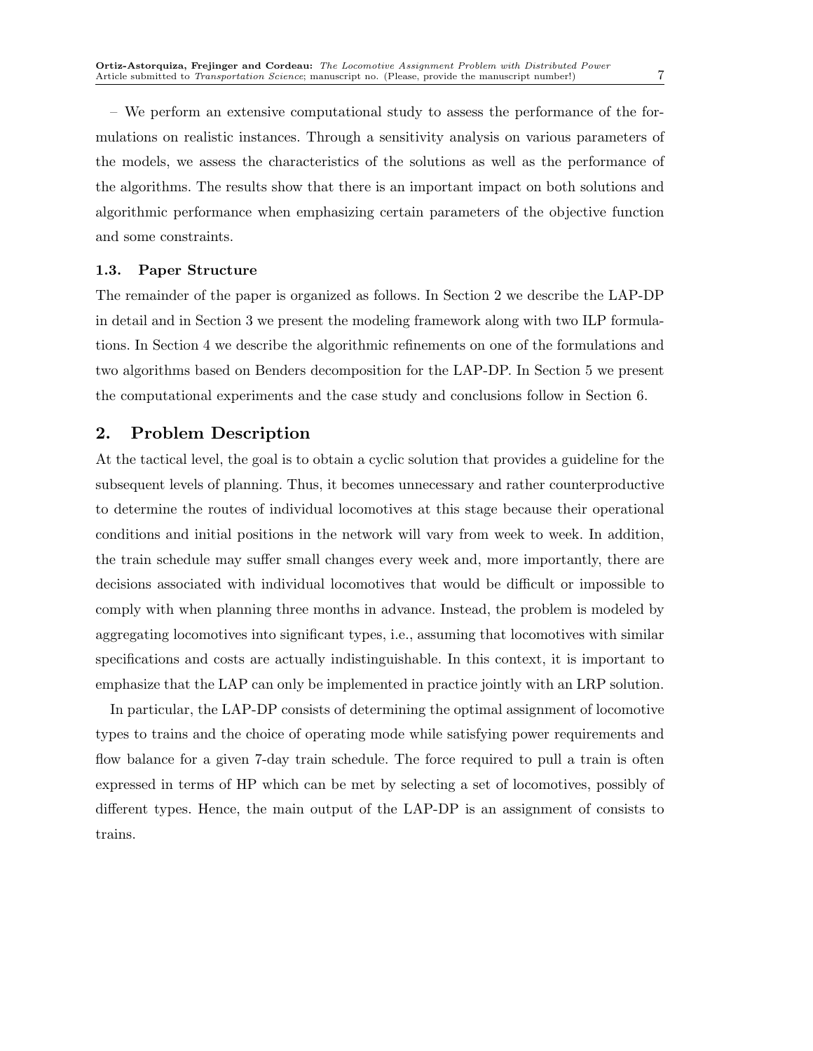– We perform an extensive computational study to assess the performance of the formulations on realistic instances. Through a sensitivity analysis on various parameters of the models, we assess the characteristics of the solutions as well as the performance of the algorithms. The results show that there is an important impact on both solutions and algorithmic performance when emphasizing certain parameters of the objective function and some constraints.

### 1.3. Paper Structure

The remainder of the paper is organized as follows. In Section 2 we describe the LAP-DP in detail and in Section 3 we present the modeling framework along with two ILP formulations. In Section 4 we describe the algorithmic refinements on one of the formulations and two algorithms based on Benders decomposition for the LAP-DP. In Section 5 we present the computational experiments and the case study and conclusions follow in Section 6.

## 2. Problem Description

At the tactical level, the goal is to obtain a cyclic solution that provides a guideline for the subsequent levels of planning. Thus, it becomes unnecessary and rather counterproductive to determine the routes of individual locomotives at this stage because their operational conditions and initial positions in the network will vary from week to week. In addition, the train schedule may suffer small changes every week and, more importantly, there are decisions associated with individual locomotives that would be difficult or impossible to comply with when planning three months in advance. Instead, the problem is modeled by aggregating locomotives into significant types, i.e., assuming that locomotives with similar specifications and costs are actually indistinguishable. In this context, it is important to emphasize that the LAP can only be implemented in practice jointly with an LRP solution.

In particular, the LAP-DP consists of determining the optimal assignment of locomotive types to trains and the choice of operating mode while satisfying power requirements and flow balance for a given 7-day train schedule. The force required to pull a train is often expressed in terms of HP which can be met by selecting a set of locomotives, possibly of different types. Hence, the main output of the LAP-DP is an assignment of consists to trains.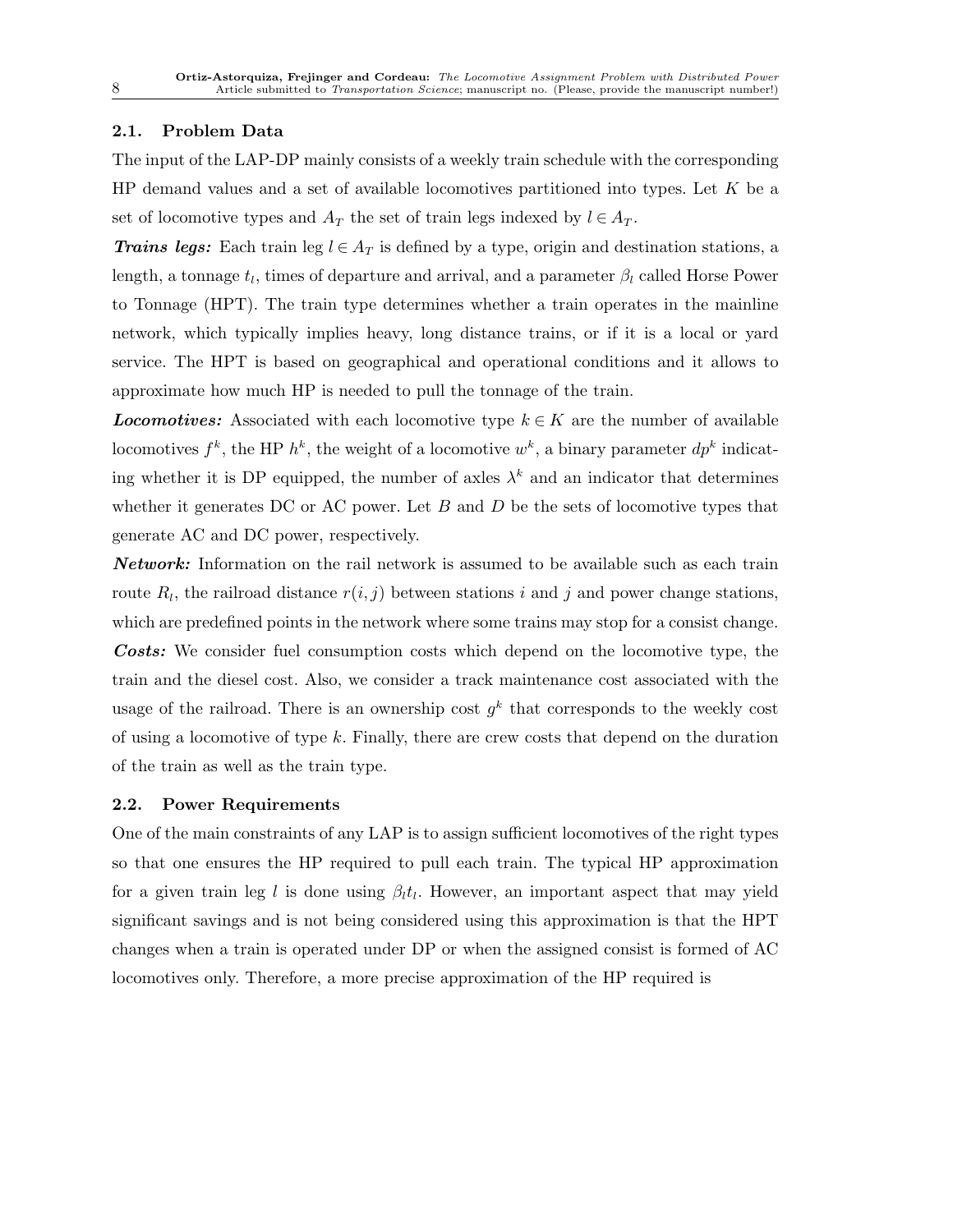### 2.1. Problem Data

The input of the LAP-DP mainly consists of a weekly train schedule with the corresponding HP demand values and a set of available locomotives partitioned into types. Let $K$ be a set of locomotive types and $A_T$ the set of train legs indexed by $l \in A_T$.

***Trains legs:*** Each train leg $l \in A_T$ is defined by a type, origin and destination stations, a length, a tonnage $t_l$, times of departure and arrival, and a parameter $\beta_l$ called Horse Power to Tonnage (HPT). The train type determines whether a train operates in the mainline network, which typically implies heavy, long distance trains, or if it is a local or yard service. The HPT is based on geographical and operational conditions and it allows to approximate how much HP is needed to pull the tonnage of the train.

***Locomotives:*** Associated with each locomotive type $k \in K$ are the number of available locomotives $f^k$, the HP $h^k$, the weight of a locomotive $w^k$, a binary parameter $dp^k$ indicating whether it is DP equipped, the number of axles $\lambda^k$ and an indicator that determines whether it generates DC or AC power. Let $B$ and $D$ be the sets of locomotive types that generate AC and DC power, respectively.

***Network:*** Information on the rail network is assumed to be available such as each train route $R_l$, the railroad distance $r(i,j)$ between stations $i$ and $j$ and power change stations, which are predefined points in the network where some trains may stop for a consist change.

***Costs:*** We consider fuel consumption costs which depend on the locomotive type, the train and the diesel cost. Also, we consider a track maintenance cost associated with the usage of the railroad. There is an ownership cost $g^k$ that corresponds to the weekly cost of using a locomotive of type $k$. Finally, there are crew costs that depend on the duration of the train as well as the train type.

### 2.2. Power Requirements

One of the main constraints of any LAP is to assign sufficient locomotives of the right types so that one ensures the HP required to pull each train. The typical HP approximation for a given train leg $l$ is done using $\beta_l t_l$. However, an important aspect that may yield significant savings and is not being considered using this approximation is that the HPT changes when a train is operated under DP or when the assigned consist is formed of AC locomotives only. Therefore, a more precise approximation of the HP required is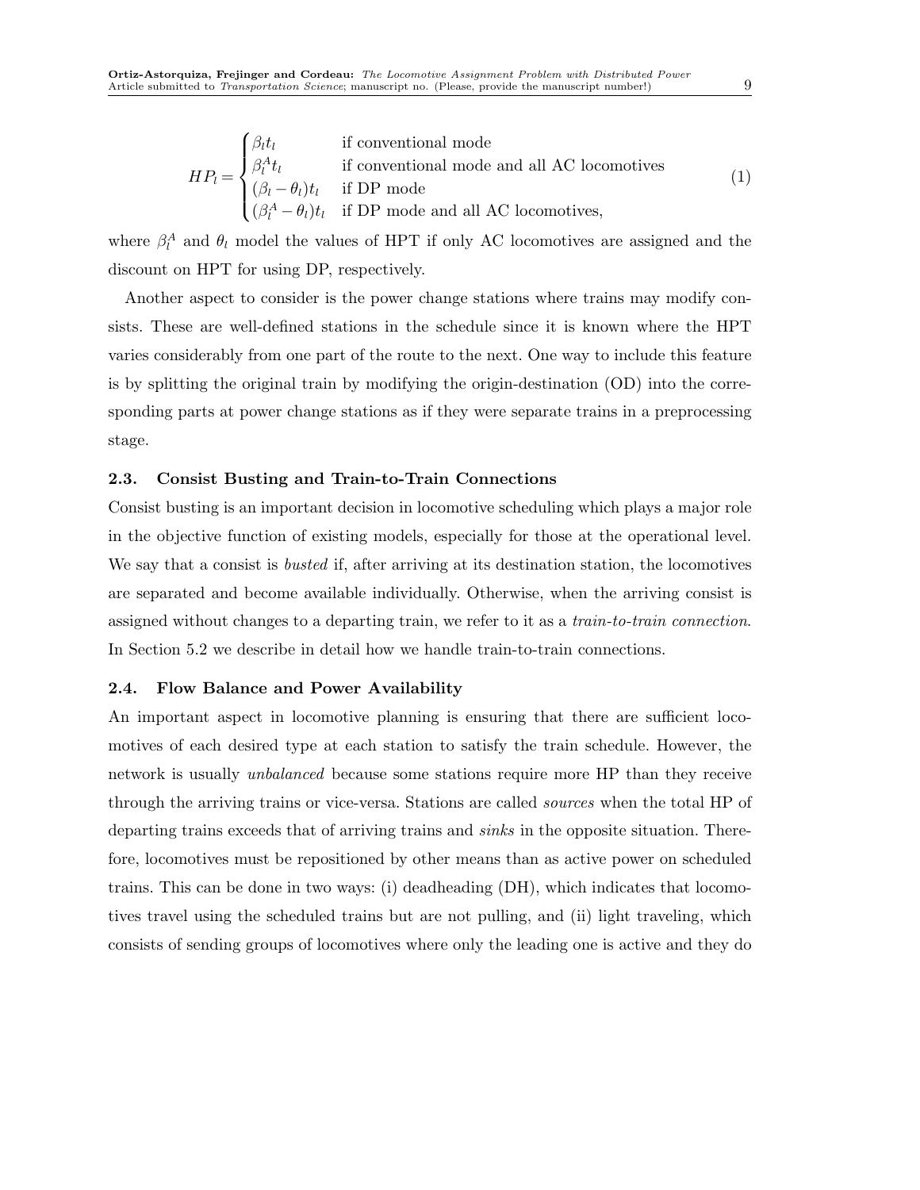$$
HP_l = \begin{cases} \beta_l t_l & \text{if conventional mode} \\ \beta_l^A t_l & \text{if conventional mode and all AC locomotives} \\ (\beta_l - \theta_l) t_l & \text{if DP mode} \\ (\beta_l^A - \theta_l) t_l & \text{if DP mode and all AC locomotives,} \end{cases} \tag{1}
$$

where $\beta_l^A$ and $\theta_l$ model the values of HPT if only AC locomotives are assigned and the discount on HPT for using DP, respectively.

Another aspect to consider is the power change stations where trains may modify consists. These are well-defined stations in the schedule since it is known where the HPT varies considerably from one part of the route to the next. One way to include this feature is by splitting the original train by modifying the origin-destination (OD) into the corresponding parts at power change stations as if they were separate trains in a preprocessing stage.

### 2.3. Consist Busting and Train-to-Train Connections

Consist busting is an important decision in locomotive scheduling which plays a major role in the objective function of existing models, especially for those at the operational level. We say that a consist is *busted* if, after arriving at its destination station, the locomotives are separated and become available individually. Otherwise, when the arriving consist is assigned without changes to a departing train, we refer to it as a *train-to-train connection*. In Section 5.2 we describe in detail how we handle train-to-train connections.

### 2.4. Flow Balance and Power Availability

An important aspect in locomotive planning is ensuring that there are sufficient locomotives of each desired type at each station to satisfy the train schedule. However, the network is usually *unbalanced* because some stations require more HP than they receive through the arriving trains or vice-versa. Stations are called *sources* when the total HP of departing trains exceeds that of arriving trains and *sinks* in the opposite situation. Therefore, locomotives must be repositioned by other means than as active power on scheduled trains. This can be done in two ways: (i) deadheading (DH), which indicates that locomotives travel using the scheduled trains but are not pulling, and (ii) light traveling, which consists of sending groups of locomotives where only the leading one is active and they do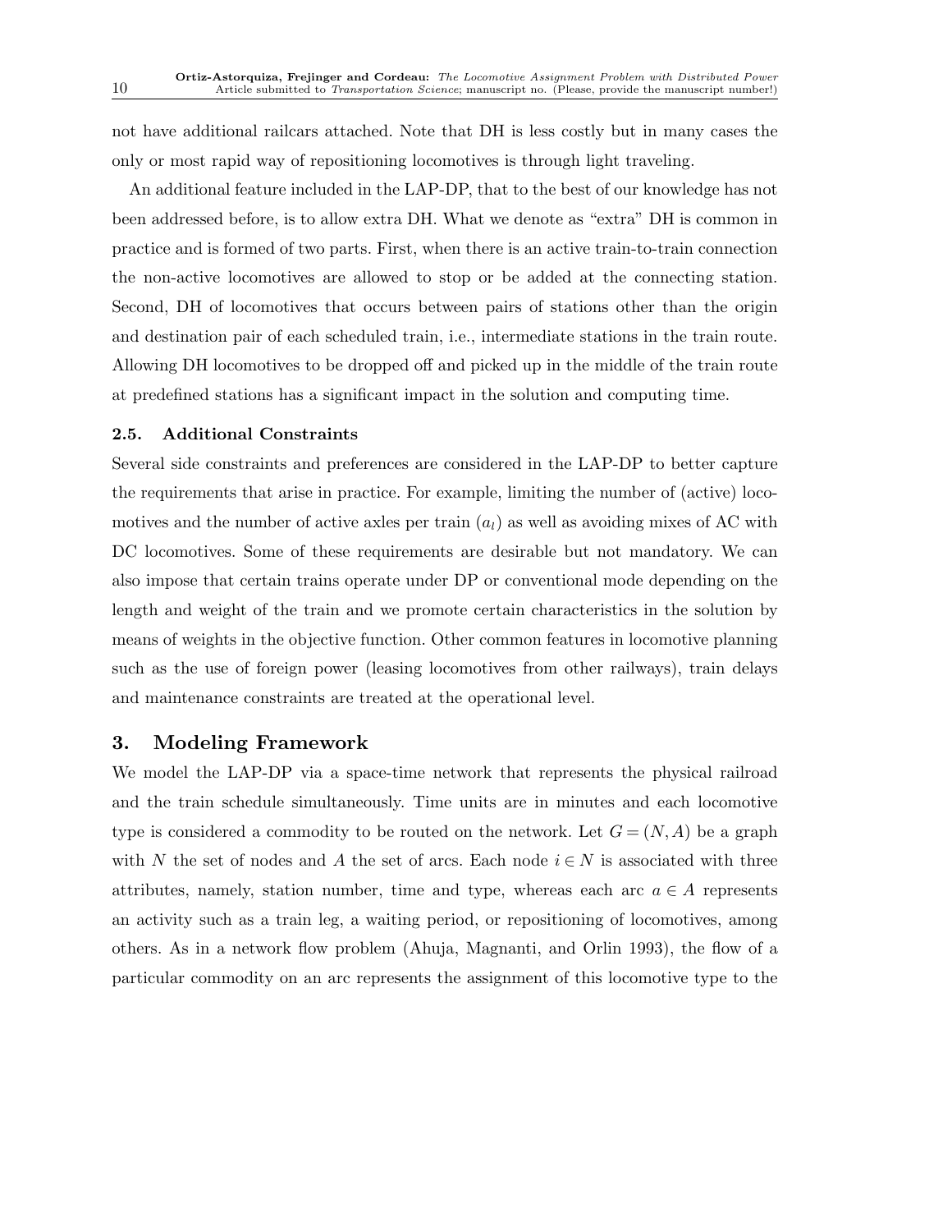not have additional railcars attached. Note that DH is less costly but in many cases the only or most rapid way of repositioning locomotives is through light traveling.

An additional feature included in the LAP-DP, that to the best of our knowledge has not been addressed before, is to allow extra DH. What we denote as “extra” DH is common in practice and is formed of two parts. First, when there is an active train-to-train connection the non-active locomotives are allowed to stop or be added at the connecting station. Second, DH of locomotives that occurs between pairs of stations other than the origin and destination pair of each scheduled train, i.e., intermediate stations in the train route. Allowing DH locomotives to be dropped off and picked up in the middle of the train route at predefined stations has a significant impact in the solution and computing time.

### 2.5. Additional Constraints

Several side constraints and preferences are considered in the LAP-DP to better capture the requirements that arise in practice. For example, limiting the number of (active) locomotives and the number of active axles per train ($a_l$) as well as avoiding mixes of AC with DC locomotives. Some of these requirements are desirable but not mandatory. We can also impose that certain trains operate under DP or conventional mode depending on the length and weight of the train and we promote certain characteristics in the solution by means of weights in the objective function. Other common features in locomotive planning such as the use of foreign power (leasing locomotives from other railways), train delays and maintenance constraints are treated at the operational level.

## 3. Modeling Framework

We model the LAP-DP via a space-time network that represents the physical railroad and the train schedule simultaneously. Time units are in minutes and each locomotive type is considered a commodity to be routed on the network. Let $G = (N, A)$ be a graph with $N$ the set of nodes and $A$ the set of arcs. Each node $i \in N$ is associated with three attributes, namely, station number, time and type, whereas each arc $a \in A$ represents an activity such as a train leg, a waiting period, or repositioning of locomotives, among others. As in a network flow problem (Ahuja, Magnanti, and Orlin 1993), the flow of a particular commodity on an arc represents the assignment of this locomotive type to the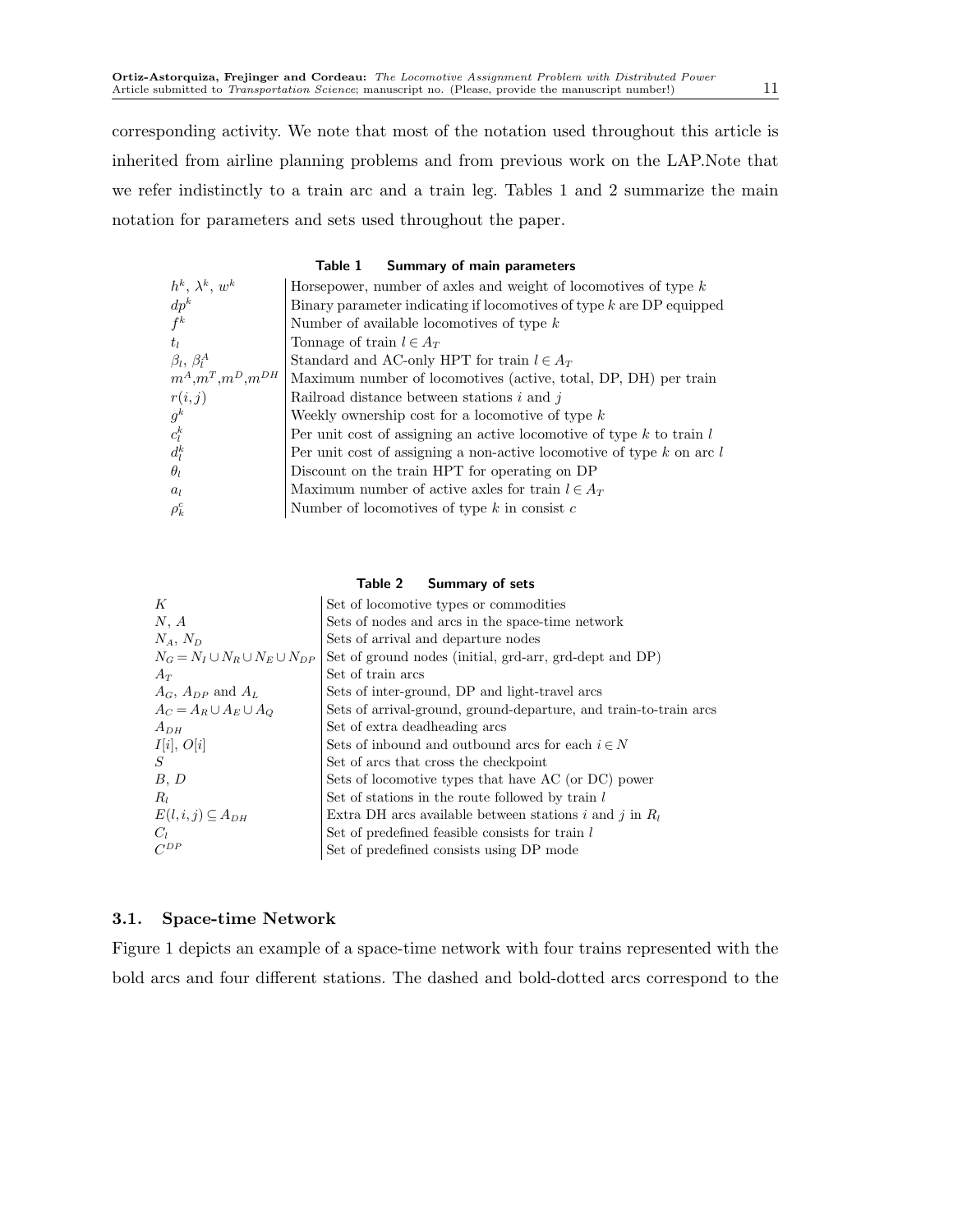corresponding activity. We note that most of the notation used throughout this article is inherited from airline planning problems and from previous work on the LAP.Note that we refer indistinctly to a train arc and a train leg. Tables 1 and 2 summarize the main notation for parameters and sets used throughout the paper.

**Table 1 Summary of main parameters**

| | |
|---|---|
| $h^k$, $\lambda^k$, $w^k$ | Horsepower, number of axles and weight of locomotives of type $k$ |
| $dp^k$ | Binary parameter indicating if locomotives of type $k$ are DP equipped |
| $f^k$ | Number of available locomotives of type $k$ |
| $t_l$ | Tonnage of train $l \in A_T$ |
| $\beta_l$, $\beta_l^A$ | Standard and AC-only HPT for train $l \in A_T$ |
| $m^A$,$m^T$,$m^D$,$m^{DH}$ | Maximum number of locomotives (active, total, DP, DH) per train |
| $r(i,j)$ | Railroad distance between stations $i$ and $j$ |
| $g^k$ | Weekly ownership cost for a locomotive of type $k$ |
| $c_l^k$ | Per unit cost of assigning an active locomotive of type $k$ to train $l$ |
| $d_l^k$ | Per unit cost of assigning a non-active locomotive of type $k$ on arc $l$ |
| $\theta_l$ | Discount on the train HPT for operating on DP |
| $a_l$ | Maximum number of active axles for train $l \in A_T$ |
| $\rho_k^c$ | Number of locomotives of type $k$ in consist $c$ |

**Table 2 Summary of sets**

| | |
|---|---|
| $K$ | Set of locomotive types or commodities |
| $N$, $A$ | Sets of nodes and arcs in the space-time network |
| $N_A$, $N_D$ | Sets of arrival and departure nodes |
| $N_G = N_I \cup N_R \cup N_E \cup N_{DP}$ | Set of ground nodes (initial, grd-arr, grd-dept and DP) |
| $A_T$ | Set of train arcs |
| $A_G$, $A_{DP}$ and $A_L$ | Sets of inter-ground, DP and light-travel arcs |
| $A_C = A_R \cup A_E \cup A_Q$ | Sets of arrival-ground, ground-departure, and train-to-train arcs |
| $A_{DH}$ | Set of extra deadheading arcs |
| $I[i]$, $O[i]$ | Sets of inbound and outbound arcs for each $i \in N$ |
| $S$ | Set of arcs that cross the checkpoint |
| $B$, $D$ | Sets of locomotive types that have AC (or DC) power |
| $R_l$ | Set of stations in the route followed by train $l$ |
| $E(l,i,j) \subseteq A_{DH}$ | Extra DH arcs available between stations $i$ and $j$ in $R_l$ |
| $C_l$ | Set of predefined feasible consists for train $l$ |
| $C^{DP}$ | Set of predefined consists using DP mode |

### 3.1. Space-time Network

Figure 1 depicts an example of a space-time network with four trains represented with the bold arcs and four different stations. The dashed and bold-dotted arcs correspond to the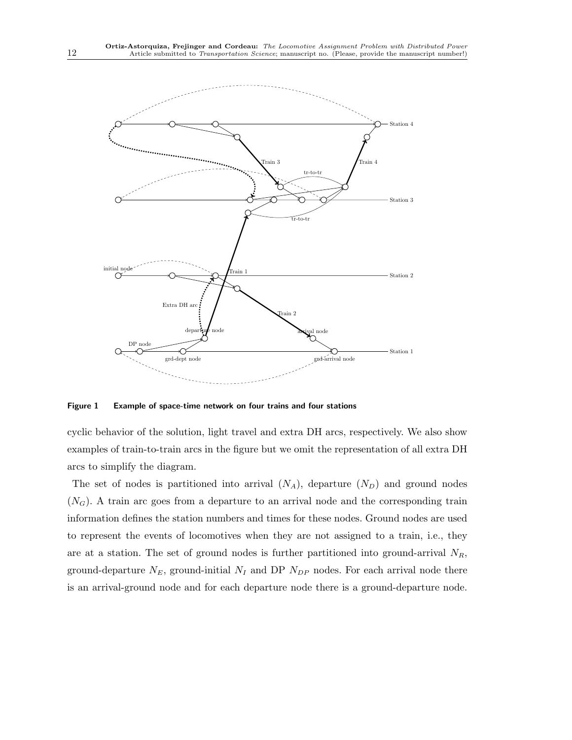**Figure 1 Example of space-time network on four trains and four stations**

cyclic behavior of the solution, light travel and extra DH arcs, respectively. We also show examples of train-to-train arcs in the figure but we omit the representation of all extra DH arcs to simplify the diagram.

The set of nodes is partitioned into arrival ($N_A$), departure ($N_D$) and ground nodes ($N_G$). A train arc goes from a departure to an arrival node and the corresponding train information defines the station numbers and times for these nodes. Ground nodes are used to represent the events of locomotives when they are not assigned to a train, i.e., they are at a station. The set of ground nodes is further partitioned into ground-arrival $N_R$, ground-departure $N_E$, ground-initial $N_I$ and DP $N_{DP}$ nodes. For each arrival node there is an arrival-ground node and for each departure node there is a ground-departure node.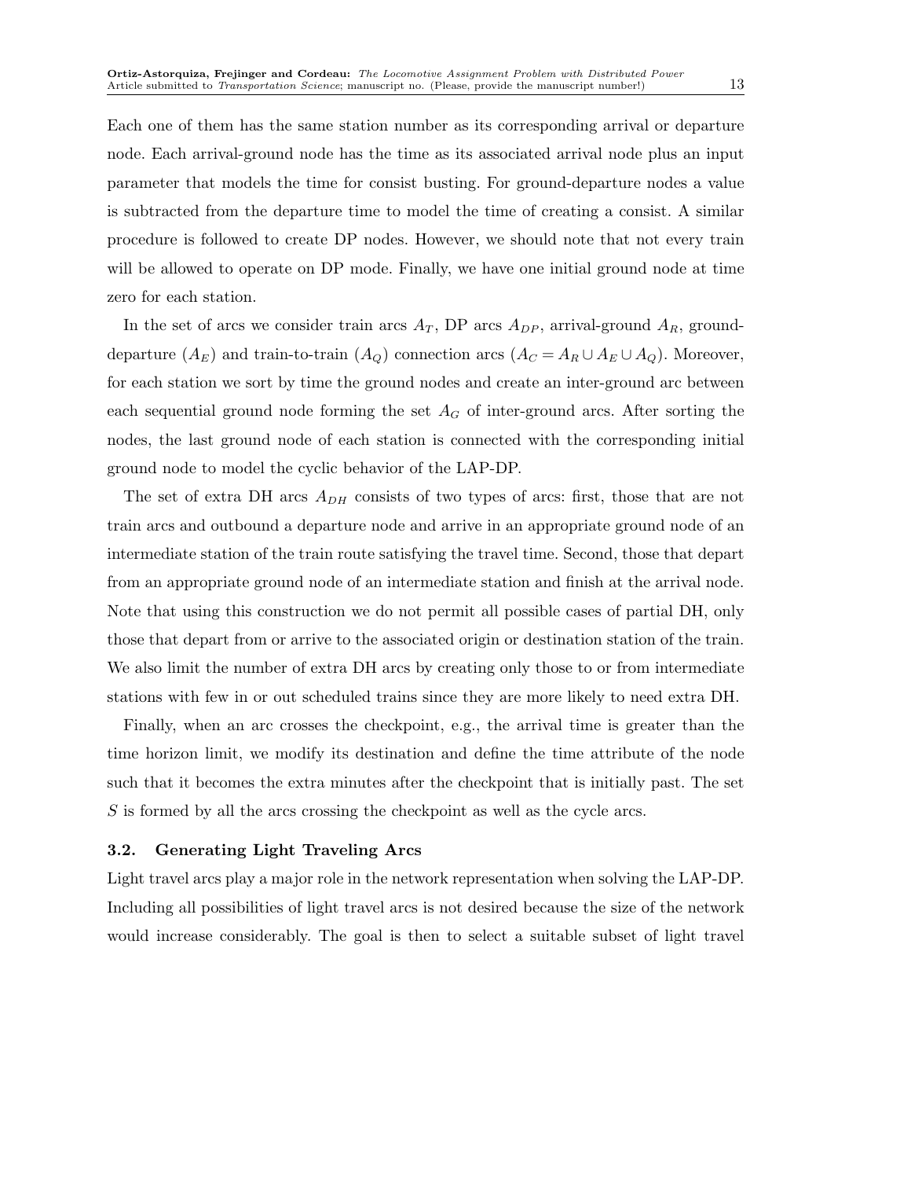Each one of them has the same station number as its corresponding arrival or departure node. Each arrival-ground node has the time as its associated arrival node plus an input parameter that models the time for consist busting. For ground-departure nodes a value is subtracted from the departure time to model the time of creating a consist. A similar procedure is followed to create DP nodes. However, we should note that not every train will be allowed to operate on DP mode. Finally, we have one initial ground node at time zero for each station.

In the set of arcs we consider train arcs $A_T$, DP arcs $A_{DP}$, arrival-ground $A_R$, ground-departure ($A_E$) and train-to-train ($A_Q$) connection arcs ($A_C = A_R \cup A_E \cup A_Q$). Moreover, for each station we sort by time the ground nodes and create an inter-ground arc between each sequential ground node forming the set $A_G$ of inter-ground arcs. After sorting the nodes, the last ground node of each station is connected with the corresponding initial ground node to model the cyclic behavior of the LAP-DP.

The set of extra DH arcs $A_{DH}$ consists of two types of arcs: first, those that are not train arcs and outbound a departure node and arrive in an appropriate ground node of an intermediate station of the train route satisfying the travel time. Second, those that depart from an appropriate ground node of an intermediate station and finish at the arrival node. Note that using this construction we do not permit all possible cases of partial DH, only those that depart from or arrive to the associated origin or destination station of the train. We also limit the number of extra DH arcs by creating only those to or from intermediate stations with few in or out scheduled trains since they are more likely to need extra DH.

Finally, when an arc crosses the checkpoint, e.g., the arrival time is greater than the time horizon limit, we modify its destination and define the time attribute of the node such that it becomes the extra minutes after the checkpoint that is initially past. The set $S$ is formed by all the arcs crossing the checkpoint as well as the cycle arcs.

### 3.2. Generating Light Traveling Arcs

Light travel arcs play a major role in the network representation when solving the LAP-DP. Including all possibilities of light travel arcs is not desired because the size of the network would increase considerably. The goal is then to select a suitable subset of light travel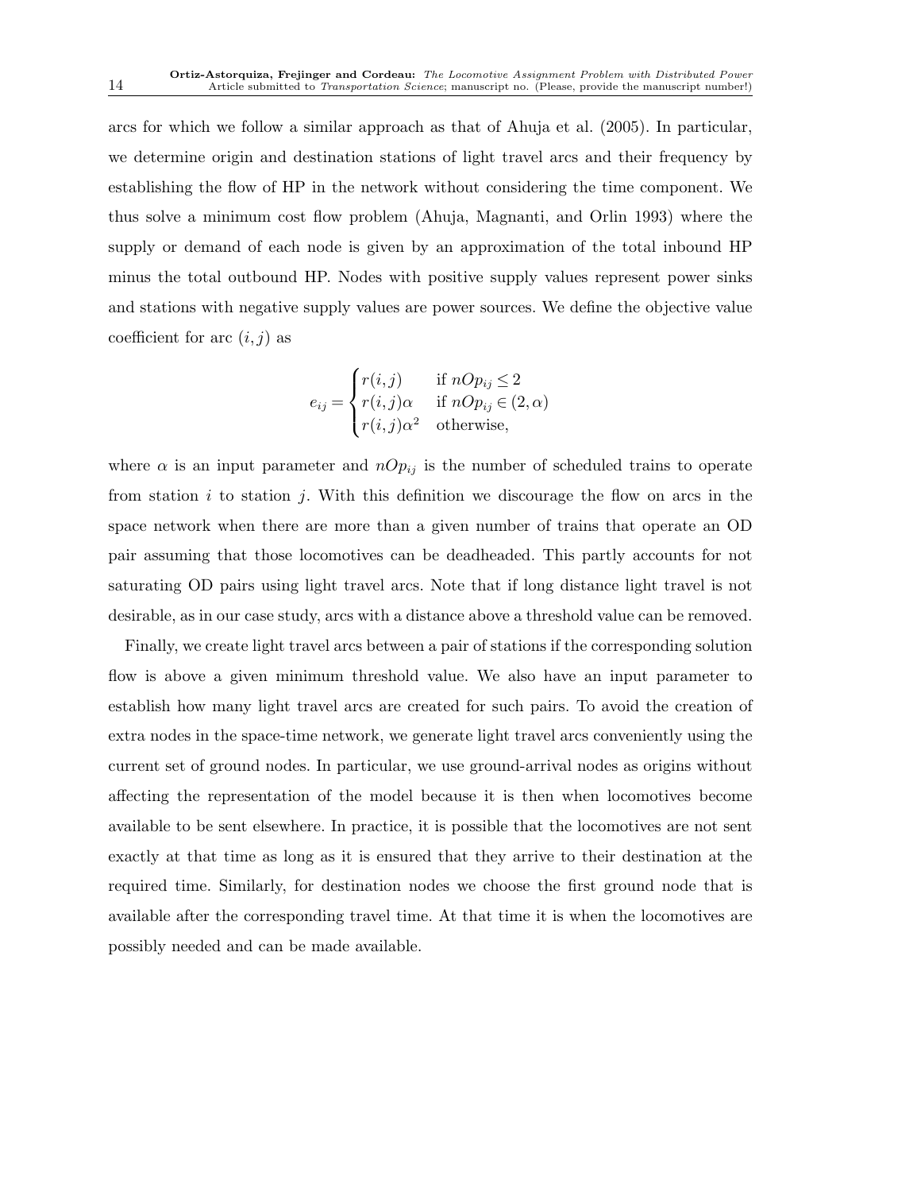arcs for which we follow a similar approach as that of Ahuja et al. (2005). In particular, we determine origin and destination stations of light travel arcs and their frequency by establishing the flow of HP in the network without considering the time component. We thus solve a minimum cost flow problem (Ahuja, Magnanti, and Orlin 1993) where the supply or demand of each node is given by an approximation of the total inbound HP minus the total outbound HP. Nodes with positive supply values represent power sinks and stations with negative supply values are power sources. We define the objective value coefficient for arc $(i, j)$ as

$$e_{ij} = \begin{cases} r(i,j) & \text{if } nOp_{ij} \leq 2 \\ r(i,j)\alpha & \text{if } nOp_{ij} \in (2, \alpha) \\ r(i,j)\alpha^2 & \text{otherwise,} \end{cases}$$

where $\alpha$ is an input parameter and $nOp_{ij}$ is the number of scheduled trains to operate from station $i$ to station $j$. With this definition we discourage the flow on arcs in the space network when there are more than a given number of trains that operate an OD pair assuming that those locomotives can be deadheaded. This partly accounts for not saturating OD pairs using light travel arcs. Note that if long distance light travel is not desirable, as in our case study, arcs with a distance above a threshold value can be removed.

Finally, we create light travel arcs between a pair of stations if the corresponding solution flow is above a given minimum threshold value. We also have an input parameter to establish how many light travel arcs are created for such pairs. To avoid the creation of extra nodes in the space-time network, we generate light travel arcs conveniently using the current set of ground nodes. In particular, we use ground-arrival nodes as origins without affecting the representation of the model because it is then when locomotives become available to be sent elsewhere. In practice, it is possible that the locomotives are not sent exactly at that time as long as it is ensured that they arrive to their destination at the required time. Similarly, for destination nodes we choose the first ground node that is available after the corresponding travel time. At that time it is when the locomotives are possibly needed and can be made available.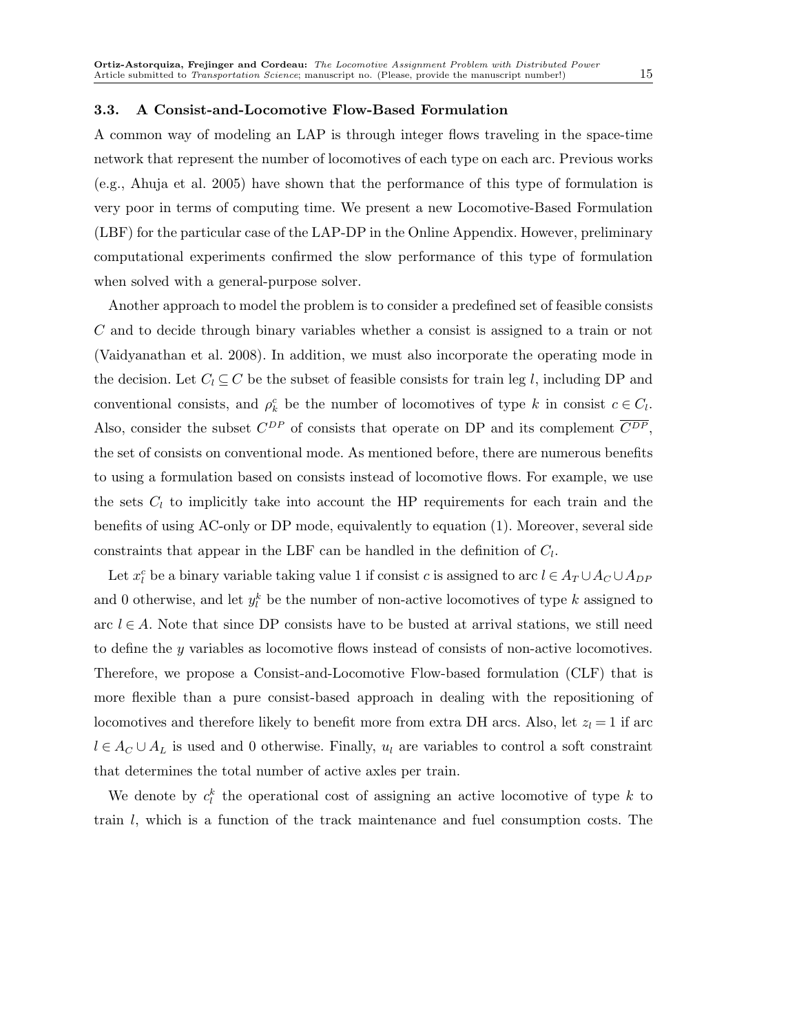### 3.3. A Consist-and-Locomotive Flow-Based Formulation

A common way of modeling an LAP is through integer flows traveling in the space-time network that represent the number of locomotives of each type on each arc. Previous works (e.g., Ahuja et al. 2005) have shown that the performance of this type of formulation is very poor in terms of computing time. We present a new Locomotive-Based Formulation (LBF) for the particular case of the LAP-DP in the Online Appendix. However, preliminary computational experiments confirmed the slow performance of this type of formulation when solved with a general-purpose solver.

Another approach to model the problem is to consider a predefined set of feasible consists $C$ and to decide through binary variables whether a consist is assigned to a train or not (Vaidyanathan et al. 2008). In addition, we must also incorporate the operating mode in the decision. Let $C_l \subseteq C$ be the subset of feasible consists for train leg $l$, including DP and conventional consists, and $\rho_k^c$ be the number of locomotives of type $k$ in consist $c \in C_l$. Also, consider the subset $C^{DP}$ of consists that operate on DP and its complement $\overline{C^{DP}}$, the set of consists on conventional mode. As mentioned before, there are numerous benefits to using a formulation based on consists instead of locomotive flows. For example, we use the sets $C_l$ to implicitly take into account the HP requirements for each train and the benefits of using AC-only or DP mode, equivalently to equation (1). Moreover, several side constraints that appear in the LBF can be handled in the definition of $C_l$.

Let $x_l^c$ be a binary variable taking value 1 if consist $c$ is assigned to arc $l \in A_T \cup A_C \cup A_{DP}$ and 0 otherwise, and let $y_l^k$ be the number of non-active locomotives of type $k$ assigned to arc $l \in A$. Note that since DP consists have to be busted at arrival stations, we still need to define the $y$ variables as locomotive flows instead of consists of non-active locomotives. Therefore, we propose a Consist-and-Locomotive Flow-based formulation (CLF) that is more flexible than a pure consist-based approach in dealing with the repositioning of locomotives and therefore likely to benefit more from extra DH arcs. Also, let $z_l = 1$ if arc $l \in A_C \cup A_L$ is used and 0 otherwise. Finally, $u_l$ are variables to control a soft constraint that determines the total number of active axles per train.

We denote by $c_l^k$ the operational cost of assigning an active locomotive of type $k$ to train $l$, which is a function of the track maintenance and fuel consumption costs. The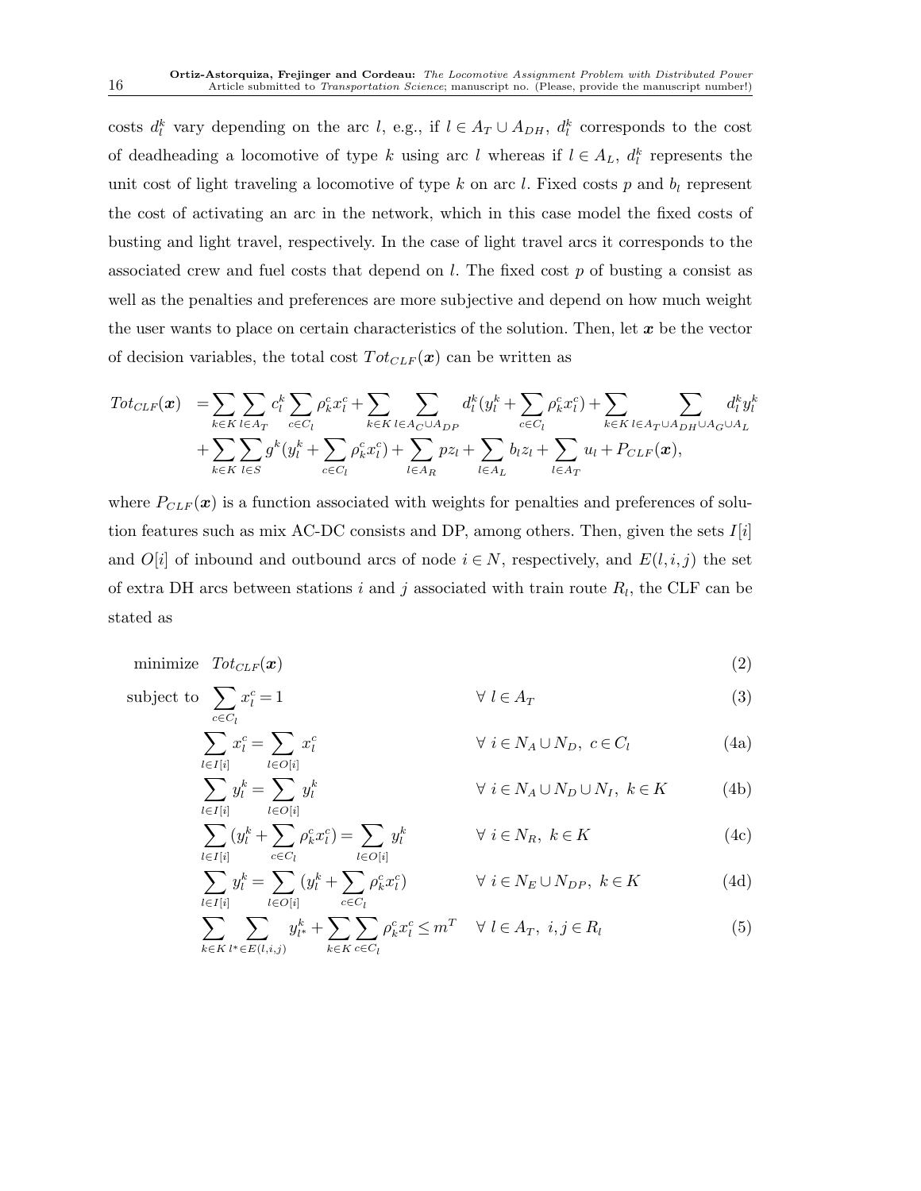costs $d_l^k$ vary depending on the arc $l$, e.g., if $l \in A_T \cup A_{DH}$, $d_l^k$ corresponds to the cost of deadheading a locomotive of type $k$ using arc $l$ whereas if $l \in A_L$, $d_l^k$ represents the unit cost of light traveling a locomotive of type $k$ on arc $l$. Fixed costs $p$ and $b_l$ represent the cost of activating an arc in the network, which in this case model the fixed costs of busting and light travel, respectively. In the case of light travel arcs it corresponds to the associated crew and fuel costs that depend on $l$. The fixed cost $p$ of busting a consist as well as the penalties and preferences are more subjective and depend on how much weight the user wants to place on certain characteristics of the solution. Then, let $\boldsymbol{x}$ be the vector of decision variables, the total cost $Tot_{CLF}(\boldsymbol{x})$ can be written as

$$
\begin{aligned}
Tot_{CLF}(\boldsymbol{x}) &= \sum_{k\in K}\sum_{l\in A_T} c_l^k \sum_{c\in C_l} \rho_k^c x_l^c + \sum_{k\in K}\sum_{l\in A_C\cup A_{DP}} d_l^k \Big(y_l^k + \sum_{c\in C_l}\rho_k^c x_l^c\Big) + \sum_{k\in K}\sum_{l\in A_T\cup A_{DH}\cup A_G\cup A_L} d_l^k y_l^k \\
&\quad + \sum_{k\in K}\sum_{l\in S} g^k \Big(y_l^k + \sum_{c\in C_l}\rho_k^c x_l^c\Big) + \sum_{l\in A_R} p z_l + \sum_{l\in A_L} b_l z_l + \sum_{l\in A_T} u_l + P_{CLF}(\boldsymbol{x}),
\end{aligned}
$$

where $P_{CLF}(\boldsymbol{x})$ is a function associated with weights for penalties and preferences of solution features such as mix AC-DC consists and DP, among others. Then, given the sets $I[i]$ and $O[i]$ of inbound and outbound arcs of node $i \in N$, respectively, and $E(l,i,j)$ the set of extra DH arcs between stations $i$ and $j$ associated with train route $R_l$, the CLF can be stated as

$$
\text{minimize} \quad Tot_{CLF}(\boldsymbol{x}) \tag{2}
$$

$$
\text{subject to} \quad \sum_{c\in C_l} x_l^c = 1 \qquad \forall\, l \in A_T \tag{3}
$$

$$
\sum_{l\in I[i]} x_l^c = \sum_{l\in O[i]} x_l^c \qquad \forall\, i \in N_A \cup N_D,\ c \in C_l \tag{4a}
$$

$$
\sum_{l\in I[i]} y_l^k = \sum_{l\in O[i]} y_l^k \qquad \forall\, i \in N_A \cup N_D \cup N_I,\ k \in K \tag{4b}
$$

$$
\sum_{l\in I[i]} \Big(y_l^k + \sum_{c\in C_l}\rho_k^c x_l^c\Big) = \sum_{l\in O[i]} y_l^k \qquad \forall\, i \in N_R,\ k \in K \tag{4c}
$$

$$
\sum_{l\in I[i]} y_l^k = \sum_{l\in O[i]} \Big(y_l^k + \sum_{c\in C_l}\rho_k^c x_l^c\Big) \qquad \forall\, i \in N_E \cup N_{DP},\ k \in K \tag{4d}
$$

$$
\sum_{k\in K}\sum_{l^*\in E(l,i,j)} y_{l^*}^k + \sum_{k\in K}\sum_{c\in C_l} \rho_k^c x_l^c \le m^T \qquad \forall\, l \in A_T,\ i,j \in R_l \tag{5}
$$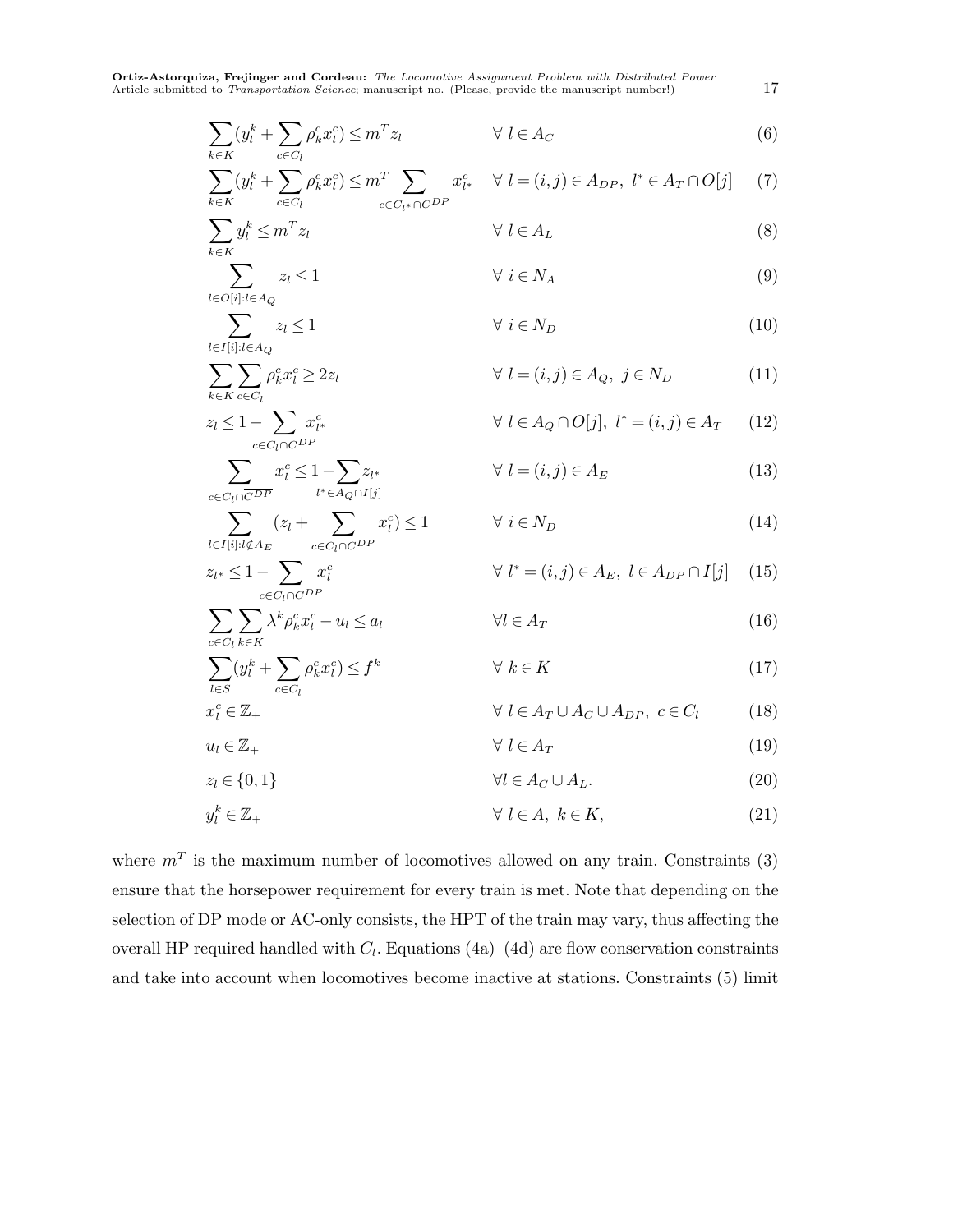$$\sum_{k \in K} (y_l^k + \sum_{c \in C_l} \rho_k^c x_l^c) \leq m^T z_l \qquad \forall\ l \in A_C \tag{6}$$

$$\sum_{k \in K} (y_l^k + \sum_{c \in C_l} \rho_k^c x_l^c) \leq m^T \sum_{c \in C_{l^*} \cap C^{DP}} x_{l^*}^c \qquad \forall\ l = (i,j) \in A_{DP},\ l^* \in A_T \cap O[j] \tag{7}$$

$$\sum_{k \in K} y_l^k \leq m^T z_l \qquad \forall\ l \in A_L \tag{8}$$

$$\sum_{l \in O[i] : l \in A_Q} z_l \leq 1 \qquad \forall\ i \in N_A \tag{9}$$

$$\sum_{l \in I[i] : l \in A_Q} z_l \leq 1 \qquad \forall\ i \in N_D \tag{10}$$

$$\sum_{k \in K} \sum_{c \in C_l} \rho_k^c x_l^c \geq 2 z_l \qquad \forall\ l = (i,j) \in A_Q,\ j \in N_D \tag{11}$$

$$z_l \leq 1 - \sum_{c \in C_l \cap C^{DP}} x_{l^*}^c \qquad \forall\ l \in A_Q \cap O[j],\ l^* = (i,j) \in A_T \tag{12}$$

$$\sum_{c \in C_l \cap \overline{C^{DP}}} x_l^c \leq 1 - \sum_{l^* \in A_Q \cap I[j]} z_{l^*} \qquad \forall\ l = (i,j) \in A_E \tag{13}$$

$$\sum_{l \in I[i] : l \notin A_E} (z_l + \sum_{c \in C_l \cap C^{DP}} x_l^c) \leq 1 \qquad \forall\ i \in N_D \tag{14}$$

$$z_{l^*} \leq 1 - \sum_{c \in C_l \cap C^{DP}} x_l^c \qquad \forall\ l^* = (i,j) \in A_E,\ l \in A_{DP} \cap I[j] \tag{15}$$

$$\sum_{c \in C_l} \sum_{k \in K} \lambda^k \rho_k^c x_l^c - u_l \leq a_l \qquad \forall l \in A_T \tag{16}$$

$$\sum_{l \in S} (y_l^k + \sum_{c \in C_l} \rho_k^c x_l^c) \leq f^k \qquad \forall\ k \in K \tag{17}$$

$$x_l^c \in \mathbb{Z}_+ \qquad \forall\ l \in A_T \cup A_C \cup A_{DP},\ c \in C_l \tag{18}$$

$$u_l \in \mathbb{Z}_+ \qquad \forall\ l \in A_T \tag{19}$$

$$z_l \in \{0,1\} \qquad \forall l \in A_C \cup A_L. \tag{20}$$

$$y_l^k \in \mathbb{Z}_+ \qquad \forall\ l \in A,\ k \in K, \tag{21}$$

where $m^T$ is the maximum number of locomotives allowed on any train. Constraints (3) ensure that the horsepower requirement for every train is met. Note that depending on the selection of DP mode or AC-only consists, the HPT of the train may vary, thus affecting the overall HP required handled with $C_l$. Equations (4a)–(4d) are flow conservation constraints and take into account when locomotives become inactive at stations. Constraints (5) limit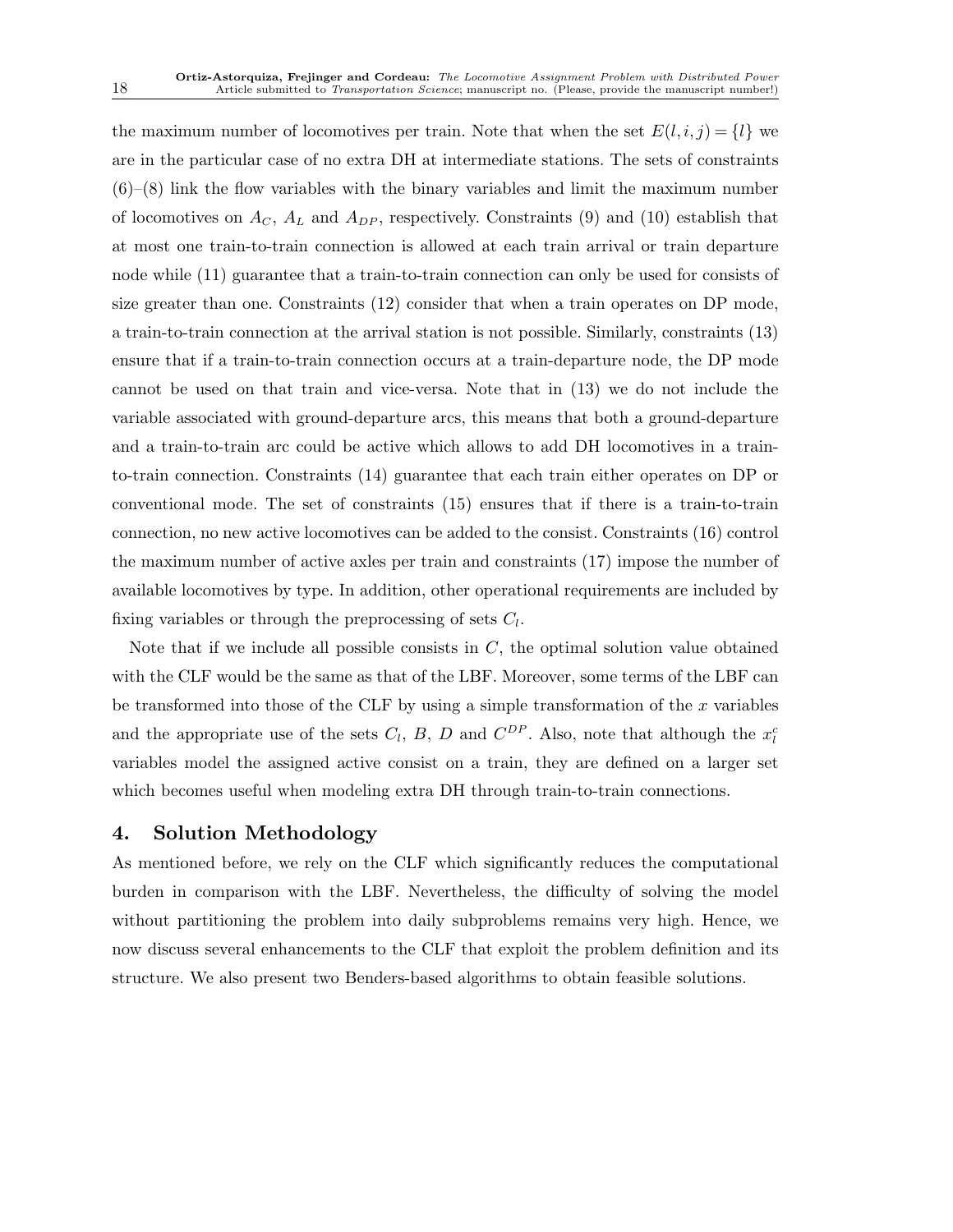the maximum number of locomotives per train. Note that when the set $E(l,i,j) = \{l\}$ we are in the particular case of no extra DH at intermediate stations. The sets of constraints (6)–(8) link the flow variables with the binary variables and limit the maximum number of locomotives on $A_C$, $A_L$ and $A_{DP}$, respectively. Constraints (9) and (10) establish that at most one train-to-train connection is allowed at each train arrival or train departure node while (11) guarantee that a train-to-train connection can only be used for consists of size greater than one. Constraints (12) consider that when a train operates on DP mode, a train-to-train connection at the arrival station is not possible. Similarly, constraints (13) ensure that if a train-to-train connection occurs at a train-departure node, the DP mode cannot be used on that train and vice-versa. Note that in (13) we do not include the variable associated with ground-departure arcs, this means that both a ground-departure and a train-to-train arc could be active which allows to add DH locomotives in a train-to-train connection. Constraints (14) guarantee that each train either operates on DP or conventional mode. The set of constraints (15) ensures that if there is a train-to-train connection, no new active locomotives can be added to the consist. Constraints (16) control the maximum number of active axles per train and constraints (17) impose the number of available locomotives by type. In addition, other operational requirements are included by fixing variables or through the preprocessing of sets $C_l$.

Note that if we include all possible consists in $C$, the optimal solution value obtained with the CLF would be the same as that of the LBF. Moreover, some terms of the LBF can be transformed into those of the CLF by using a simple transformation of the $x$ variables and the appropriate use of the sets $C_l$, $B$, $D$ and $C^{DP}$. Also, note that although the $x_l^c$ variables model the assigned active consist on a train, they are defined on a larger set which becomes useful when modeling extra DH through train-to-train connections.

## 4. Solution Methodology

As mentioned before, we rely on the CLF which significantly reduces the computational burden in comparison with the LBF. Nevertheless, the difficulty of solving the model without partitioning the problem into daily subproblems remains very high. Hence, we now discuss several enhancements to the CLF that exploit the problem definition and its structure. We also present two Benders-based algorithms to obtain feasible solutions.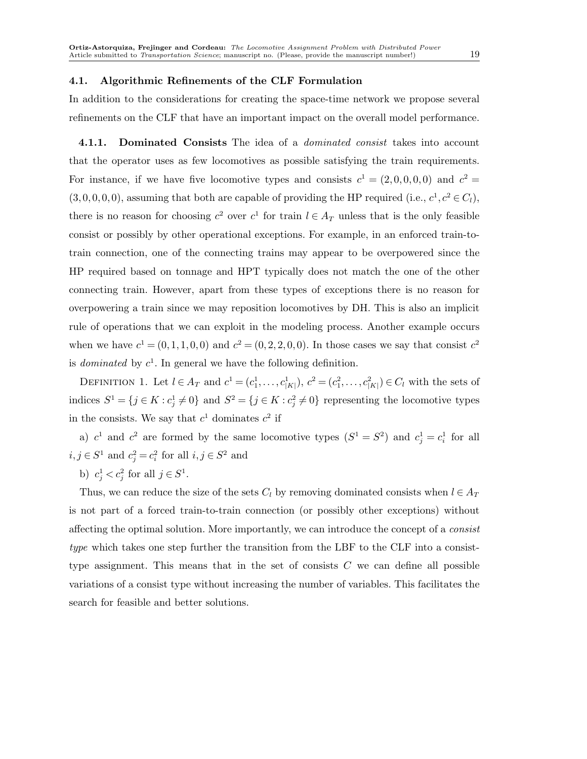### 4.1. Algorithmic Refinements of the CLF Formulation

In addition to the considerations for creating the space-time network we propose several refinements on the CLF that have an important impact on the overall model performance.

**4.1.1. Dominated Consists** The idea of a *dominated consist* takes into account that the operator uses as few locomotives as possible satisfying the train requirements. For instance, if we have five locomotive types and consists $c^1 = (2,0,0,0,0)$ and $c^2 = (3,0,0,0,0)$, assuming that both are capable of providing the HP required (i.e., $c^1, c^2 \in C_l$), there is no reason for choosing $c^2$ over $c^1$ for train $l \in A_T$ unless that is the only feasible consist or possibly by other operational exceptions. For example, in an enforced train-to-train connection, one of the connecting trains may appear to be overpowered since the HP required based on tonnage and HPT typically does not match the one of the other connecting train. However, apart from these types of exceptions there is no reason for overpowering a train since we may reposition locomotives by DH. This is also an implicit rule of operations that we can exploit in the modeling process. Another example occurs when we have $c^1 = (0,1,1,0,0)$ and $c^2 = (0,2,2,0,0)$. In those cases we say that consist $c^2$ is *dominated* by $c^1$. In general we have the following definition.

Definition 1. Let $l \in A_T$ and $c^1 = (c^1_1, \ldots, c^1_{|K|})$, $c^2 = (c^2_1, \ldots, c^2_{|K|}) \in C_l$ with the sets of indices $S^1 = \{j \in K : c^1_j \neq 0\}$ and $S^2 = \{j \in K : c^2_j \neq 0\}$ representing the locomotive types in the consists. We say that $c^1$ dominates $c^2$ if

a) $c^1$ and $c^2$ are formed by the same locomotive types ($S^1 = S^2$) and $c^1_j = c^1_i$ for all $i, j \in S^1$ and $c^2_j = c^2_i$ for all $i, j \in S^2$ and

b) $c^1_j < c^2_j$ for all $j \in S^1$.

Thus, we can reduce the size of the sets $C_l$ by removing dominated consists when $l \in A_T$ is not part of a forced train-to-train connection (or possibly other exceptions) without affecting the optimal solution. More importantly, we can introduce the concept of a *consist type* which takes one step further the transition from the LBF to the CLF into a consist-type assignment. This means that in the set of consists $C$ we can define all possible variations of a consist type without increasing the number of variables. This facilitates the search for feasible and better solutions.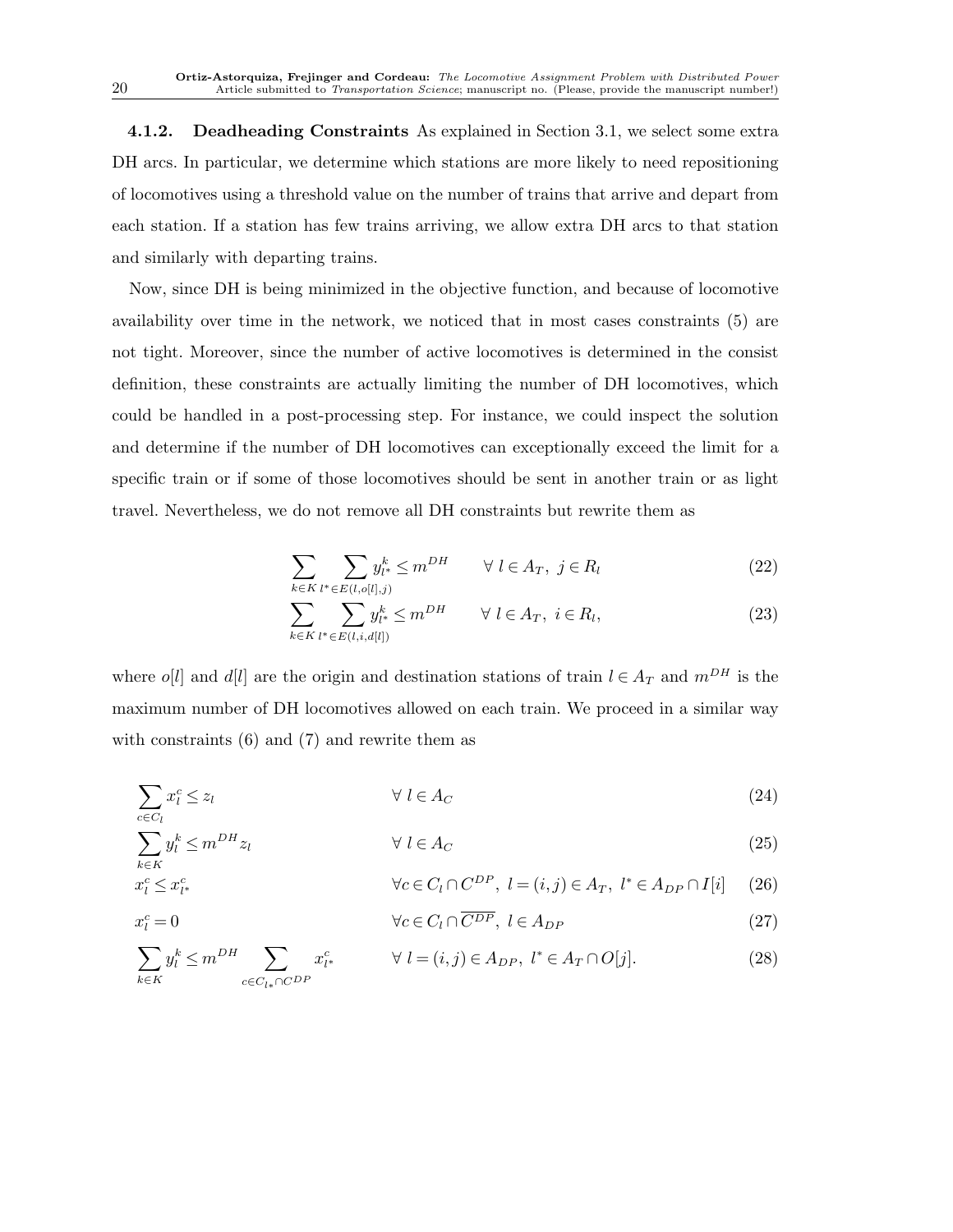#### 4.1.2. Deadheading Constraints

As explained in Section 3.1, we select some extra DH arcs. In particular, we determine which stations are more likely to need repositioning of locomotives using a threshold value on the number of trains that arrive and depart from each station. If a station has few trains arriving, we allow extra DH arcs to that station and similarly with departing trains.

Now, since DH is being minimized in the objective function, and because of locomotive availability over time in the network, we noticed that in most cases constraints (5) are not tight. Moreover, since the number of active locomotives is determined in the consist definition, these constraints are actually limiting the number of DH locomotives, which could be handled in a post-processing step. For instance, we could inspect the solution and determine if the number of DH locomotives can exceptionally exceed the limit for a specific train or if some of those locomotives should be sent in another train or as light travel. Nevertheless, we do not remove all DH constraints but rewrite them as

$$\sum_{k\in K}\sum_{l^*\in E(l,o[l],j)} y^k_{l^*} \leq m^{DH} \qquad \forall\ l\in A_T,\ j\in R_l \tag{22}$$

$$\sum_{k\in K}\sum_{l^*\in E(l,i,d[l])} y^k_{l^*} \leq m^{DH} \qquad \forall\ l\in A_T,\ i\in R_l, \tag{23}$$

where $o[l]$ and $d[l]$ are the origin and destination stations of train $l\in A_T$ and $m^{DH}$ is the maximum number of DH locomotives allowed on each train. We proceed in a similar way with constraints (6) and (7) and rewrite them as

$$\sum_{c\in C_l} x^c_l \leq z_l \qquad \forall\ l\in A_C \tag{24}$$

$$\sum_{k\in K} y^k_l \leq m^{DH} z_l \qquad \forall\ l\in A_C \tag{25}$$

$$x^c_l \leq x^c_{l^*} \qquad \forall c\in C_l\cap C^{DP},\ l=(i,j)\in A_T,\ l^*\in A_{DP}\cap I[i] \tag{26}$$

$$x^c_l = 0 \qquad \forall c\in C_l\cap \overline{C^{DP}},\ l\in A_{DP} \tag{27}$$

$$\sum_{k\in K} y^k_l \leq m^{DH} \sum_{c\in C_{l^*}\cap C^{DP}} x^c_{l^*} \qquad \forall\ l=(i,j)\in A_{DP},\ l^*\in A_T\cap O[j]. \tag{28}$$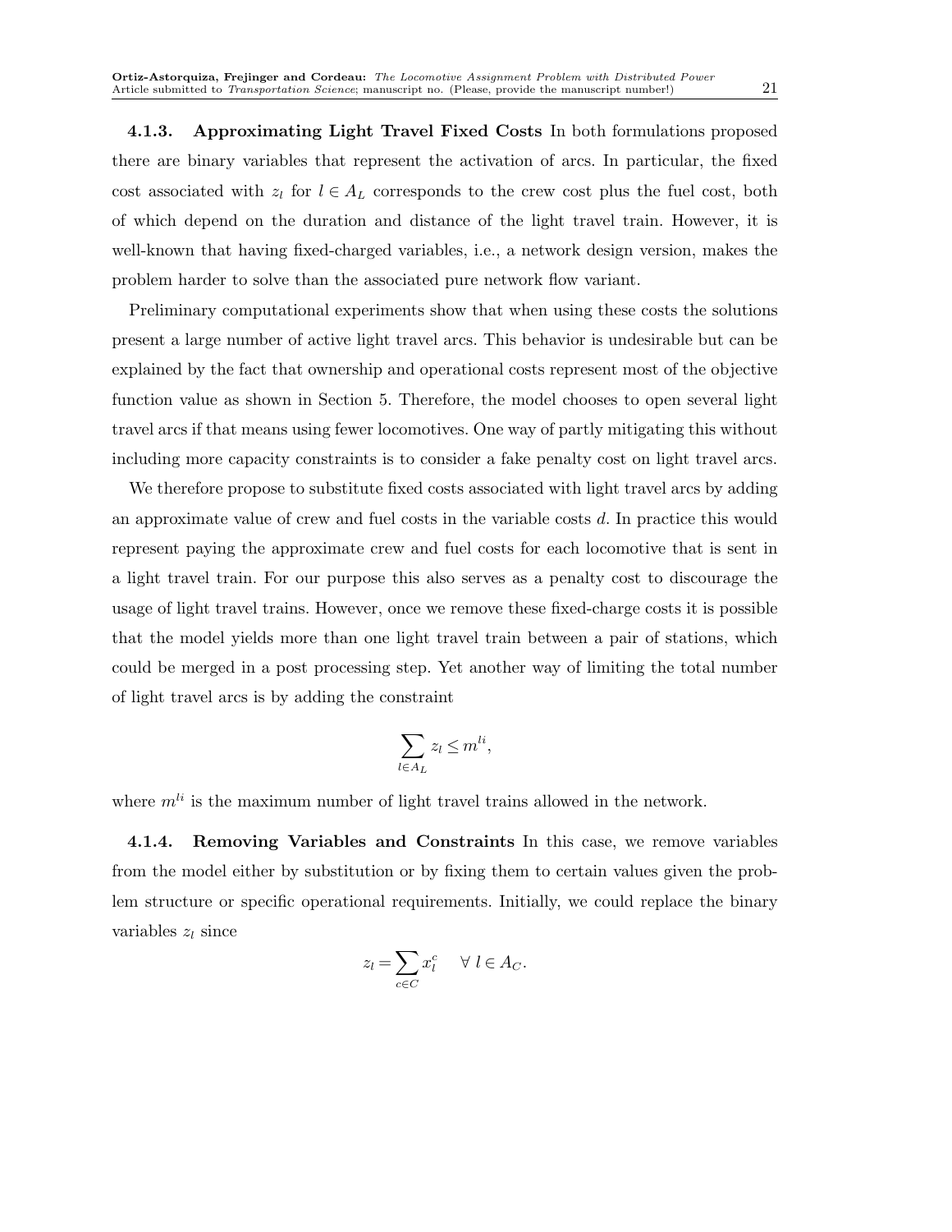#### 4.1.3. Approximating Light Travel Fixed Costs

In both formulations proposed there are binary variables that represent the activation of arcs. In particular, the fixed cost associated with $z_l$ for $l \in A_L$ corresponds to the crew cost plus the fuel cost, both of which depend on the duration and distance of the light travel train. However, it is well-known that having fixed-charged variables, i.e., a network design version, makes the problem harder to solve than the associated pure network flow variant.

Preliminary computational experiments show that when using these costs the solutions present a large number of active light travel arcs. This behavior is undesirable but can be explained by the fact that ownership and operational costs represent most of the objective function value as shown in Section 5. Therefore, the model chooses to open several light travel arcs if that means using fewer locomotives. One way of partly mitigating this without including more capacity constraints is to consider a fake penalty cost on light travel arcs.

We therefore propose to substitute fixed costs associated with light travel arcs by adding an approximate value of crew and fuel costs in the variable costs $d$. In practice this would represent paying the approximate crew and fuel costs for each locomotive that is sent in a light travel train. For our purpose this also serves as a penalty cost to discourage the usage of light travel trains. However, once we remove these fixed-charge costs it is possible that the model yields more than one light travel train between a pair of stations, which could be merged in a post processing step. Yet another way of limiting the total number of light travel arcs is by adding the constraint

$$\sum_{l \in A_L} z_l \leq m^{li},$$

where $m^{li}$ is the maximum number of light travel trains allowed in the network.

#### 4.1.4. Removing Variables and Constraints

In this case, we remove variables from the model either by substitution or by fixing them to certain values given the problem structure or specific operational requirements. Initially, we could replace the binary variables $z_l$ since

$$z_l = \sum_{c \in C} x_l^c \quad \forall\ l \in A_C.$$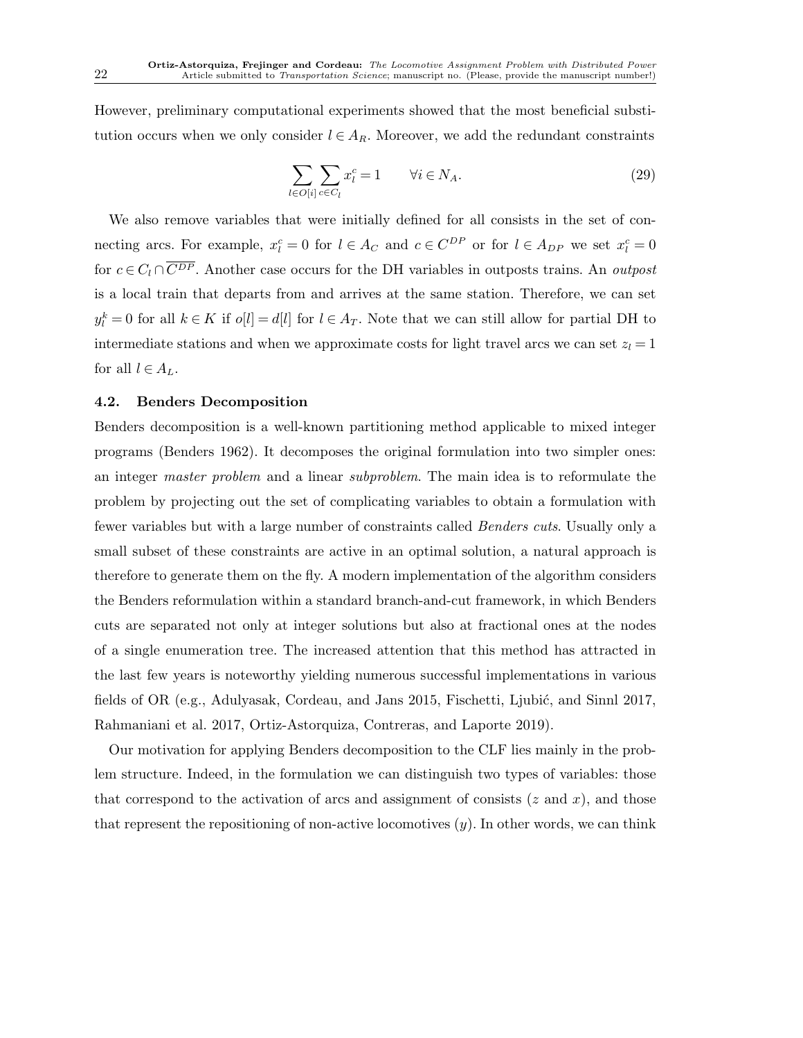However, preliminary computational experiments showed that the most beneficial substitution occurs when we only consider $l \in A_R$. Moreover, we add the redundant constraints

$$\sum_{l \in O[i]} \sum_{c \in C_l} x_l^c = 1 \qquad \forall i \in N_A. \tag{29}$$

We also remove variables that were initially defined for all consists in the set of connecting arcs. For example, $x_l^c = 0$ for $l \in A_C$ and $c \in C^{DP}$ or for $l \in A_{DP}$ we set $x_l^c = 0$ for $c \in C_l \cap \overline{C^{DP}}$. Another case occurs for the DH variables in outposts trains. An *outpost* is a local train that departs from and arrives at the same station. Therefore, we can set $y_l^k = 0$ for all $k \in K$ if $o[l] = d[l]$ for $l \in A_T$. Note that we can still allow for partial DH to intermediate stations and when we approximate costs for light travel arcs we can set $z_l = 1$ for all $l \in A_L$.

### 4.2. Benders Decomposition

Benders decomposition is a well-known partitioning method applicable to mixed integer programs (Benders 1962). It decomposes the original formulation into two simpler ones: an integer *master problem* and a linear *subproblem*. The main idea is to reformulate the problem by projecting out the set of complicating variables to obtain a formulation with fewer variables but with a large number of constraints called *Benders cuts*. Usually only a small subset of these constraints are active in an optimal solution, a natural approach is therefore to generate them on the fly. A modern implementation of the algorithm considers the Benders reformulation within a standard branch-and-cut framework, in which Benders cuts are separated not only at integer solutions but also at fractional ones at the nodes of a single enumeration tree. The increased attention that this method has attracted in the last few years is noteworthy yielding numerous successful implementations in various fields of OR (e.g., Adulyasak, Cordeau, and Jans 2015, Fischetti, Ljubić, and Sinnl 2017, Rahmaniani et al. 2017, Ortiz-Astorquiza, Contreras, and Laporte 2019).

Our motivation for applying Benders decomposition to the CLF lies mainly in the problem structure. Indeed, in the formulation we can distinguish two types of variables: those that correspond to the activation of arcs and assignment of consists ($z$ and $x$), and those that represent the repositioning of non-active locomotives ($y$). In other words, we can think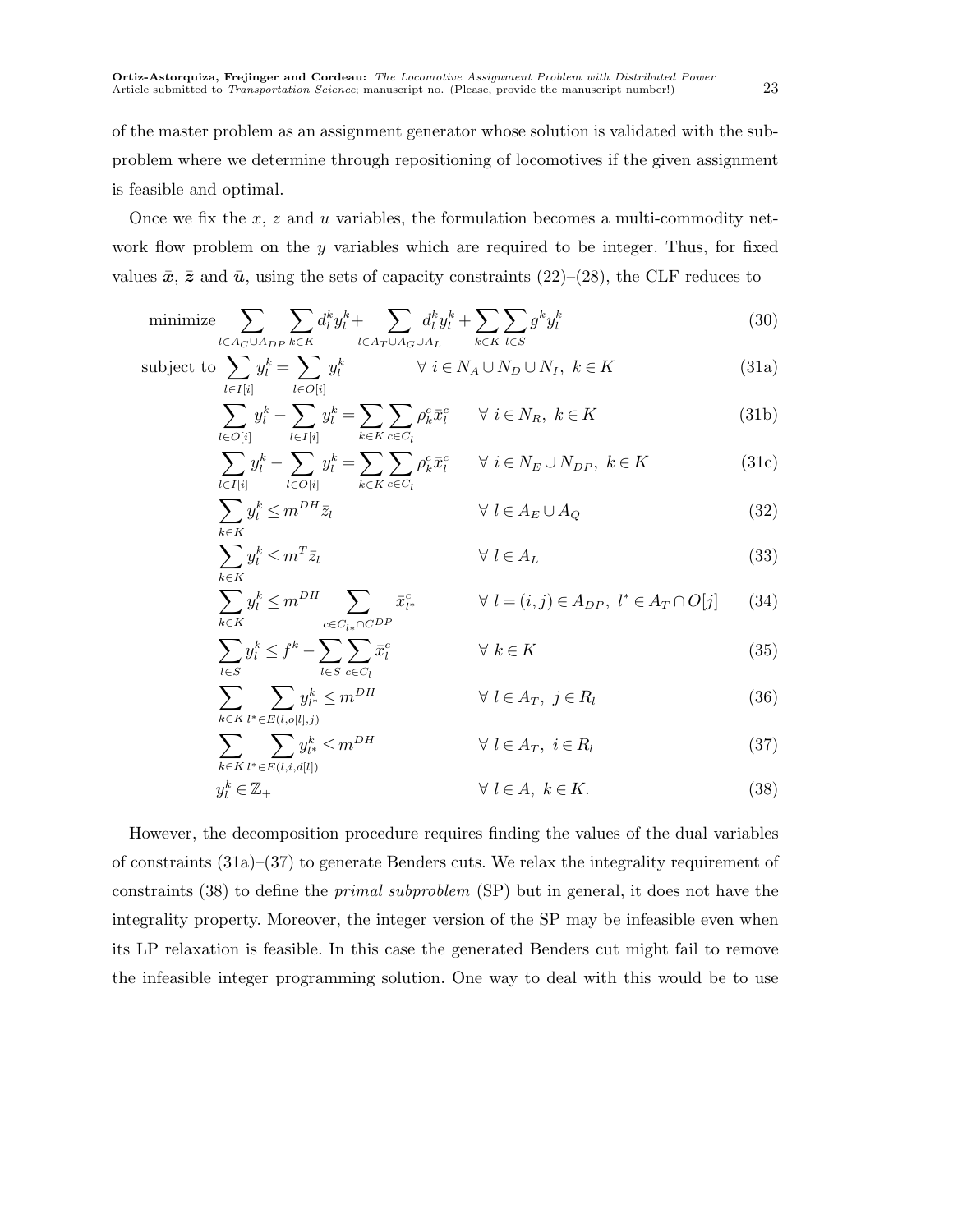of the master problem as an assignment generator whose solution is validated with the subproblem where we determine through repositioning of locomotives if the given assignment is feasible and optimal.

Once we fix the $x$, $z$ and $u$ variables, the formulation becomes a multi-commodity network flow problem on the $y$ variables which are required to be integer. Thus, for fixed values $\bar{\boldsymbol{x}}$, $\bar{\boldsymbol{z}}$ and $\bar{\boldsymbol{u}}$, using the sets of capacity constraints (22)–(28), the CLF reduces to

$$\text{minimize} \sum_{l \in A_C \cup A_{DP}} \sum_{k \in K} d_l^k y_l^k + \sum_{l \in A_T \cup A_G \cup A_L} d_l^k y_l^k + \sum_{k \in K} \sum_{l \in S} g^k y_l^k \tag{30}$$

$$\text{subject to} \sum_{l \in I[i]} y_l^k = \sum_{l \in O[i]} y_l^k \qquad \forall\ i \in N_A \cup N_D \cup N_I,\ k \in K \tag{31a}$$

$$\sum_{l \in O[i]} y_l^k - \sum_{l \in I[i]} y_l^k = \sum_{k \in K} \sum_{c \in C_l} \rho_k^c \bar{x}_l^c \qquad \forall\ i \in N_R,\ k \in K \tag{31b}$$

$$\sum_{l \in I[i]} y_l^k - \sum_{l \in O[i]} y_l^k = \sum_{k \in K} \sum_{c \in C_l} \rho_k^c \bar{x}_l^c \qquad \forall\ i \in N_E \cup N_{DP},\ k \in K \tag{31c}$$

$$\sum_{k \in K} y_l^k \leq m^{DH} \bar{z}_l \qquad \forall\ l \in A_E \cup A_Q \tag{32}$$

$$\sum_{k \in K} y_l^k \leq m^T \bar{z}_l \qquad \forall\ l \in A_L \tag{33}$$

$$\sum_{k \in K} y_l^k \leq m^{DH} \sum_{c \in C_{l^*} \cap C^{DP}} \bar{x}_{l^*}^c \qquad \forall\ l = (i,j) \in A_{DP},\ l^* \in A_T \cap O[j] \tag{34}$$

$$\sum_{l \in S} y_l^k \leq f^k - \sum_{l \in S} \sum_{c \in C_l} \bar{x}_l^c \qquad \forall\ k \in K \tag{35}$$

$$\sum_{k \in K} \sum_{l^* \in E(l, o[l], j)} y_{l^*}^k \leq m^{DH} \qquad \forall\ l \in A_T,\ j \in R_l \tag{36}$$

$$\sum_{k \in K} \sum_{l^* \in E(l, i, d[l])} y_{l^*}^k \leq m^{DH} \qquad \forall\ l \in A_T,\ i \in R_l \tag{37}$$

$$y_l^k \in \mathbb{Z}_+ \qquad \forall\ l \in A,\ k \in K. \tag{38}$$

However, the decomposition procedure requires finding the values of the dual variables of constraints (31a)–(37) to generate Benders cuts. We relax the integrality requirement of constraints (38) to define the *primal subproblem* (SP) but in general, it does not have the integrality property. Moreover, the integer version of the SP may be infeasible even when its LP relaxation is feasible. In this case the generated Benders cut might fail to remove the infeasible integer programming solution. One way to deal with this would be to use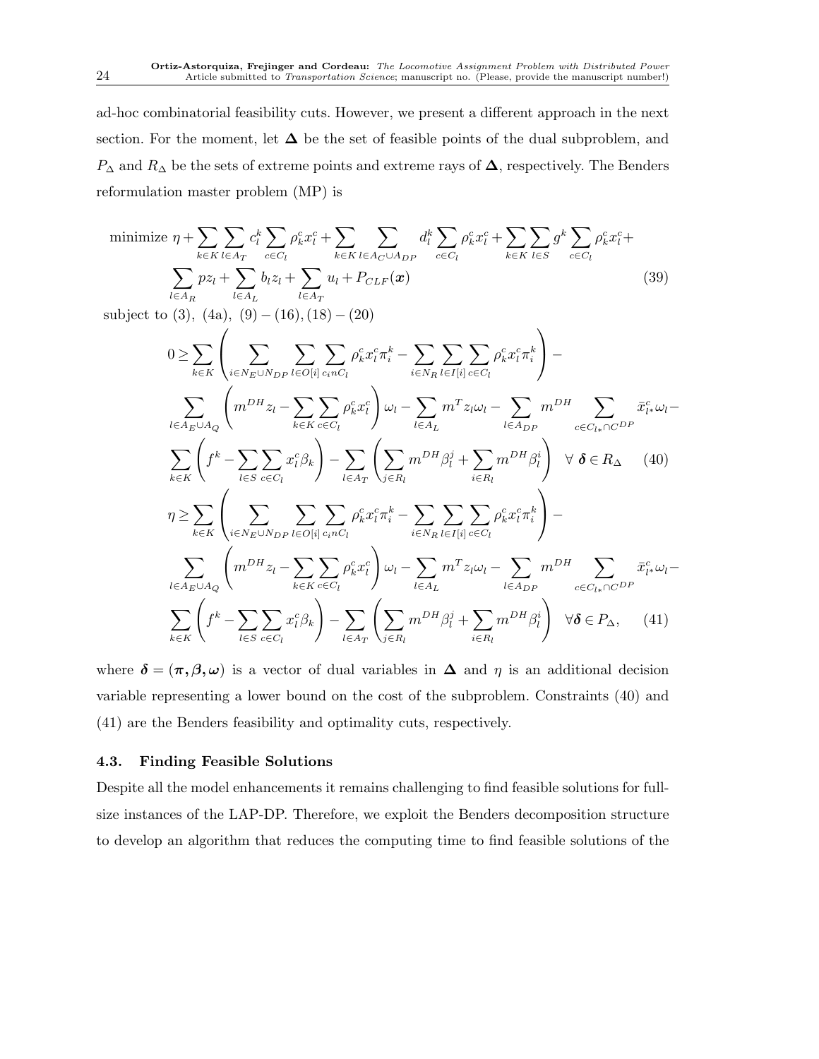ad-hoc combinatorial feasibility cuts. However, we present a different approach in the next section. For the moment, let $\boldsymbol{\Delta}$ be the set of feasible points of the dual subproblem, and $P_{\Delta}$ and $R_{\Delta}$ be the sets of extreme points and extreme rays of $\boldsymbol{\Delta}$, respectively. The Benders reformulation master problem (MP) is

$$
\begin{aligned}
\text{minimize } & \eta + \sum_{k\in K}\sum_{l\in A_T} c_l^k \sum_{c\in C_l} \rho_k^c x_l^c + \sum_{k\in K}\sum_{l\in A_C\cup A_{DP}} d_l^k \sum_{c\in C_l}\rho_k^c x_l^c + \sum_{k\in K}\sum_{l\in S} g^k \sum_{c\in C_l}\rho_k^c x_l^c + \\
& \sum_{l\in A_R} p z_l + \sum_{l\in A_L} b_l z_l + \sum_{l\in A_T} u_l + P_{CLF}(\boldsymbol{x}) \qquad (39)
\end{aligned}
$$

subject to (3), (4a), (9) − (16), (18) − (20)

$$
\begin{aligned}
0 \geq & \sum_{k\in K}\left(\sum_{i\in N_E\cup N_{DP}}\sum_{l\in O[i]}\sum_{c_i n C_l}\rho_k^c x_l^c \pi_i^k - \sum_{i\in N_R}\sum_{l\in I[i]}\sum_{c\in C_l}\rho_k^c x_l^c\pi_i^k\right) - \\
& \sum_{l\in A_E\cup A_Q}\left(m^{DH} z_l - \sum_{k\in K}\sum_{c\in C_l}\rho_k^c x_l^c\right)\omega_l - \sum_{l\in A_L} m^T z_l \omega_l - \sum_{l\in A_{DP}} m^{DH}\sum_{c\in C_{l*}\cap C^{DP}}\bar{x}_{l*}^c\omega_l - \\
& \sum_{k\in K}\left(f^k - \sum_{l\in S}\sum_{c\in C_l} x_l^c \beta_k\right) - \sum_{l\in A_T}\left(\sum_{j\in R_l} m^{DH}\beta_l^j + \sum_{i\in R_l} m^{DH}\beta_l^i\right) \quad \forall\ \boldsymbol{\delta}\in R_{\Delta} \qquad (40)
\end{aligned}
$$

$$
\begin{aligned}
\eta \geq & \sum_{k\in K}\left(\sum_{i\in N_E\cup N_{DP}}\sum_{l\in O[i]}\sum_{c_i n C_l}\rho_k^c x_l^c \pi_i^k - \sum_{i\in N_R}\sum_{l\in I[i]}\sum_{c\in C_l}\rho_k^c x_l^c\pi_i^k\right) - \\
& \sum_{l\in A_E\cup A_Q}\left(m^{DH} z_l - \sum_{k\in K}\sum_{c\in C_l}\rho_k^c x_l^c\right)\omega_l - \sum_{l\in A_L} m^T z_l \omega_l - \sum_{l\in A_{DP}} m^{DH}\sum_{c\in C_{l*}\cap C^{DP}}\bar{x}_{l*}^c\omega_l - \\
& \sum_{k\in K}\left(f^k - \sum_{l\in S}\sum_{c\in C_l} x_l^c \beta_k\right) - \sum_{l\in A_T}\left(\sum_{j\in R_l} m^{DH}\beta_l^j + \sum_{i\in R_l} m^{DH}\beta_l^i\right) \quad \forall \boldsymbol{\delta}\in P_{\Delta}, \qquad (41)
\end{aligned}
$$

where $\boldsymbol{\delta} = (\boldsymbol{\pi}, \boldsymbol{\beta}, \boldsymbol{\omega})$ is a vector of dual variables in $\boldsymbol{\Delta}$ and $\eta$ is an additional decision variable representing a lower bound on the cost of the subproblem. Constraints (40) and (41) are the Benders feasibility and optimality cuts, respectively.

### 4.3. Finding Feasible Solutions

Despite all the model enhancements it remains challenging to find feasible solutions for full-size instances of the LAP-DP. Therefore, we exploit the Benders decomposition structure to develop an algorithm that reduces the computing time to find feasible solutions of the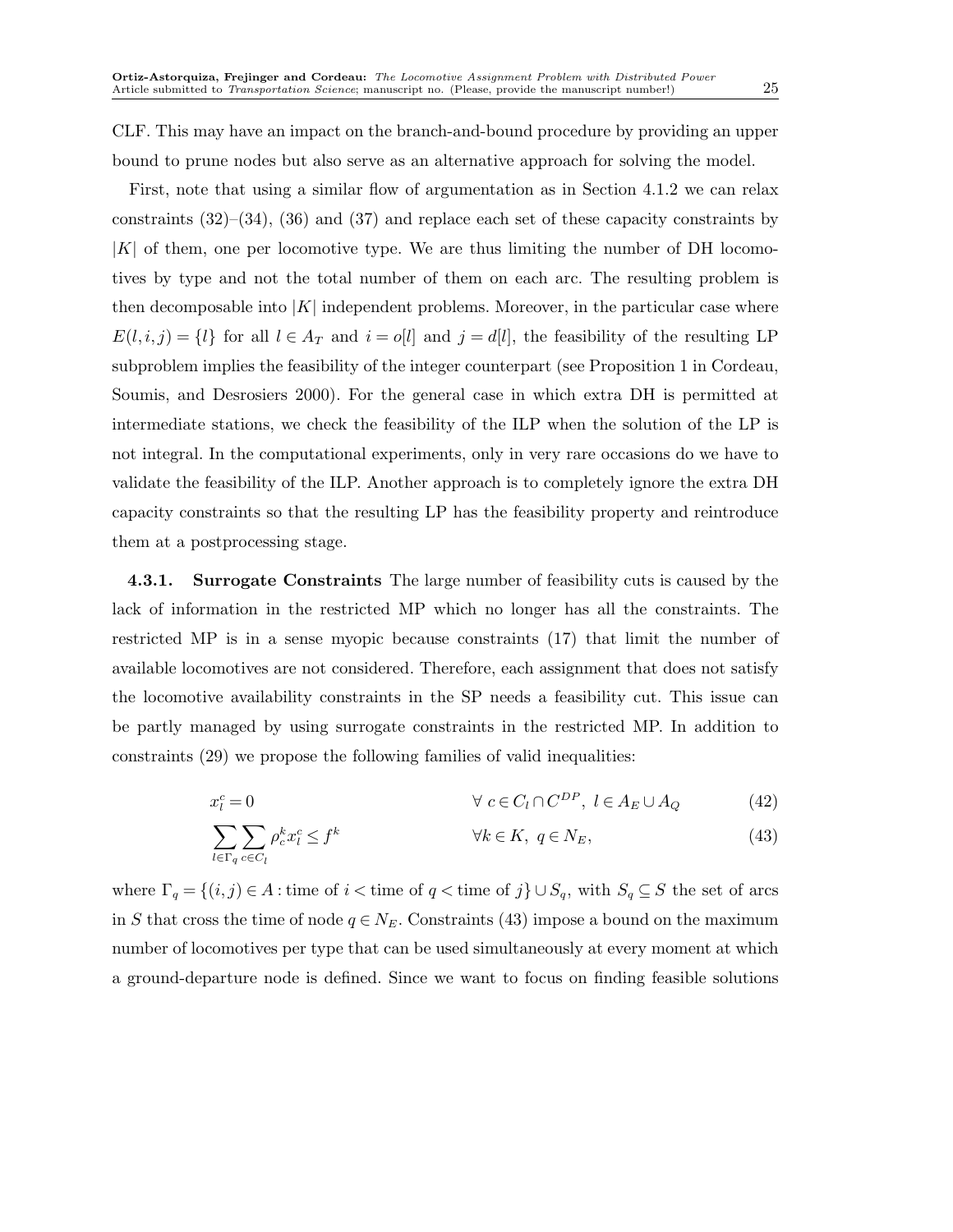CLF. This may have an impact on the branch-and-bound procedure by providing an upper bound to prune nodes but also serve as an alternative approach for solving the model.

First, note that using a similar flow of argumentation as in Section 4.1.2 we can relax constraints (32)–(34), (36) and (37) and replace each set of these capacity constraints by $|K|$ of them, one per locomotive type. We are thus limiting the number of DH locomotives by type and not the total number of them on each arc. The resulting problem is then decomposable into $|K|$ independent problems. Moreover, in the particular case where $E(l,i,j) = \{l\}$ for all $l \in A_T$ and $i = o[l]$ and $j = d[l]$, the feasibility of the resulting LP subproblem implies the feasibility of the integer counterpart (see Proposition 1 in Cordeau, Soumis, and Desrosiers 2000). For the general case in which extra DH is permitted at intermediate stations, we check the feasibility of the ILP when the solution of the LP is not integral. In the computational experiments, only in very rare occasions do we have to validate the feasibility of the ILP. Another approach is to completely ignore the extra DH capacity constraints so that the resulting LP has the feasibility property and reintroduce them at a postprocessing stage.

#### 4.3.1. Surrogate Constraints

The large number of feasibility cuts is caused by the lack of information in the restricted MP which no longer has all the constraints. The restricted MP is in a sense myopic because constraints (17) that limit the number of available locomotives are not considered. Therefore, each assignment that does not satisfy the locomotive availability constraints in the SP needs a feasibility cut. This issue can be partly managed by using surrogate constraints in the restricted MP. In addition to constraints (29) we propose the following families of valid inequalities:

$$x_l^c = 0 \qquad \forall\ c \in C_l \cap C^{DP},\ l \in A_E \cup A_Q \tag{42}$$

$$\sum_{l \in \Gamma_q} \sum_{c \in C_l} \rho_c^k x_l^c \leq f^k \qquad \forall k \in K,\ q \in N_E, \tag{43}$$

where $\Gamma_q = \{(i,j) \in A : \text{time of } i < \text{time of } q < \text{time of } j\} \cup S_q$, with $S_q \subseteq S$ the set of arcs in $S$ that cross the time of node $q \in N_E$. Constraints (43) impose a bound on the maximum number of locomotives per type that can be used simultaneously at every moment at which a ground-departure node is defined. Since we want to focus on finding feasible solutions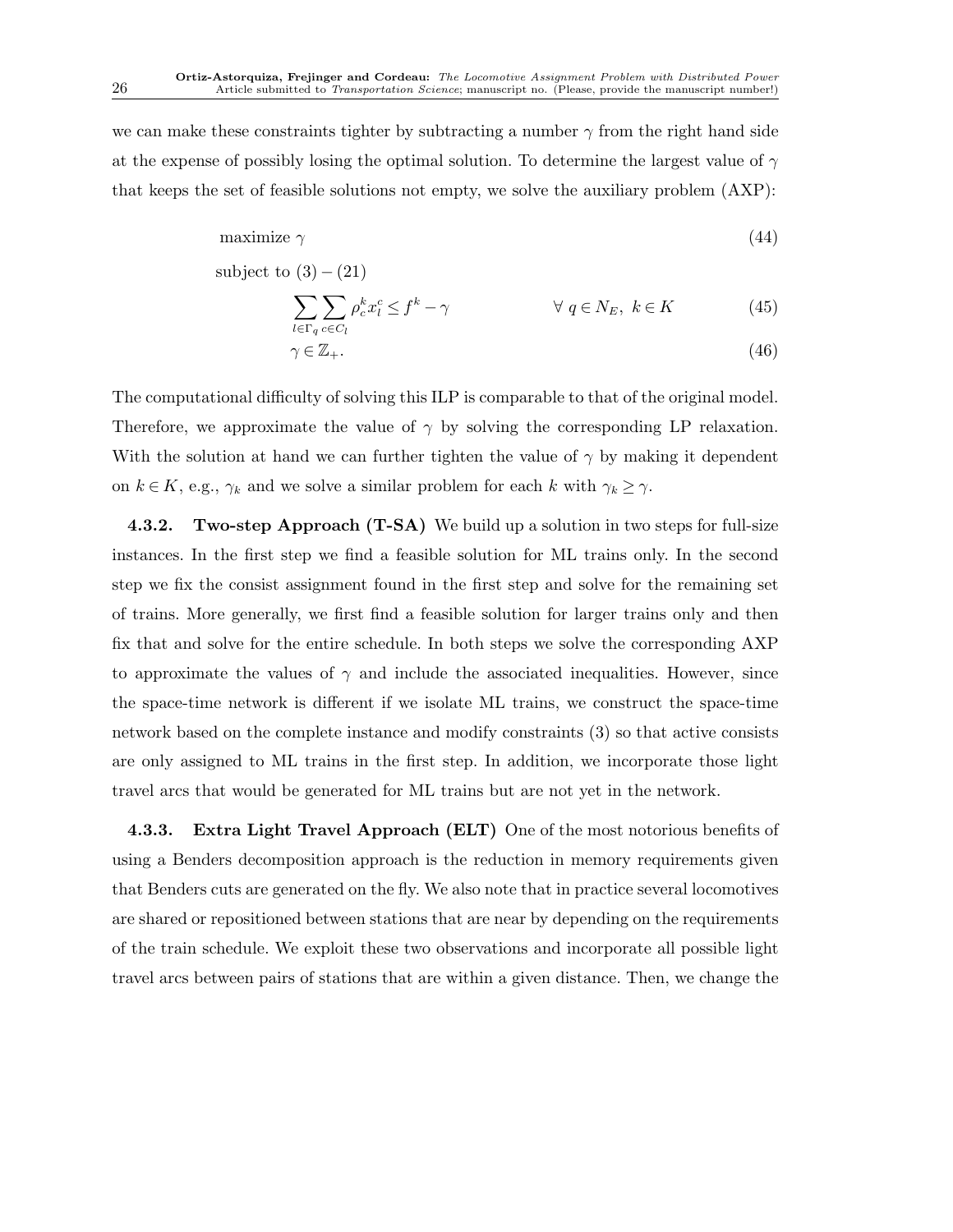we can make these constraints tighter by subtracting a number $\gamma$ from the right hand side at the expense of possibly losing the optimal solution. To determine the largest value of $\gamma$ that keeps the set of feasible solutions not empty, we solve the auxiliary problem (AXP):

$$
\text{maximize } \gamma \tag{44}
$$

$$
\text{subject to } (3)-(21)
$$

$$
\sum_{l \in \Gamma_q} \sum_{c \in C_l} \rho_c^k x_l^c \leq f^k - \gamma \qquad \forall\ q \in N_E,\ k \in K \tag{45}
$$

$$
\gamma \in \mathbb{Z}_+. \tag{46}
$$

The computational difficulty of solving this ILP is comparable to that of the original model. Therefore, we approximate the value of $\gamma$ by solving the corresponding LP relaxation. With the solution at hand we can further tighten the value of $\gamma$ by making it dependent on $k \in K$, e.g., $\gamma_k$ and we solve a similar problem for each $k$ with $\gamma_k \geq \gamma$.

#### 4.3.2. Two-step Approach (T-SA)

We build up a solution in two steps for full-size instances. In the first step we find a feasible solution for ML trains only. In the second step we fix the consist assignment found in the first step and solve for the remaining set of trains. More generally, we first find a feasible solution for larger trains only and then fix that and solve for the entire schedule. In both steps we solve the corresponding AXP to approximate the values of $\gamma$ and include the associated inequalities. However, since the space-time network is different if we isolate ML trains, we construct the space-time network based on the complete instance and modify constraints (3) so that active consists are only assigned to ML trains in the first step. In addition, we incorporate those light travel arcs that would be generated for ML trains but are not yet in the network.

#### 4.3.3. Extra Light Travel Approach (ELT)

One of the most notorious benefits of using a Benders decomposition approach is the reduction in memory requirements given that Benders cuts are generated on the fly. We also note that in practice several locomotives are shared or repositioned between stations that are near by depending on the requirements of the train schedule. We exploit these two observations and incorporate all possible light travel arcs between pairs of stations that are within a given distance. Then, we change the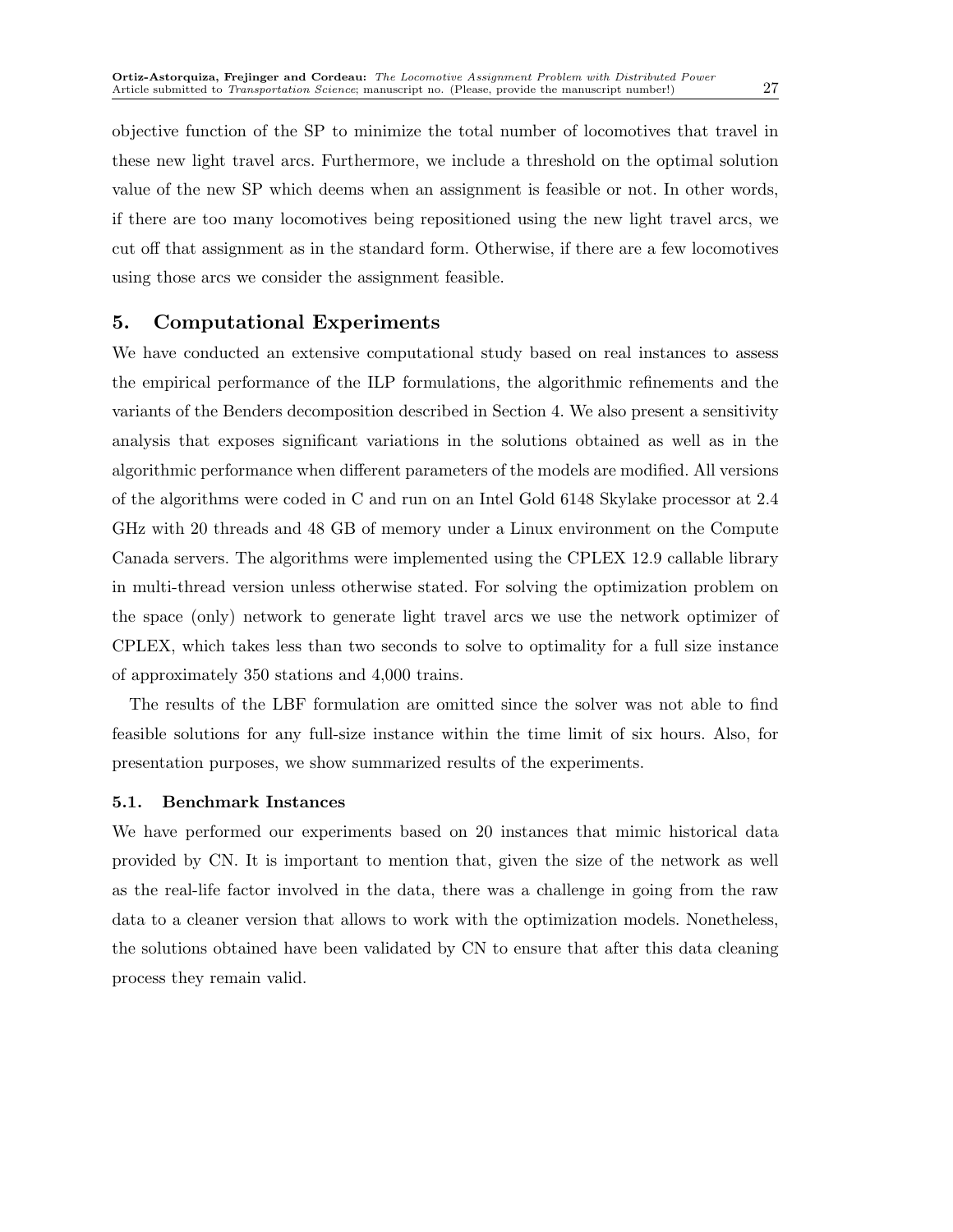objective function of the SP to minimize the total number of locomotives that travel in these new light travel arcs. Furthermore, we include a threshold on the optimal solution value of the new SP which deems when an assignment is feasible or not. In other words, if there are too many locomotives being repositioned using the new light travel arcs, we cut off that assignment as in the standard form. Otherwise, if there are a few locomotives using those arcs we consider the assignment feasible.

## 5. Computational Experiments

We have conducted an extensive computational study based on real instances to assess the empirical performance of the ILP formulations, the algorithmic refinements and the variants of the Benders decomposition described in Section 4. We also present a sensitivity analysis that exposes significant variations in the solutions obtained as well as in the algorithmic performance when different parameters of the models are modified. All versions of the algorithms were coded in C and run on an Intel Gold 6148 Skylake processor at 2.4 GHz with 20 threads and 48 GB of memory under a Linux environment on the Compute Canada servers. The algorithms were implemented using the CPLEX 12.9 callable library in multi-thread version unless otherwise stated. For solving the optimization problem on the space (only) network to generate light travel arcs we use the network optimizer of CPLEX, which takes less than two seconds to solve to optimality for a full size instance of approximately 350 stations and 4,000 trains.

The results of the LBF formulation are omitted since the solver was not able to find feasible solutions for any full-size instance within the time limit of six hours. Also, for presentation purposes, we show summarized results of the experiments.

### 5.1. Benchmark Instances

We have performed our experiments based on 20 instances that mimic historical data provided by CN. It is important to mention that, given the size of the network as well as the real-life factor involved in the data, there was a challenge in going from the raw data to a cleaner version that allows to work with the optimization models. Nonetheless, the solutions obtained have been validated by CN to ensure that after this data cleaning process they remain valid.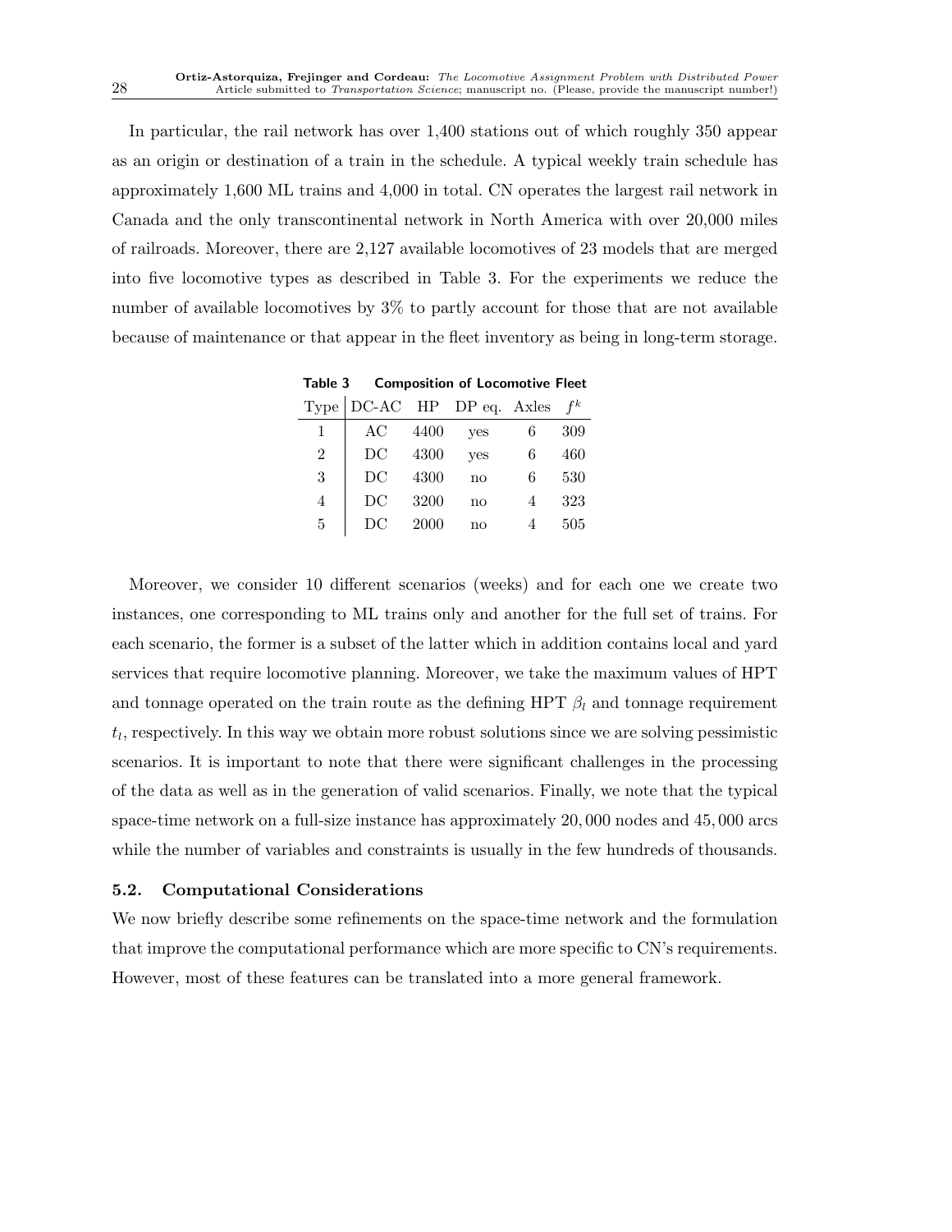In particular, the rail network has over 1,400 stations out of which roughly 350 appear as an origin or destination of a train in the schedule. A typical weekly train schedule has approximately 1,600 ML trains and 4,000 in total. CN operates the largest rail network in Canada and the only transcontinental network in North America with over 20,000 miles of railroads. Moreover, there are 2,127 available locomotives of 23 models that are merged into five locomotive types as described in Table 3. For the experiments we reduce the number of available locomotives by 3% to partly account for those that are not available because of maintenance or that appear in the fleet inventory as being in long-term storage.

**Table 3 Composition of Locomotive Fleet**

| Type | DC-AC | HP | DP eq. | Axles | $f^k$ |
|---|---|---|---|---|---|
| 1 | AC | 4400 | yes | 6 | 309 |
| 2 | DC | 4300 | yes | 6 | 460 |
| 3 | DC | 4300 | no | 6 | 530 |
| 4 | DC | 3200 | no | 4 | 323 |
| 5 | DC | 2000 | no | 4 | 505 |

Moreover, we consider 10 different scenarios (weeks) and for each one we create two instances, one corresponding to ML trains only and another for the full set of trains. For each scenario, the former is a subset of the latter which in addition contains local and yard services that require locomotive planning. Moreover, we take the maximum values of HPT and tonnage operated on the train route as the defining HPT $\beta_l$ and tonnage requirement $t_l$, respectively. In this way we obtain more robust solutions since we are solving pessimistic scenarios. It is important to note that there were significant challenges in the processing of the data as well as in the generation of valid scenarios. Finally, we note that the typical space-time network on a full-size instance has approximately $20,000$ nodes and $45,000$ arcs while the number of variables and constraints is usually in the few hundreds of thousands.

### 5.2. Computational Considerations

We now briefly describe some refinements on the space-time network and the formulation that improve the computational performance which are more specific to CN's requirements. However, most of these features can be translated into a more general framework.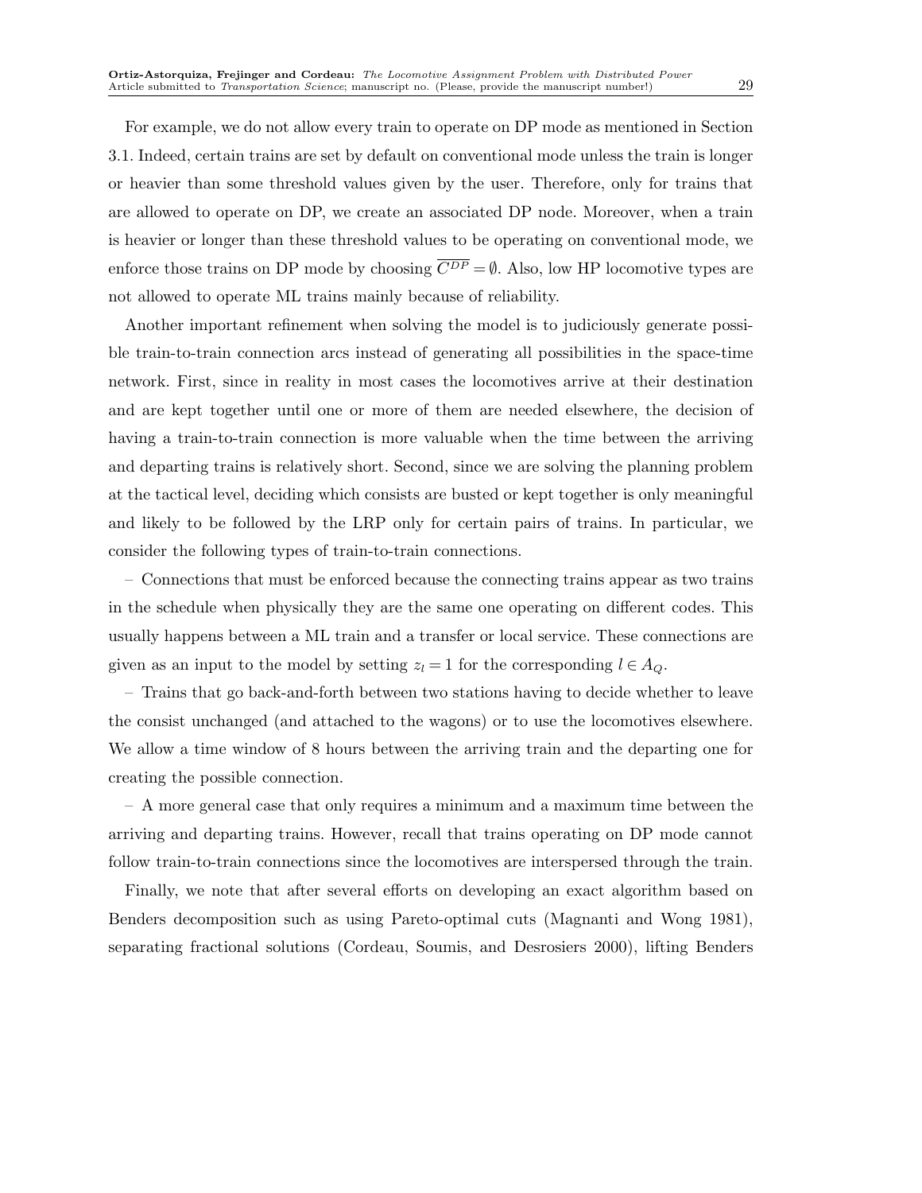For example, we do not allow every train to operate on DP mode as mentioned in Section 3.1. Indeed, certain trains are set by default on conventional mode unless the train is longer or heavier than some threshold values given by the user. Therefore, only for trains that are allowed to operate on DP, we create an associated DP node. Moreover, when a train is heavier or longer than these threshold values to be operating on conventional mode, we enforce those trains on DP mode by choosing $\overline{C^{DP}} = \emptyset$. Also, low HP locomotive types are not allowed to operate ML trains mainly because of reliability.

Another important refinement when solving the model is to judiciously generate possible train-to-train connection arcs instead of generating all possibilities in the space-time network. First, since in reality in most cases the locomotives arrive at their destination and are kept together until one or more of them are needed elsewhere, the decision of having a train-to-train connection is more valuable when the time between the arriving and departing trains is relatively short. Second, since we are solving the planning problem at the tactical level, deciding which consists are busted or kept together is only meaningful and likely to be followed by the LRP only for certain pairs of trains. In particular, we consider the following types of train-to-train connections.

– Connections that must be enforced because the connecting trains appear as two trains in the schedule when physically they are the same one operating on different codes. This usually happens between a ML train and a transfer or local service. These connections are given as an input to the model by setting $z_l = 1$ for the corresponding $l \in A_Q$.

– Trains that go back-and-forth between two stations having to decide whether to leave the consist unchanged (and attached to the wagons) or to use the locomotives elsewhere. We allow a time window of 8 hours between the arriving train and the departing one for creating the possible connection.

– A more general case that only requires a minimum and a maximum time between the arriving and departing trains. However, recall that trains operating on DP mode cannot follow train-to-train connections since the locomotives are interspersed through the train.

Finally, we note that after several efforts on developing an exact algorithm based on Benders decomposition such as using Pareto-optimal cuts (Magnanti and Wong 1981), separating fractional solutions (Cordeau, Soumis, and Desrosiers 2000), lifting Benders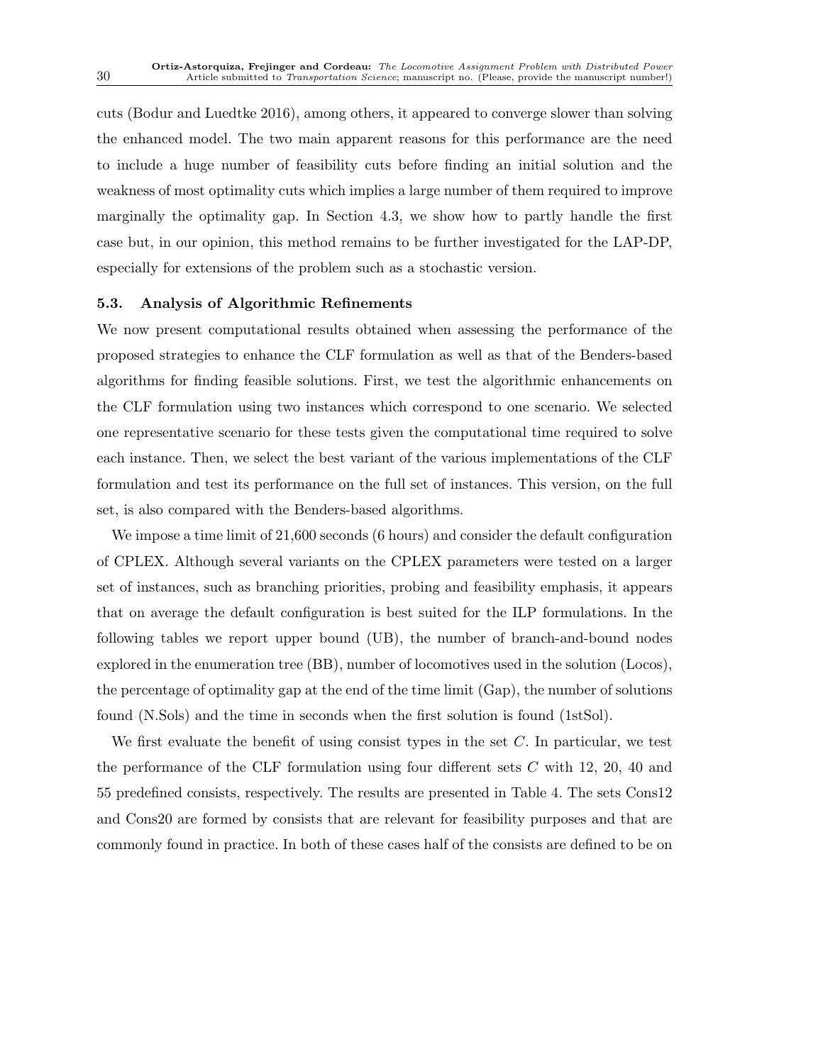cuts (Bodur and Luedtke 2016), among others, it appeared to converge slower than solving the enhanced model. The two main apparent reasons for this performance are the need to include a huge number of feasibility cuts before finding an initial solution and the weakness of most optimality cuts which implies a large number of them required to improve marginally the optimality gap. In Section 4.3, we show how to partly handle the first case but, in our opinion, this method remains to be further investigated for the LAP-DP, especially for extensions of the problem such as a stochastic version.

### 5.3. Analysis of Algorithmic Refinements

We now present computational results obtained when assessing the performance of the proposed strategies to enhance the CLF formulation as well as that of the Benders-based algorithms for finding feasible solutions. First, we test the algorithmic enhancements on the CLF formulation using two instances which correspond to one scenario. We selected one representative scenario for these tests given the computational time required to solve each instance. Then, we select the best variant of the various implementations of the CLF formulation and test its performance on the full set of instances. This version, on the full set, is also compared with the Benders-based algorithms.

We impose a time limit of 21,600 seconds (6 hours) and consider the default configuration of CPLEX. Although several variants on the CPLEX parameters were tested on a larger set of instances, such as branching priorities, probing and feasibility emphasis, it appears that on average the default configuration is best suited for the ILP formulations. In the following tables we report upper bound (UB), the number of branch-and-bound nodes explored in the enumeration tree (BB), number of locomotives used in the solution (Locos), the percentage of optimality gap at the end of the time limit (Gap), the number of solutions found (N.Sols) and the time in seconds when the first solution is found (1stSol).

We first evaluate the benefit of using consist types in the set $C$. In particular, we test the performance of the CLF formulation using four different sets $C$ with 12, 20, 40 and 55 predefined consists, respectively. The results are presented in Table 4. The sets Cons12 and Cons20 are formed by consists that are relevant for feasibility purposes and that are commonly found in practice. In both of these cases half of the consists are defined to be on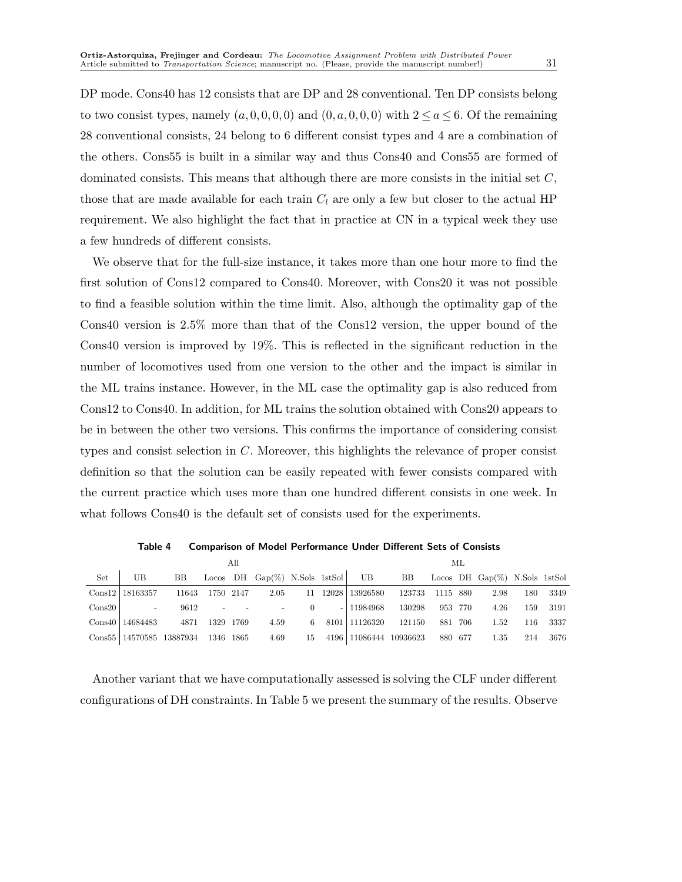DP mode. Cons40 has 12 consists that are DP and 28 conventional. Ten DP consists belong to two consist types, namely $(a,0,0,0,0)$ and $(0,a,0,0,0)$ with $2 \leq a \leq 6$. Of the remaining 28 conventional consists, 24 belong to 6 different consist types and 4 are a combination of the others. Cons55 is built in a similar way and thus Cons40 and Cons55 are formed of dominated consists. This means that although there are more consists in the initial set $C$, those that are made available for each train $C_l$ are only a few but closer to the actual HP requirement. We also highlight the fact that in practice at CN in a typical week they use a few hundreds of different consists.

We observe that for the full-size instance, it takes more than one hour more to find the first solution of Cons12 compared to Cons40. Moreover, with Cons20 it was not possible to find a feasible solution within the time limit. Also, although the optimality gap of the Cons40 version is 2.5% more than that of the Cons12 version, the upper bound of the Cons40 version is improved by 19%. This is reflected in the significant reduction in the number of locomotives used from one version to the other and the impact is similar in the ML trains instance. However, in the ML case the optimality gap is also reduced from Cons12 to Cons40. In addition, for ML trains the solution obtained with Cons20 appears to be in between the other two versions. This confirms the importance of considering consist types and consist selection in $C$. Moreover, this highlights the relevance of proper consist definition so that the solution can be easily repeated with fewer consists compared with the current practice which uses more than one hundred different consists in one week. In what follows Cons40 is the default set of consists used for the experiments.

**Table 4 Comparison of Model Performance Under Different Sets of Consists**

| | All | | | | | | | ML | | | | | | |
|---|---|---|---|---|---|---|---|---|---|---|---|---|---|---|
| Set | UB | BB | Locos | DH | Gap(%) | N.Sols | 1stSol | UB | BB | Locos | DH | Gap(%) | N.Sols | 1stSol |
| Cons12 | 18163357 | 11643 | 1750 | 2147 | 2.05 | 11 | 12028 | 13926580 | 123733 | 1115 | 880 | 2.98 | 180 | 3349 |
| Cons20 | - | 9612 | - | - | - | 0 | - | 11984968 | 130298 | 953 | 770 | 4.26 | 159 | 3191 |
| Cons40 | 14684483 | 4871 | 1329 | 1769 | 4.59 | 6 | 8101 | 11126320 | 121150 | 881 | 706 | 1.52 | 116 | 3337 |
| Cons55 | 14570585 | 13887934 | 1346 | 1865 | 4.69 | 15 | 4196 | 11086444 | 10936623 | 880 | 677 | 1.35 | 214 | 3676 |

Another variant that we have computationally assessed is solving the CLF under different configurations of DH constraints. In Table 5 we present the summary of the results. Observe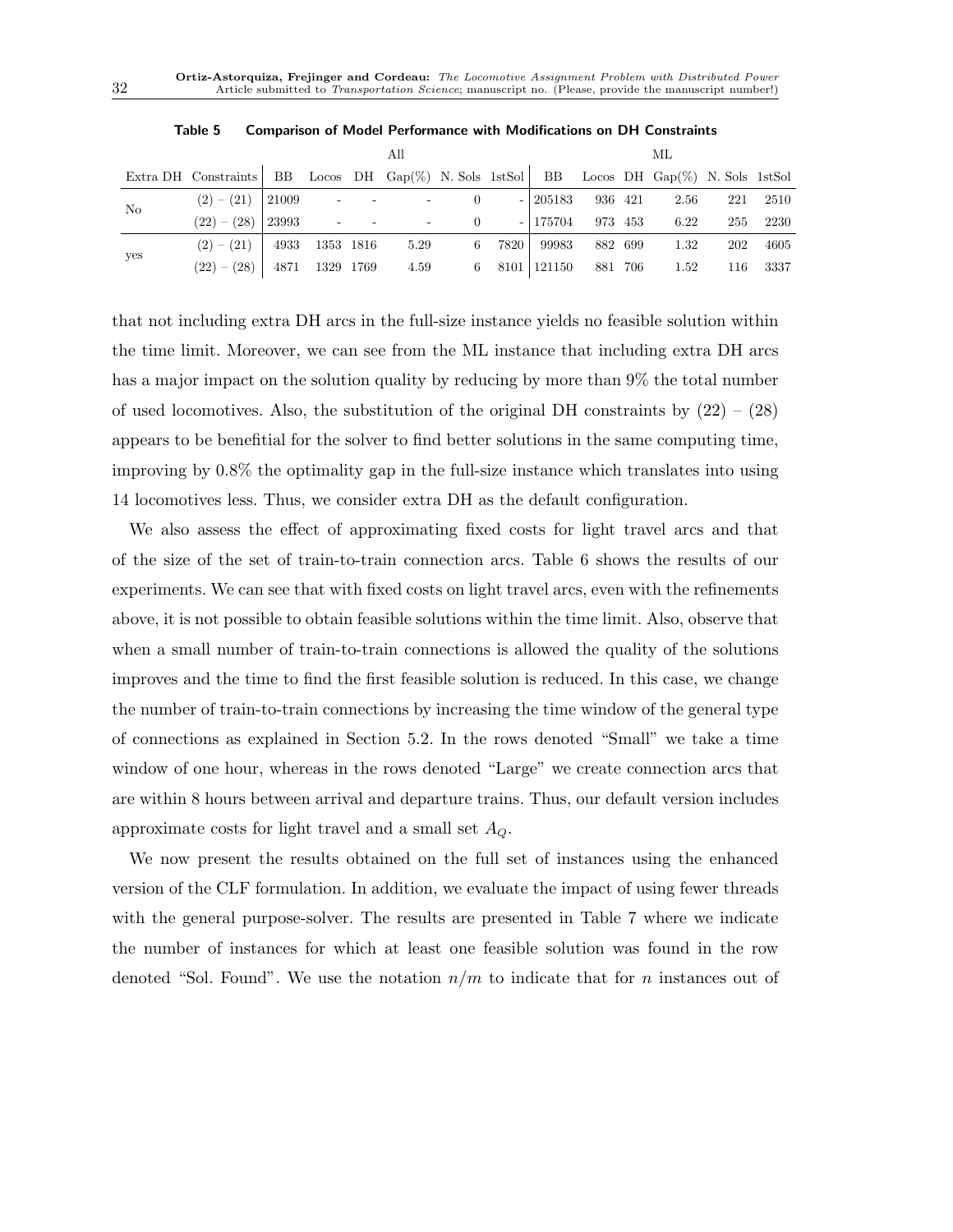**Table 5 Comparison of Model Performance with Modifications on DH Constraints**

| | | All | | | | | | ML | | | | | |
|---|---|---|---|---|---|---|---|---|---|---|---|---|---|
| Extra DH | Constraints | BB | Locos | DH | Gap(%) | N. Sols | 1stSol | BB | Locos | DH | Gap(%) | N. Sols | 1stSol |
| No | (2) – (21) | 21009 | - | - | - | 0 | - | 205183 | 936 | 421 | 2.56 | 221 | 2510 |
| | (22) – (28) | 23993 | - | - | - | 0 | - | 175704 | 973 | 453 | 6.22 | 255 | 2230 |
| yes | (2) – (21) | 4933 | 1353 | 1816 | 5.29 | 6 | 7820 | 99983 | 882 | 699 | 1.32 | 202 | 4605 |
| | (22) – (28) | 4871 | 1329 | 1769 | 4.59 | 6 | 8101 | 121150 | 881 | 706 | 1.52 | 116 | 3337 |

that not including extra DH arcs in the full-size instance yields no feasible solution within the time limit. Moreover, we can see from the ML instance that including extra DH arcs has a major impact on the solution quality by reducing by more than 9% the total number of used locomotives. Also, the substitution of the original DH constraints by (22) – (28) appears to be benefitial for the solver to find better solutions in the same computing time, improving by 0.8% the optimality gap in the full-size instance which translates into using 14 locomotives less. Thus, we consider extra DH as the default configuration.

We also assess the effect of approximating fixed costs for light travel arcs and that of the size of the set of train-to-train connection arcs. Table 6 shows the results of our experiments. We can see that with fixed costs on light travel arcs, even with the refinements above, it is not possible to obtain feasible solutions within the time limit. Also, observe that when a small number of train-to-train connections is allowed the quality of the solutions improves and the time to find the first feasible solution is reduced. In this case, we change the number of train-to-train connections by increasing the time window of the general type of connections as explained in Section 5.2. In the rows denoted "Small" we take a time window of one hour, whereas in the rows denoted "Large" we create connection arcs that are within 8 hours between arrival and departure trains. Thus, our default version includes approximate costs for light travel and a small set $A_Q$.

We now present the results obtained on the full set of instances using the enhanced version of the CLF formulation. In addition, we evaluate the impact of using fewer threads with the general purpose-solver. The results are presented in Table 7 where we indicate the number of instances for which at least one feasible solution was found in the row denoted "Sol. Found". We use the notation $n/m$ to indicate that for $n$ instances out of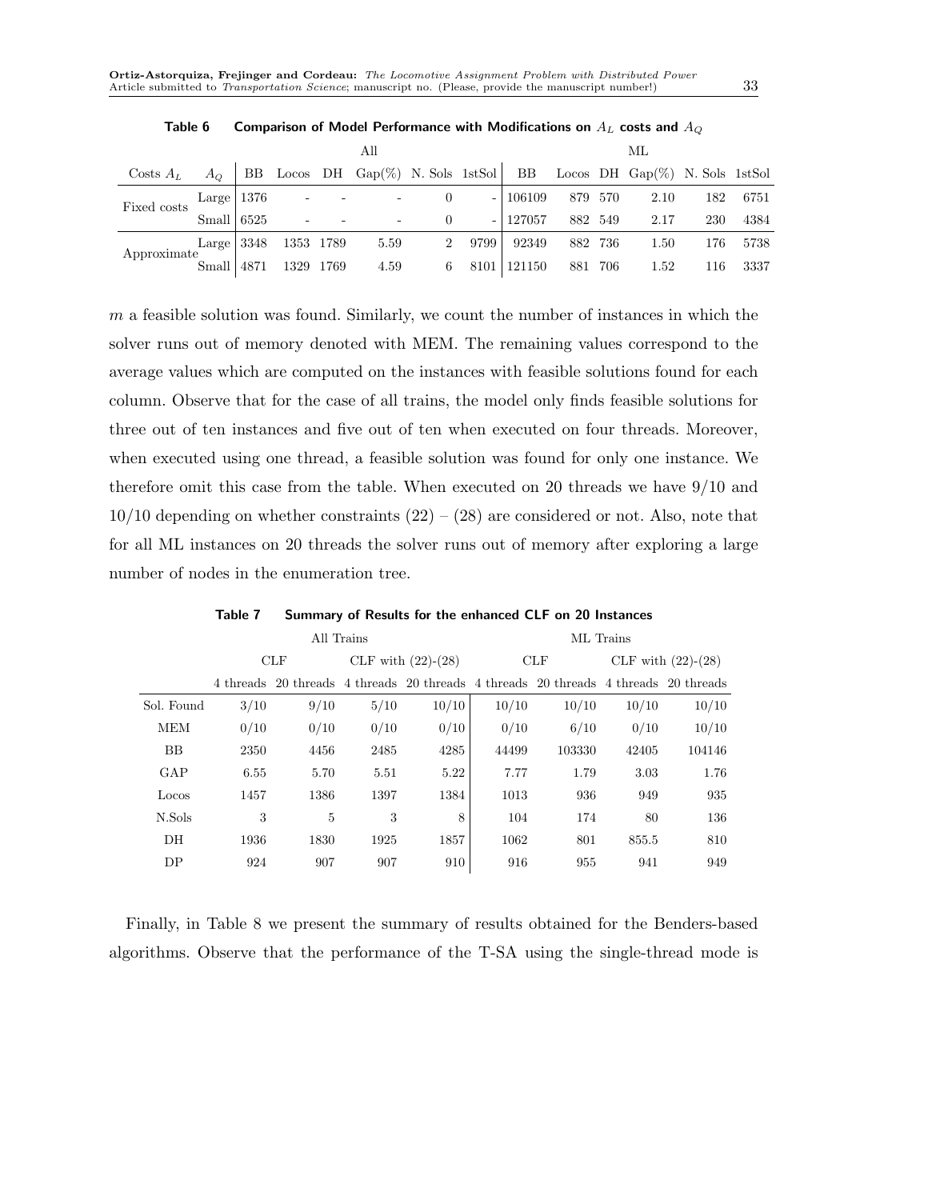**Table 6 Comparison of Model Performance with Modifications on $A_L$ costs and $A_Q$**

| | | All | | | | | | ML | | | | | |
|---|---|---|---|---|---|---|---|---|---|---|---|---|---|
| Costs $A_L$ | $A_Q$ | BB | Locos | DH | Gap(%) | N. Sols | 1stSol | BB | Locos | DH | Gap(%) | N. Sols | 1stSol |
| Fixed costs | Large | 1376 | - | - | - | 0 | - | 106109 | 879 | 570 | 2.10 | 182 | 6751 |
| | Small | 6525 | - | - | - | 0 | - | 127057 | 882 | 549 | 2.17 | 230 | 4384 |
| Approximate | Large | 3348 | 1353 | 1789 | 5.59 | 2 | 9799 | 92349 | 882 | 736 | 1.50 | 176 | 5738 |
| | Small | 4871 | 1329 | 1769 | 4.59 | 6 | 8101 | 121150 | 881 | 706 | 1.52 | 116 | 3337 |

$m$ a feasible solution was found. Similarly, we count the number of instances in which the solver runs out of memory denoted with MEM. The remaining values correspond to the average values which are computed on the instances with feasible solutions found for each column. Observe that for the case of all trains, the model only finds feasible solutions for three out of ten instances and five out of ten when executed on four threads. Moreover, when executed using one thread, a feasible solution was found for only one instance. We therefore omit this case from the table. When executed on 20 threads we have 9/10 and 10/10 depending on whether constraints (22) – (28) are considered or not. Also, note that for all ML instances on 20 threads the solver runs out of memory after exploring a large number of nodes in the enumeration tree.

**Table 7 Summary of Results for the enhanced CLF on 20 Instances**

| | All Trains | | | | ML Trains | | | |
|---|---|---|---|---|---|---|---|---|
| | CLF | | CLF with (22)-(28) | | CLF | | CLF with (22)-(28) | |
| | 4 threads | 20 threads | 4 threads | 20 threads | 4 threads | 20 threads | 4 threads | 20 threads |
| Sol. Found | 3/10 | 9/10 | 5/10 | 10/10 | 10/10 | 10/10 | 10/10 | 10/10 |
| MEM | 0/10 | 0/10 | 0/10 | 0/10 | 0/10 | 6/10 | 0/10 | 10/10 |
| BB | 2350 | 4456 | 2485 | 4285 | 44499 | 103330 | 42405 | 104146 |
| GAP | 6.55 | 5.70 | 5.51 | 5.22 | 7.77 | 1.79 | 3.03 | 1.76 |
| Locos | 1457 | 1386 | 1397 | 1384 | 1013 | 936 | 949 | 935 |
| N.Sols | 3 | 5 | 3 | 8 | 104 | 174 | 80 | 136 |
| DH | 1936 | 1830 | 1925 | 1857 | 1062 | 801 | 855.5 | 810 |
| DP | 924 | 907 | 907 | 910 | 916 | 955 | 941 | 949 |

Finally, in Table 8 we present the summary of results obtained for the Benders-based algorithms. Observe that the performance of the T-SA using the single-thread mode is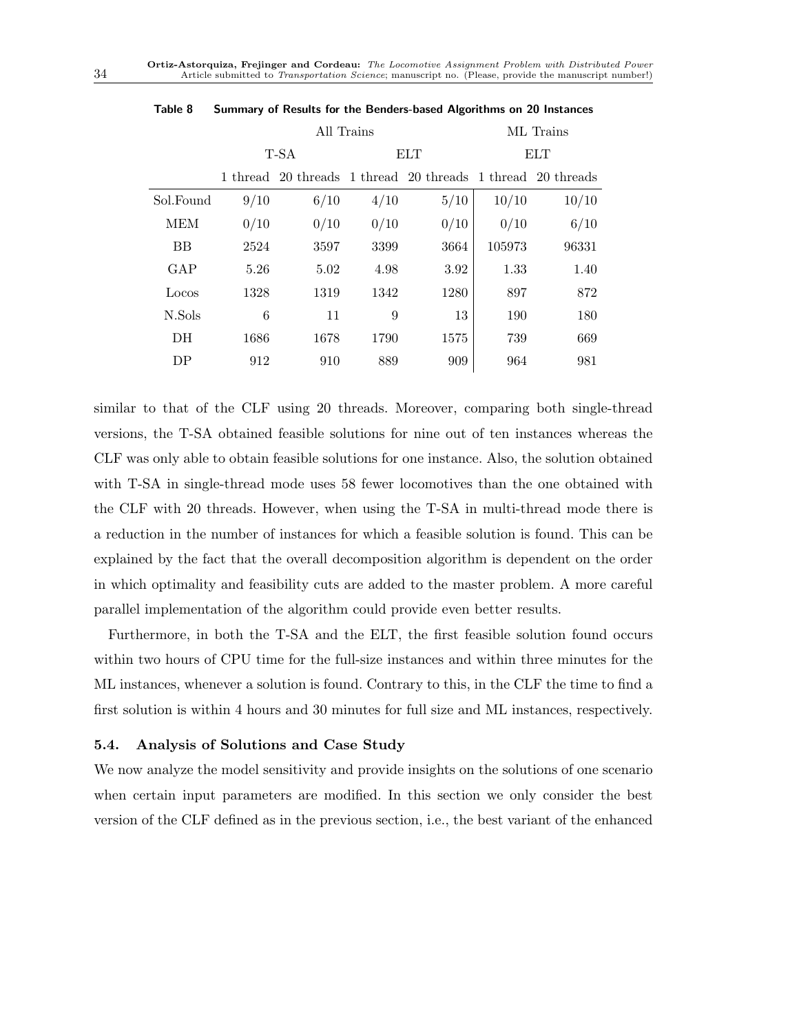**Table 8 Summary of Results for the Benders-based Algorithms on 20 Instances**

| | All Trains | | | | ML Trains | |
|---|---|---|---|---|---|---|
| | T-SA | | ELT | | ELT | |
| | 1 thread | 20 threads | 1 thread | 20 threads | 1 thread | 20 threads |
| Sol.Found | 9/10 | 6/10 | 4/10 | 5/10 | 10/10 | 10/10 |
| MEM | 0/10 | 0/10 | 0/10 | 0/10 | 0/10 | 6/10 |
| BB | 2524 | 3597 | 3399 | 3664 | 105973 | 96331 |
| GAP | 5.26 | 5.02 | 4.98 | 3.92 | 1.33 | 1.40 |
| Locos | 1328 | 1319 | 1342 | 1280 | 897 | 872 |
| N.Sols | 6 | 11 | 9 | 13 | 190 | 180 |
| DH | 1686 | 1678 | 1790 | 1575 | 739 | 669 |
| DP | 912 | 910 | 889 | 909 | 964 | 981 |

similar to that of the CLF using 20 threads. Moreover, comparing both single-thread versions, the T-SA obtained feasible solutions for nine out of ten instances whereas the CLF was only able to obtain feasible solutions for one instance. Also, the solution obtained with T-SA in single-thread mode uses 58 fewer locomotives than the one obtained with the CLF with 20 threads. However, when using the T-SA in multi-thread mode there is a reduction in the number of instances for which a feasible solution is found. This can be explained by the fact that the overall decomposition algorithm is dependent on the order in which optimality and feasibility cuts are added to the master problem. A more careful parallel implementation of the algorithm could provide even better results.

Furthermore, in both the T-SA and the ELT, the first feasible solution found occurs within two hours of CPU time for the full-size instances and within three minutes for the ML instances, whenever a solution is found. Contrary to this, in the CLF the time to find a first solution is within 4 hours and 30 minutes for full size and ML instances, respectively.

### 5.4. Analysis of Solutions and Case Study

We now analyze the model sensitivity and provide insights on the solutions of one scenario when certain input parameters are modified. In this section we only consider the best version of the CLF defined as in the previous section, i.e., the best variant of the enhanced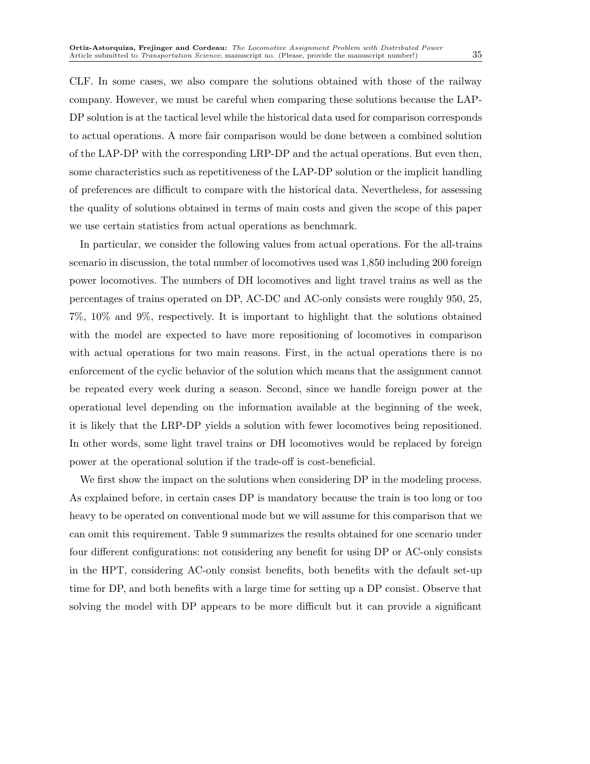CLF. In some cases, we also compare the solutions obtained with those of the railway company. However, we must be careful when comparing these solutions because the LAP-DP solution is at the tactical level while the historical data used for comparison corresponds to actual operations. A more fair comparison would be done between a combined solution of the LAP-DP with the corresponding LRP-DP and the actual operations. But even then, some characteristics such as repetitiveness of the LAP-DP solution or the implicit handling of preferences are difficult to compare with the historical data. Nevertheless, for assessing the quality of solutions obtained in terms of main costs and given the scope of this paper we use certain statistics from actual operations as benchmark.

In particular, we consider the following values from actual operations. For the all-trains scenario in discussion, the total number of locomotives used was 1,850 including 200 foreign power locomotives. The numbers of DH locomotives and light travel trains as well as the percentages of trains operated on DP, AC-DC and AC-only consists were roughly 950, 25, 7%, 10% and 9%, respectively. It is important to highlight that the solutions obtained with the model are expected to have more repositioning of locomotives in comparison with actual operations for two main reasons. First, in the actual operations there is no enforcement of the cyclic behavior of the solution which means that the assignment cannot be repeated every week during a season. Second, since we handle foreign power at the operational level depending on the information available at the beginning of the week, it is likely that the LRP-DP yields a solution with fewer locomotives being repositioned. In other words, some light travel trains or DH locomotives would be replaced by foreign power at the operational solution if the trade-off is cost-beneficial.

We first show the impact on the solutions when considering DP in the modeling process. As explained before, in certain cases DP is mandatory because the train is too long or too heavy to be operated on conventional mode but we will assume for this comparison that we can omit this requirement. Table 9 summarizes the results obtained for one scenario under four different configurations: not considering any benefit for using DP or AC-only consists in the HPT, considering AC-only consist benefits, both benefits with the default set-up time for DP, and both benefits with a large time for setting up a DP consist. Observe that solving the model with DP appears to be more difficult but it can provide a significant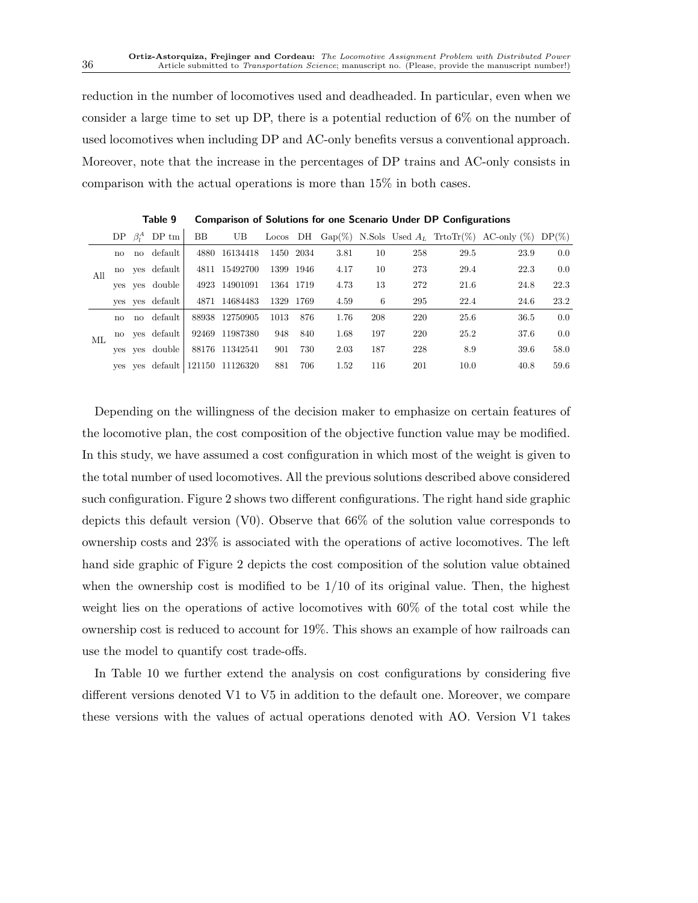reduction in the number of locomotives used and deadheaded. In particular, even when we consider a large time to set up DP, there is a potential reduction of 6% on the number of used locomotives when including DP and AC-only benefits versus a conventional approach. Moreover, note that the increase in the percentages of DP trains and AC-only consists in comparison with the actual operations is more than 15% in both cases.

**Table 9 Comparison of Solutions for one Scenario Under DP Configurations**

| | DP | $\beta_l^A$ | DP tm | BB | UB | Locos | DH | Gap(%) | N.Sols | Used $A_L$ | TrtoTr(%) | AC-only (%) | DP(%) |
|---|---|---|---|---|---|---|---|---|---|---|---|---|---|
| All | no | no | default | 4880 | 16134418 | 1450 | 2034 | 3.81 | 10 | 258 | 29.5 | 23.9 | 0.0 |
| | no | yes | default | 4811 | 15492700 | 1399 | 1946 | 4.17 | 10 | 273 | 29.4 | 22.3 | 0.0 |
| | yes | yes | double | 4923 | 14901091 | 1364 | 1719 | 4.73 | 13 | 272 | 21.6 | 24.8 | 22.3 |
| | yes | yes | default | 4871 | 14684483 | 1329 | 1769 | 4.59 | 6 | 295 | 22.4 | 24.6 | 23.2 |
| ML | no | no | default | 88938 | 12750905 | 1013 | 876 | 1.76 | 208 | 220 | 25.6 | 36.5 | 0.0 |
| | no | yes | default | 92469 | 11987380 | 948 | 840 | 1.68 | 197 | 220 | 25.2 | 37.6 | 0.0 |
| | yes | yes | double | 88176 | 11342541 | 901 | 730 | 2.03 | 187 | 228 | 8.9 | 39.6 | 58.0 |
| | yes | yes | default | 121150 | 11126320 | 881 | 706 | 1.52 | 116 | 201 | 10.0 | 40.8 | 59.6 |

Depending on the willingness of the decision maker to emphasize on certain features of the locomotive plan, the cost composition of the objective function value may be modified. In this study, we have assumed a cost configuration in which most of the weight is given to the total number of used locomotives. All the previous solutions described above considered such configuration. Figure 2 shows two different configurations. The right hand side graphic depicts this default version (V0). Observe that 66% of the solution value corresponds to ownership costs and 23% is associated with the operations of active locomotives. The left hand side graphic of Figure 2 depicts the cost composition of the solution value obtained when the ownership cost is modified to be 1/10 of its original value. Then, the highest weight lies on the operations of active locomotives with 60% of the total cost while the ownership cost is reduced to account for 19%. This shows an example of how railroads can use the model to quantify cost trade-offs.

In Table 10 we further extend the analysis on cost configurations by considering five different versions denoted V1 to V5 in addition to the default one. Moreover, we compare these versions with the values of actual operations denoted with AO. Version V1 takes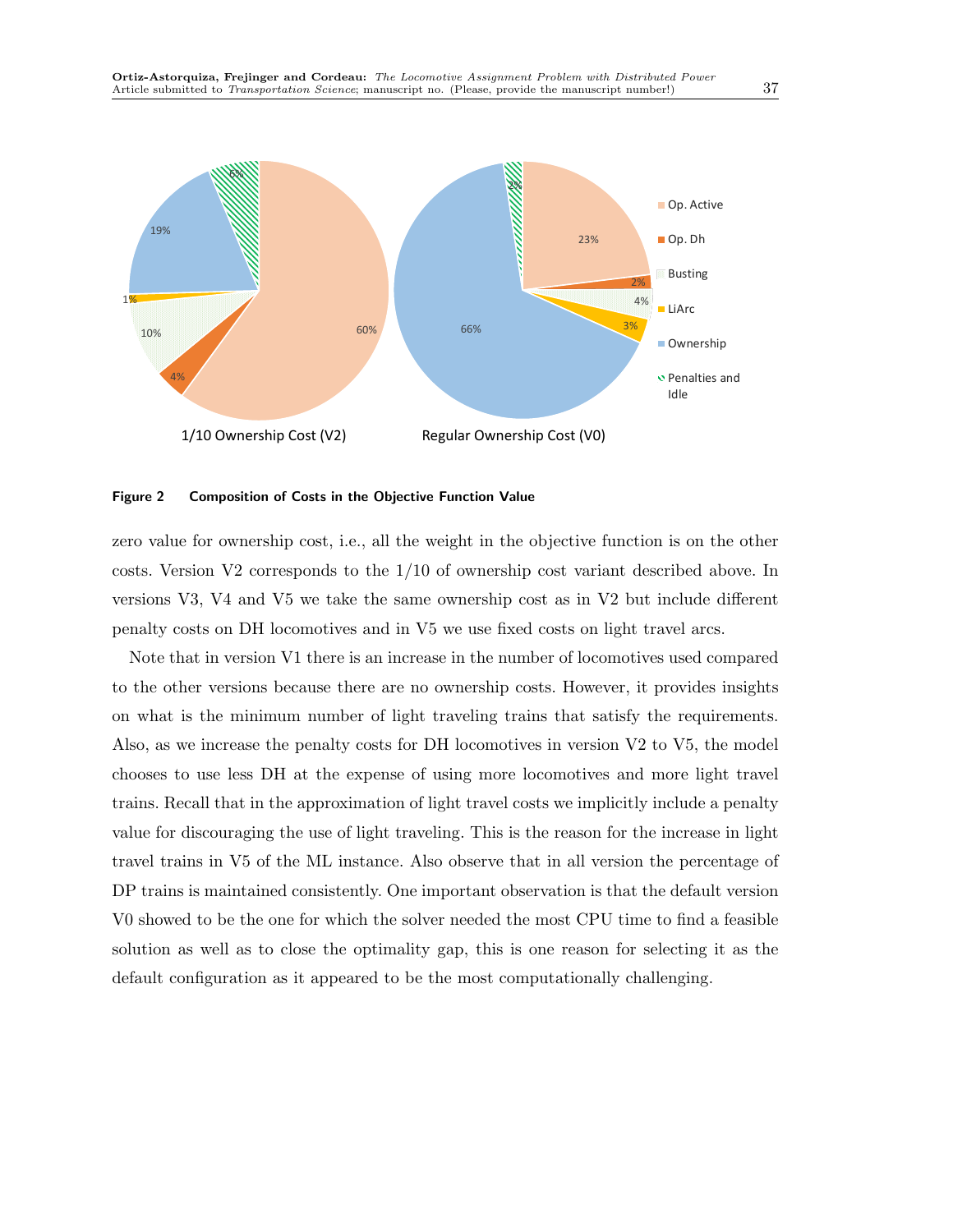**Figure 2 Composition of Costs in the Objective Function Value**

zero value for ownership cost, i.e., all the weight in the objective function is on the other costs. Version V2 corresponds to the 1/10 of ownership cost variant described above. In versions V3, V4 and V5 we take the same ownership cost as in V2 but include different penalty costs on DH locomotives and in V5 we use fixed costs on light travel arcs.

Note that in version V1 there is an increase in the number of locomotives used compared to the other versions because there are no ownership costs. However, it provides insights on what is the minimum number of light traveling trains that satisfy the requirements. Also, as we increase the penalty costs for DH locomotives in version V2 to V5, the model chooses to use less DH at the expense of using more locomotives and more light travel trains. Recall that in the approximation of light travel costs we implicitly include a penalty value for discouraging the use of light traveling. This is the reason for the increase in light travel trains in V5 of the ML instance. Also observe that in all version the percentage of DP trains is maintained consistently. One important observation is that the default version V0 showed to be the one for which the solver needed the most CPU time to find a feasible solution as well as to close the optimality gap, this is one reason for selecting it as the default configuration as it appeared to be the most computationally challenging.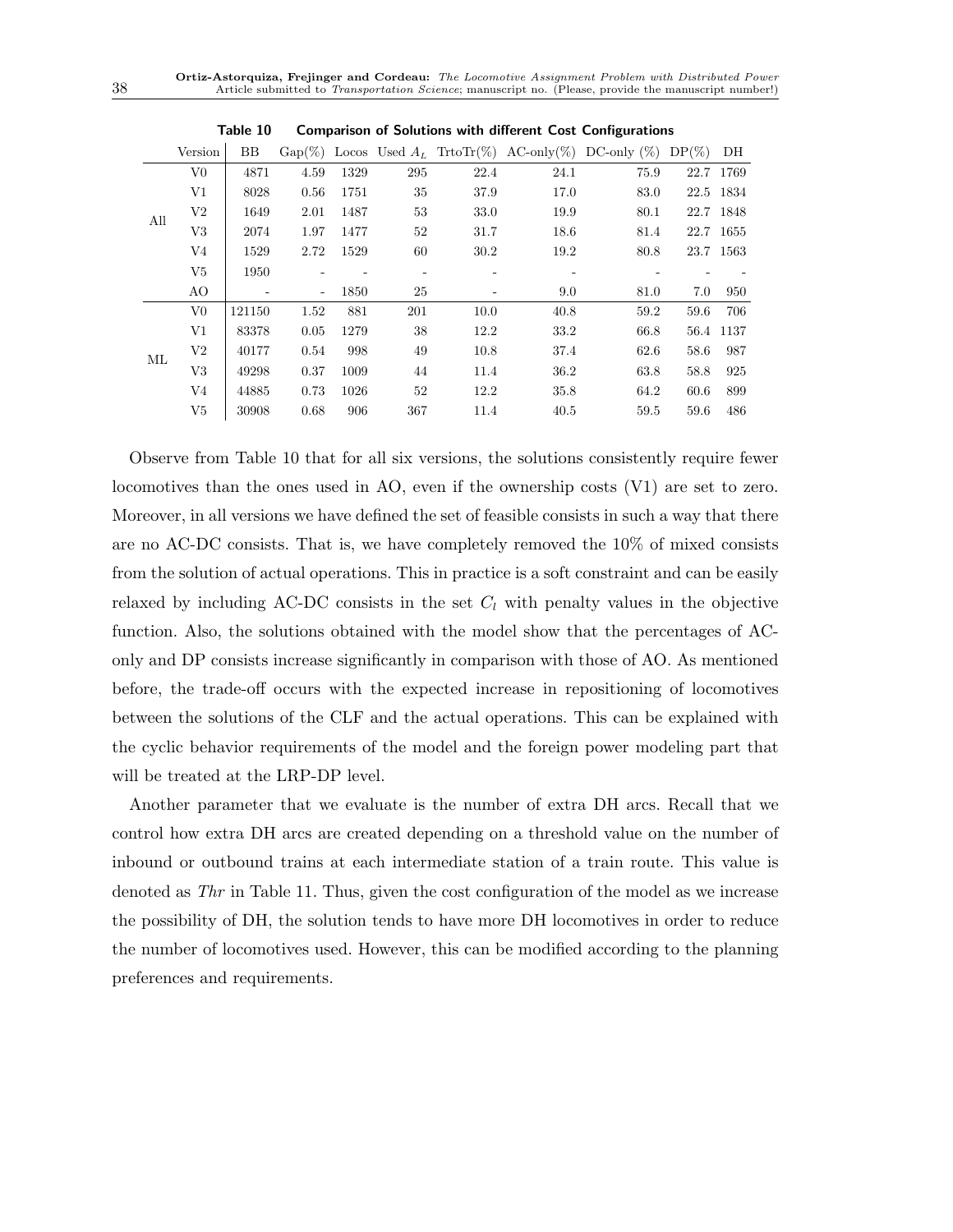**Table 10 Comparison of Solutions with different Cost Configurations**

| | Version | BB | Gap(%) | Locos | Used $A_L$ | TrtoTr(%) | AC-only(%) | DC-only (%) | DP(%) | DH |
|---|---|---|---|---|---|---|---|---|---|---|
| All | V0 | 4871 | 4.59 | 1329 | 295 | 22.4 | 24.1 | 75.9 | 22.7 | 1769 |
| | V1 | 8028 | 0.56 | 1751 | 35 | 37.9 | 17.0 | 83.0 | 22.5 | 1834 |
| | V2 | 1649 | 2.01 | 1487 | 53 | 33.0 | 19.9 | 80.1 | 22.7 | 1848 |
| | V3 | 2074 | 1.97 | 1477 | 52 | 31.7 | 18.6 | 81.4 | 22.7 | 1655 |
| | V4 | 1529 | 2.72 | 1529 | 60 | 30.2 | 19.2 | 80.8 | 23.7 | 1563 |
| | V5 | 1950 | - | - | - | - | - | - | - | - |
| | AO | - | - | 1850 | 25 | - | 9.0 | 81.0 | 7.0 | 950 |
| ML | V0 | 121150 | 1.52 | 881 | 201 | 10.0 | 40.8 | 59.2 | 59.6 | 706 |
| | V1 | 83378 | 0.05 | 1279 | 38 | 12.2 | 33.2 | 66.8 | 56.4 | 1137 |
| | V2 | 40177 | 0.54 | 998 | 49 | 10.8 | 37.4 | 62.6 | 58.6 | 987 |
| | V3 | 49298 | 0.37 | 1009 | 44 | 11.4 | 36.2 | 63.8 | 58.8 | 925 |
| | V4 | 44885 | 0.73 | 1026 | 52 | 12.2 | 35.8 | 64.2 | 60.6 | 899 |
| | V5 | 30908 | 0.68 | 906 | 367 | 11.4 | 40.5 | 59.5 | 59.6 | 486 |

Observe from Table 10 that for all six versions, the solutions consistently require fewer locomotives than the ones used in AO, even if the ownership costs (V1) are set to zero. Moreover, in all versions we have defined the set of feasible consists in such a way that there are no AC-DC consists. That is, we have completely removed the 10% of mixed consists from the solution of actual operations. This in practice is a soft constraint and can be easily relaxed by including AC-DC consists in the set $C_l$ with penalty values in the objective function. Also, the solutions obtained with the model show that the percentages of AC-only and DP consists increase significantly in comparison with those of AO. As mentioned before, the trade-off occurs with the expected increase in repositioning of locomotives between the solutions of the CLF and the actual operations. This can be explained with the cyclic behavior requirements of the model and the foreign power modeling part that will be treated at the LRP-DP level.

Another parameter that we evaluate is the number of extra DH arcs. Recall that we control how extra DH arcs are created depending on a threshold value on the number of inbound or outbound trains at each intermediate station of a train route. This value is denoted as *Thr* in Table 11. Thus, given the cost configuration of the model as we increase the possibility of DH, the solution tends to have more DH locomotives in order to reduce the number of locomotives used. However, this can be modified according to the planning preferences and requirements.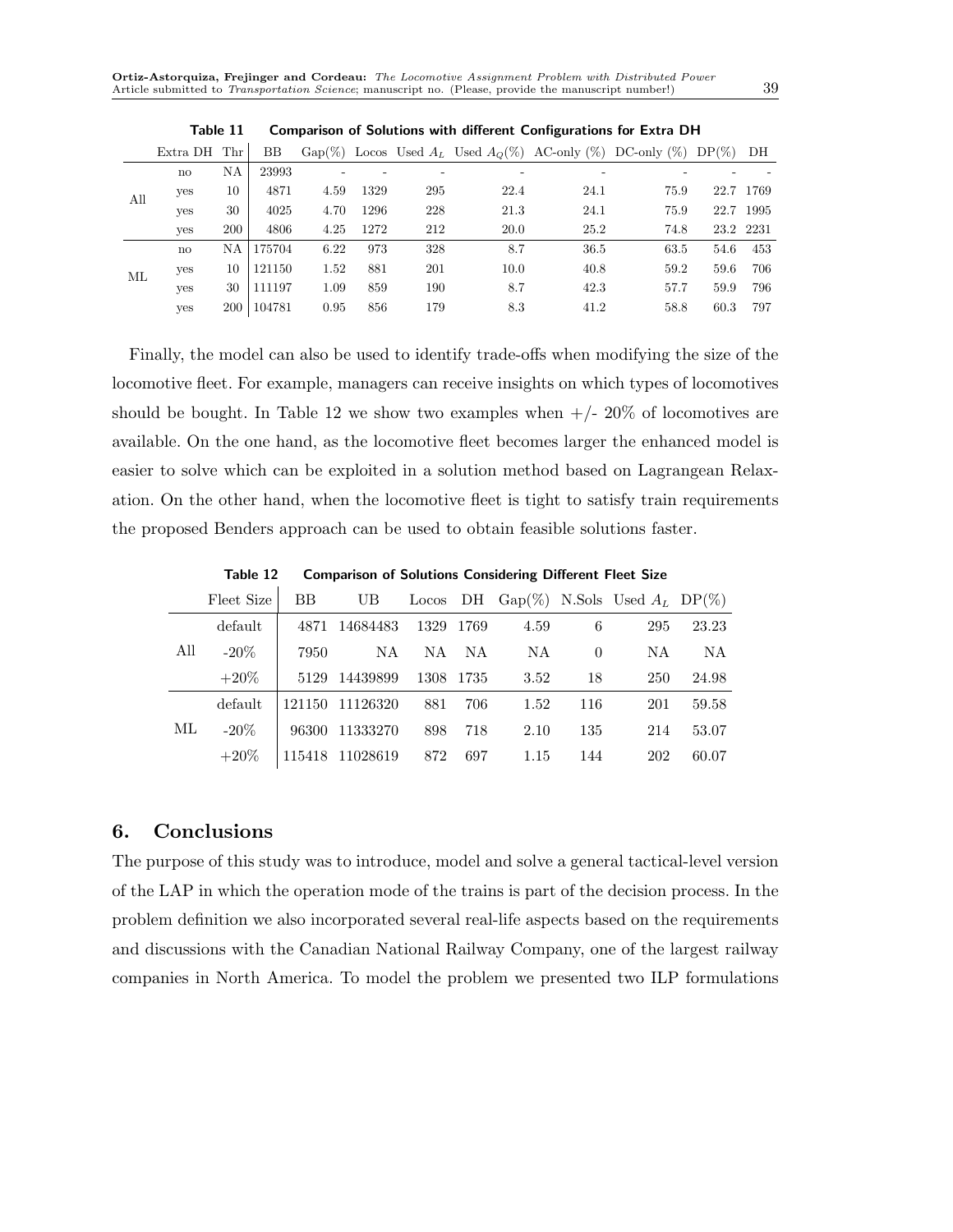**Table 11 Comparison of Solutions with different Configurations for Extra DH**

| | Extra DH | Thr | BB | Gap(%) | Locos | Used $A_L$ | Used $A_Q$(%) | AC-only (%) | DC-only (%) | DP(%) | DH |
|---|---|---|---|---|---|---|---|---|---|---|---|
| All | no | NA | 23993 | - | - | - | - | - | - | - | - |
| | yes | 10 | 4871 | 4.59 | 1329 | 295 | 22.4 | 24.1 | 75.9 | 22.7 | 1769 |
| | yes | 30 | 4025 | 4.70 | 1296 | 228 | 21.3 | 24.1 | 75.9 | 22.7 | 1995 |
| | yes | 200 | 4806 | 4.25 | 1272 | 212 | 20.0 | 25.2 | 74.8 | 23.2 | 2231 |
| ML | no | NA | 175704 | 6.22 | 973 | 328 | 8.7 | 36.5 | 63.5 | 54.6 | 453 |
| | yes | 10 | 121150 | 1.52 | 881 | 201 | 10.0 | 40.8 | 59.2 | 59.6 | 706 |
| | yes | 30 | 111197 | 1.09 | 859 | 190 | 8.7 | 42.3 | 57.7 | 59.9 | 796 |
| | yes | 200 | 104781 | 0.95 | 856 | 179 | 8.3 | 41.2 | 58.8 | 60.3 | 797 |

Finally, the model can also be used to identify trade-offs when modifying the size of the locomotive fleet. For example, managers can receive insights on which types of locomotives should be bought. In Table 12 we show two examples when +/- 20% of locomotives are available. On the one hand, as the locomotive fleet becomes larger the enhanced model is easier to solve which can be exploited in a solution method based on Lagrangean Relaxation. On the other hand, when the locomotive fleet is tight to satisfy train requirements the proposed Benders approach can be used to obtain feasible solutions faster.

**Table 12 Comparison of Solutions Considering Different Fleet Size**

| | Fleet Size | BB | UB | Locos | DH | Gap(%) | N.Sols | Used $A_L$ | DP(%) |
|---|---|---|---|---|---|---|---|---|---|
| All | default | 4871 | 14684483 | 1329 | 1769 | 4.59 | 6 | 295 | 23.23 |
| | -20% | 7950 | NA | NA | NA | NA | 0 | NA | NA |
| | +20% | 5129 | 14439899 | 1308 | 1735 | 3.52 | 18 | 250 | 24.98 |
| ML | default | 121150 | 11126320 | 881 | 706 | 1.52 | 116 | 201 | 59.58 |
| | -20% | 96300 | 11333270 | 898 | 718 | 2.10 | 135 | 214 | 53.07 |
| | +20% | 115418 | 11028619 | 872 | 697 | 1.15 | 144 | 202 | 60.07 |

## 6. Conclusions

The purpose of this study was to introduce, model and solve a general tactical-level version of the LAP in which the operation mode of the trains is part of the decision process. In the problem definition we also incorporated several real-life aspects based on the requirements and discussions with the Canadian National Railway Company, one of the largest railway companies in North America. To model the problem we presented two ILP formulations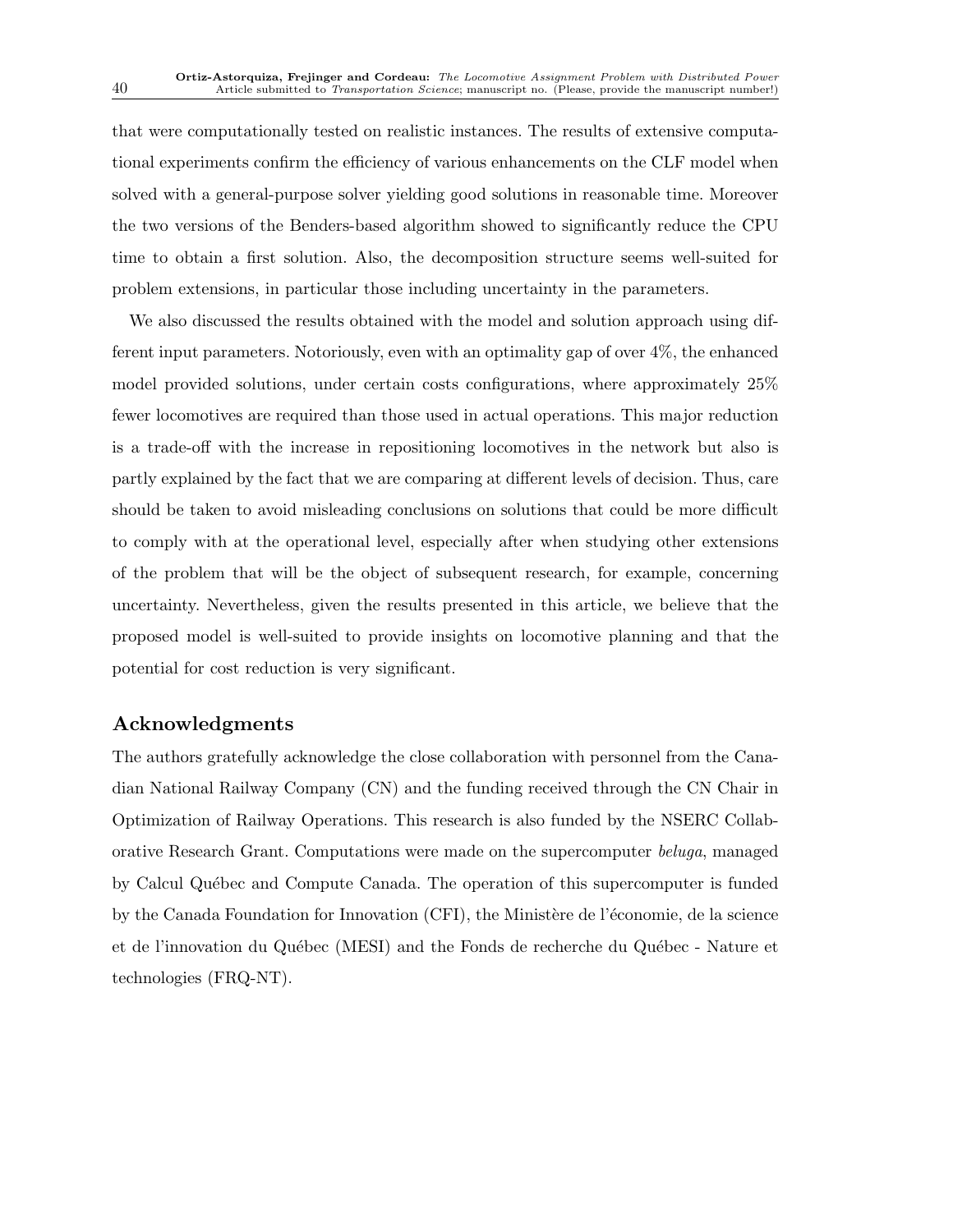that were computationally tested on realistic instances. The results of extensive computational experiments confirm the efficiency of various enhancements on the CLF model when solved with a general-purpose solver yielding good solutions in reasonable time. Moreover the two versions of the Benders-based algorithm showed to significantly reduce the CPU time to obtain a first solution. Also, the decomposition structure seems well-suited for problem extensions, in particular those including uncertainty in the parameters.

We also discussed the results obtained with the model and solution approach using different input parameters. Notoriously, even with an optimality gap of over 4%, the enhanced model provided solutions, under certain costs configurations, where approximately 25% fewer locomotives are required than those used in actual operations. This major reduction is a trade-off with the increase in repositioning locomotives in the network but also is partly explained by the fact that we are comparing at different levels of decision. Thus, care should be taken to avoid misleading conclusions on solutions that could be more difficult to comply with at the operational level, especially after when studying other extensions of the problem that will be the object of subsequent research, for example, concerning uncertainty. Nevertheless, given the results presented in this article, we believe that the proposed model is well-suited to provide insights on locomotive planning and that the potential for cost reduction is very significant.

## Acknowledgments

The authors gratefully acknowledge the close collaboration with personnel from the Canadian National Railway Company (CN) and the funding received through the CN Chair in Optimization of Railway Operations. This research is also funded by the NSERC Collaborative Research Grant. Computations were made on the supercomputer *beluga*, managed by Calcul Québec and Compute Canada. The operation of this supercomputer is funded by the Canada Foundation for Innovation (CFI), the Ministère de l'économie, de la science et de l'innovation du Québec (MESI) and the Fonds de recherche du Québec - Nature et technologies (FRQ-NT).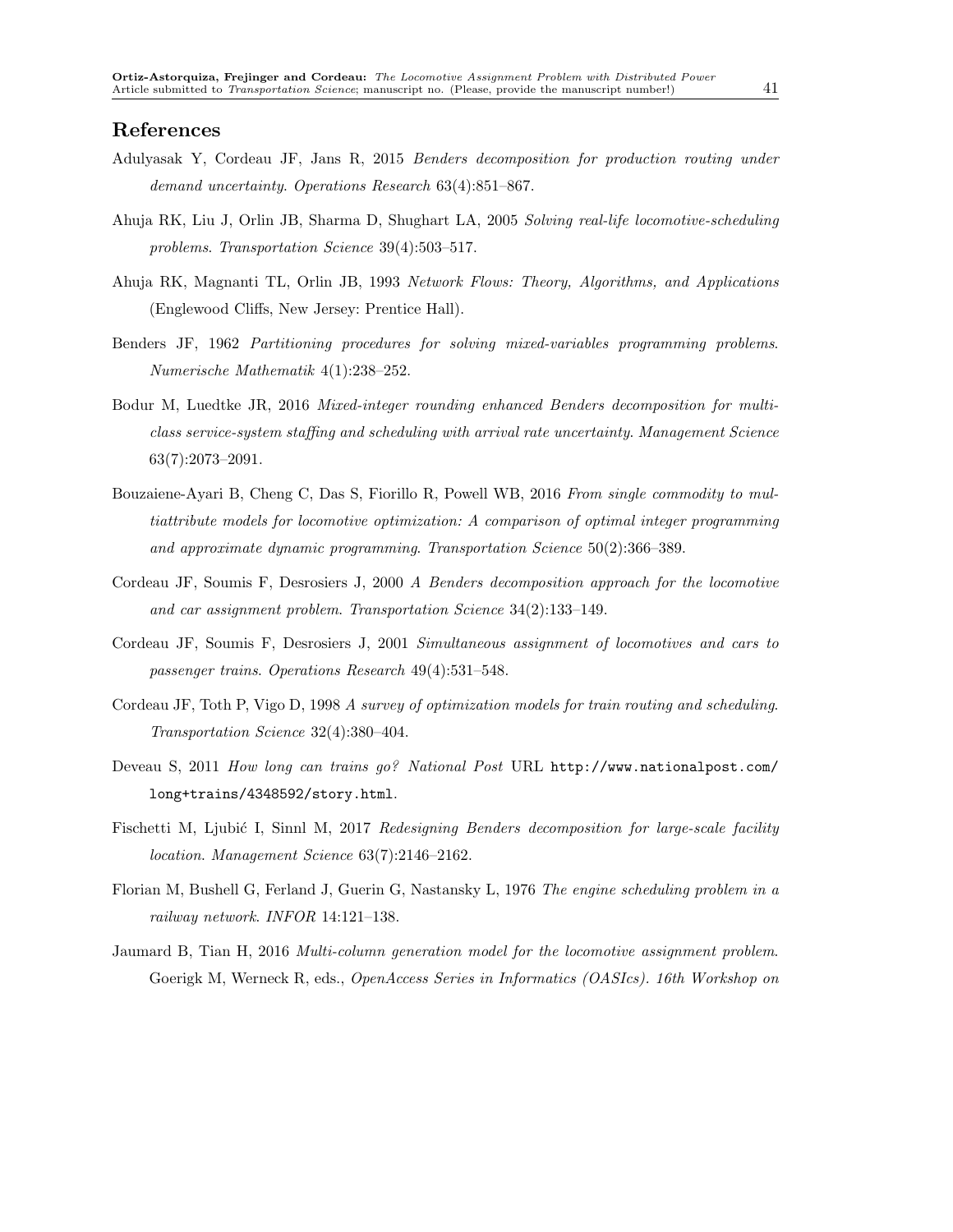## References

Adulyasak Y, Cordeau JF, Jans R, 2015 *Benders decomposition for production routing under demand uncertainty*. *Operations Research* 63(4):851–867.

Ahuja RK, Liu J, Orlin JB, Sharma D, Shughart LA, 2005 *Solving real-life locomotive-scheduling problems*. *Transportation Science* 39(4):503–517.

Ahuja RK, Magnanti TL, Orlin JB, 1993 *Network Flows: Theory, Algorithms, and Applications* (Englewood Cliffs, New Jersey: Prentice Hall).

Benders JF, 1962 *Partitioning procedures for solving mixed-variables programming problems*. *Numerische Mathematik* 4(1):238–252.

Bodur M, Luedtke JR, 2016 *Mixed-integer rounding enhanced Benders decomposition for multiclass service-system staffing and scheduling with arrival rate uncertainty*. *Management Science* 63(7):2073–2091.

Bouzaiene-Ayari B, Cheng C, Das S, Fiorillo R, Powell WB, 2016 *From single commodity to multiattribute models for locomotive optimization: A comparison of optimal integer programming and approximate dynamic programming*. *Transportation Science* 50(2):366–389.

Cordeau JF, Soumis F, Desrosiers J, 2000 *A Benders decomposition approach for the locomotive and car assignment problem*. *Transportation Science* 34(2):133–149.

Cordeau JF, Soumis F, Desrosiers J, 2001 *Simultaneous assignment of locomotives and cars to passenger trains*. *Operations Research* 49(4):531–548.

Cordeau JF, Toth P, Vigo D, 1998 *A survey of optimization models for train routing and scheduling*. *Transportation Science* 32(4):380–404.

Deveau S, 2011 *How long can trains go? National Post* URL `http://www.nationalpost.com/long+trains/4348592/story.html`.

Fischetti M, Ljubić I, Sinnl M, 2017 *Redesigning Benders decomposition for large-scale facility location*. *Management Science* 63(7):2146–2162.

Florian M, Bushell G, Ferland J, Guerin G, Nastansky L, 1976 *The engine scheduling problem in a railway network*. *INFOR* 14:121–138.

Jaumard B, Tian H, 2016 *Multi-column generation model for the locomotive assignment problem*. Goerigk M, Werneck R, eds., *OpenAccess Series in Informatics (OASIcs). 16th Workshop on*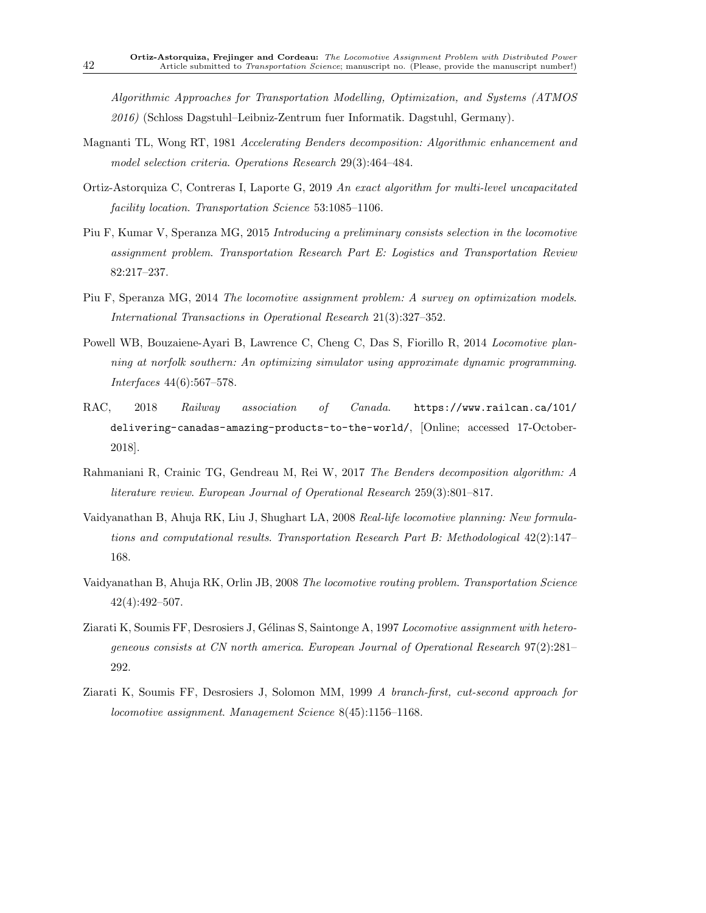*Algorithmic Approaches for Transportation Modelling, Optimization, and Systems (ATMOS 2016)* (Schloss Dagstuhl–Leibniz-Zentrum fuer Informatik. Dagstuhl, Germany).

Magnanti TL, Wong RT, 1981 *Accelerating Benders decomposition: Algorithmic enhancement and model selection criteria*. *Operations Research* 29(3):464–484.

Ortiz-Astorquiza C, Contreras I, Laporte G, 2019 *An exact algorithm for multi-level uncapacitated facility location*. *Transportation Science* 53:1085–1106.

Piu F, Kumar V, Speranza MG, 2015 *Introducing a preliminary consists selection in the locomotive assignment problem*. *Transportation Research Part E: Logistics and Transportation Review* 82:217–237.

Piu F, Speranza MG, 2014 *The locomotive assignment problem: A survey on optimization models*. *International Transactions in Operational Research* 21(3):327–352.

Powell WB, Bouzaiene-Ayari B, Lawrence C, Cheng C, Das S, Fiorillo R, 2014 *Locomotive planning at norfolk southern: An optimizing simulator using approximate dynamic programming*. *Interfaces* 44(6):567–578.

RAC, 2018 *Railway association of Canada*. `https://www.railcan.ca/101/delivering-canadas-amazing-products-to-the-world/`, [Online; accessed 17-October-2018].

Rahmaniani R, Crainic TG, Gendreau M, Rei W, 2017 *The Benders decomposition algorithm: A literature review*. *European Journal of Operational Research* 259(3):801–817.

Vaidyanathan B, Ahuja RK, Liu J, Shughart LA, 2008 *Real-life locomotive planning: New formulations and computational results*. *Transportation Research Part B: Methodological* 42(2):147–168.

Vaidyanathan B, Ahuja RK, Orlin JB, 2008 *The locomotive routing problem*. *Transportation Science* 42(4):492–507.

Ziarati K, Soumis FF, Desrosiers J, Gélinas S, Saintonge A, 1997 *Locomotive assignment with heterogeneous consists at CN north america*. *European Journal of Operational Research* 97(2):281–292.

Ziarati K, Soumis FF, Desrosiers J, Solomon MM, 1999 *A branch-first, cut-second approach for locomotive assignment*. *Management Science* 8(45):1156–1168.